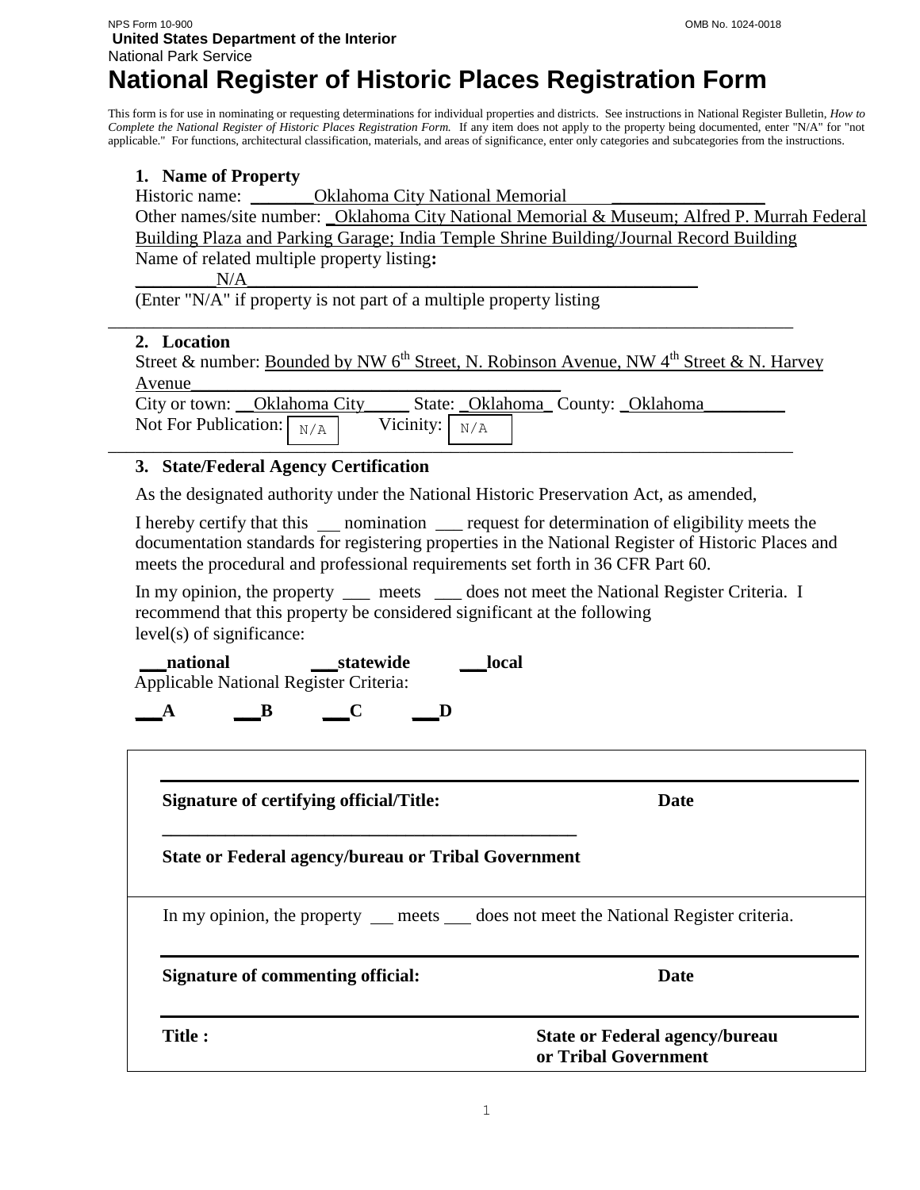NPS Form 10-900 OMB No. 1024-0018

**United States Department of the Interior**
National Park Service

# National Register of Historic Places Registration Form

This form is for use in nominating or requesting determinations for individual properties and districts. See instructions in National Register Bulletin, *How to Complete the National Register of Historic Places Registration Form.* If any item does not apply to the property being documented, enter "N/A" for "not applicable." For functions, architectural classification, materials, and areas of significance, enter only categories and subcategories from the instructions.

## 1. Name of Property

Historic name: Oklahoma City National Memorial

Other names/site number: Oklahoma City National Memorial & Museum; Alfred P. Murrah Federal Building Plaza and Parking Garage; India Temple Shrine Building/Journal Record Building

Name of related multiple property listing**:**

N/A

(Enter "N/A" if property is not part of a multiple property listing

## 2. Location

Street & number: Bounded by NW 6th Street, N. Robinson Avenue, NW 4th Street & N. Harvey Avenue

City or town: Oklahoma City State: Oklahoma County: Oklahoma

Not For Publication: N/A Vicinity: N/A

## 3. State/Federal Agency Certification

As the designated authority under the National Historic Preservation Act, as amended,

I hereby certify that this \_\_ nomination \_\_\_ request for determination of eligibility meets the documentation standards for registering properties in the National Register of Historic Places and meets the procedural and professional requirements set forth in 36 CFR Part 60.

In my opinion, the property \_\_\_ meets \_\_\_ does not meet the National Register Criteria. I recommend that this property be considered significant at the following level(s) of significance:

**\_\_\_national \_\_\_statewide \_\_\_local**

Applicable National Register Criteria:

**\_\_\_A \_\_\_B \_\_\_C \_\_\_D**

**Signature of certifying official/Title: Date**

**State or Federal agency/bureau or Tribal Government**

In my opinion, the property \_\_ meets \_\_\_ does not meet the National Register criteria.

**Signature of commenting official: Date**

**Title : State or Federal agency/bureau or Tribal Government**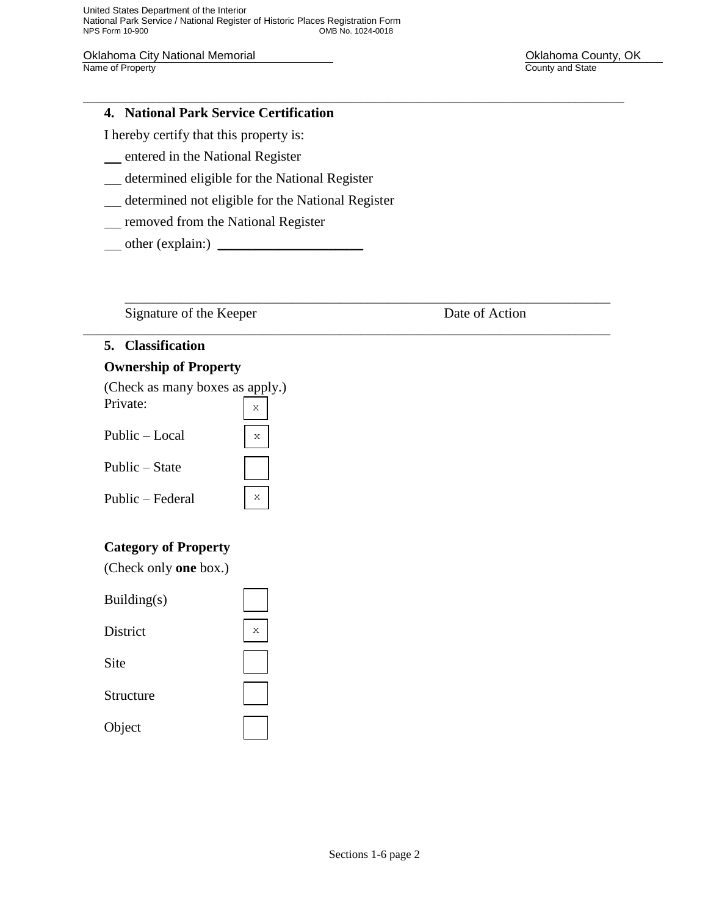Oklahoma City National Memorial
Name of Property

Oklahoma County, OK
County and State

---

## 4. National Park Service Certification

I hereby certify that this property is:

\_\_ entered in the National Register

\_\_ determined eligible for the National Register

\_\_ determined not eligible for the National Register

\_\_ removed from the National Register

\_\_ other (explain:) \_\_\_\_\_\_\_\_\_\_\_\_\_\_\_\_\_\_\_\_\_

\_\_\_\_\_\_\_\_\_\_\_\_\_\_\_\_\_\_\_\_\_\_\_\_\_\_\_\_\_\_\_\_\_\_\_\_\_\_\_\_\_\_\_\_\_\_\_\_\_\_\_\_\_\_\_\_\_\_\_\_\_\_\_\_

Signature of the Keeper                                        Date of Action

---

## 5. Classification

### Ownership of Property

(Check as many boxes as apply.)

| | |
|---|---|
| Private: | x |
| Public – Local | x |
| Public – State | |
| Public – Federal | x |

### Category of Property

(Check only **one** box.)

| | |
|---|---|
| Building(s) | |
| District | x |
| Site | |
| Structure | |
| Object | |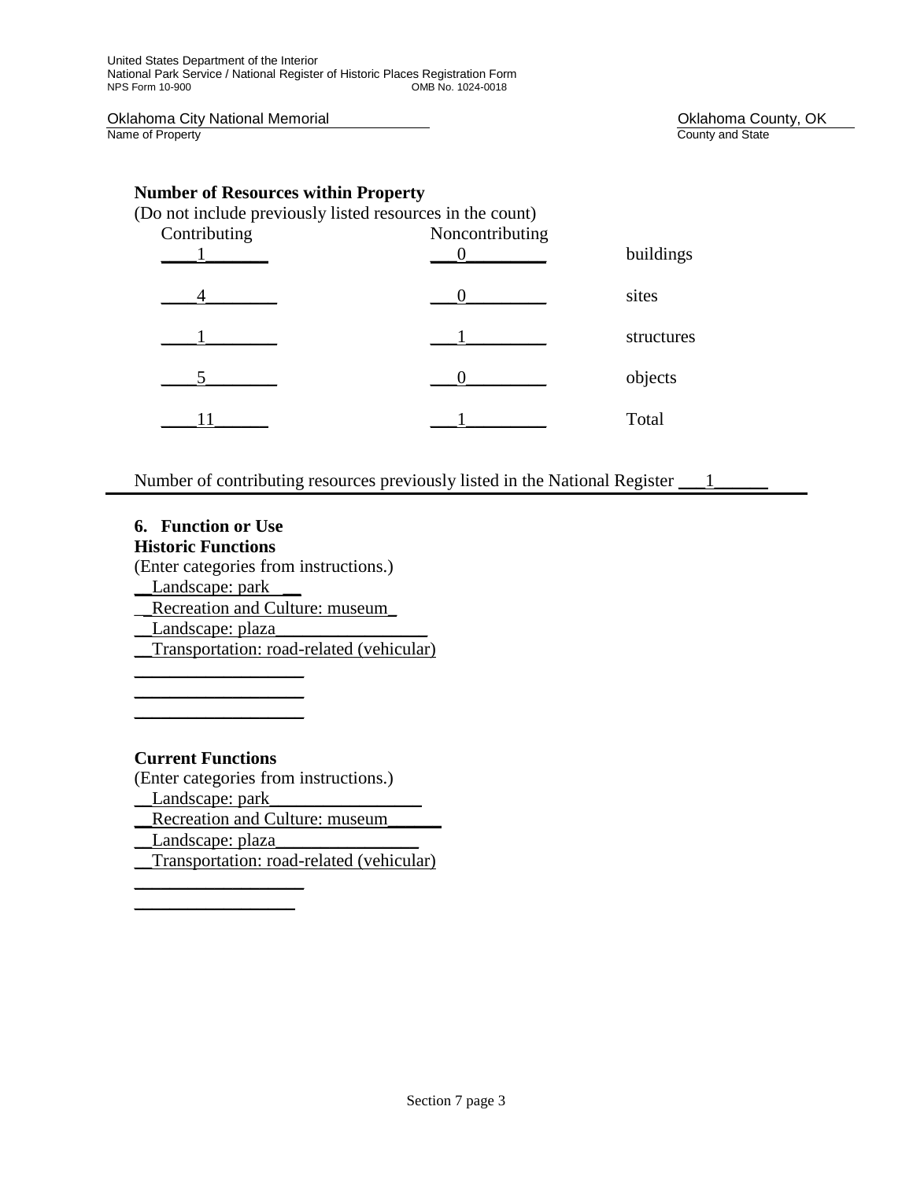Oklahoma City National Memorial
Name of Property

Oklahoma County, OK
County and State

### Number of Resources within Property

(Do not include previously listed resources in the count)

| Contributing | Noncontributing | |
|---|---|---|
| 1 | 0 | buildings |
| 4 | 0 | sites |
| 1 | 1 | structures |
| 5 | 0 | objects |
| 11 | 1 | Total |

Number of contributing resources previously listed in the National Register 1

## 6. Function or Use

### Historic Functions

(Enter categories from instructions.)

Landscape: park
Recreation and Culture: museum
Landscape: plaza
Transportation: road-related (vehicular)

### Current Functions

(Enter categories from instructions.)

Landscape: park
Recreation and Culture: museum
Landscape: plaza
Transportation: road-related (vehicular)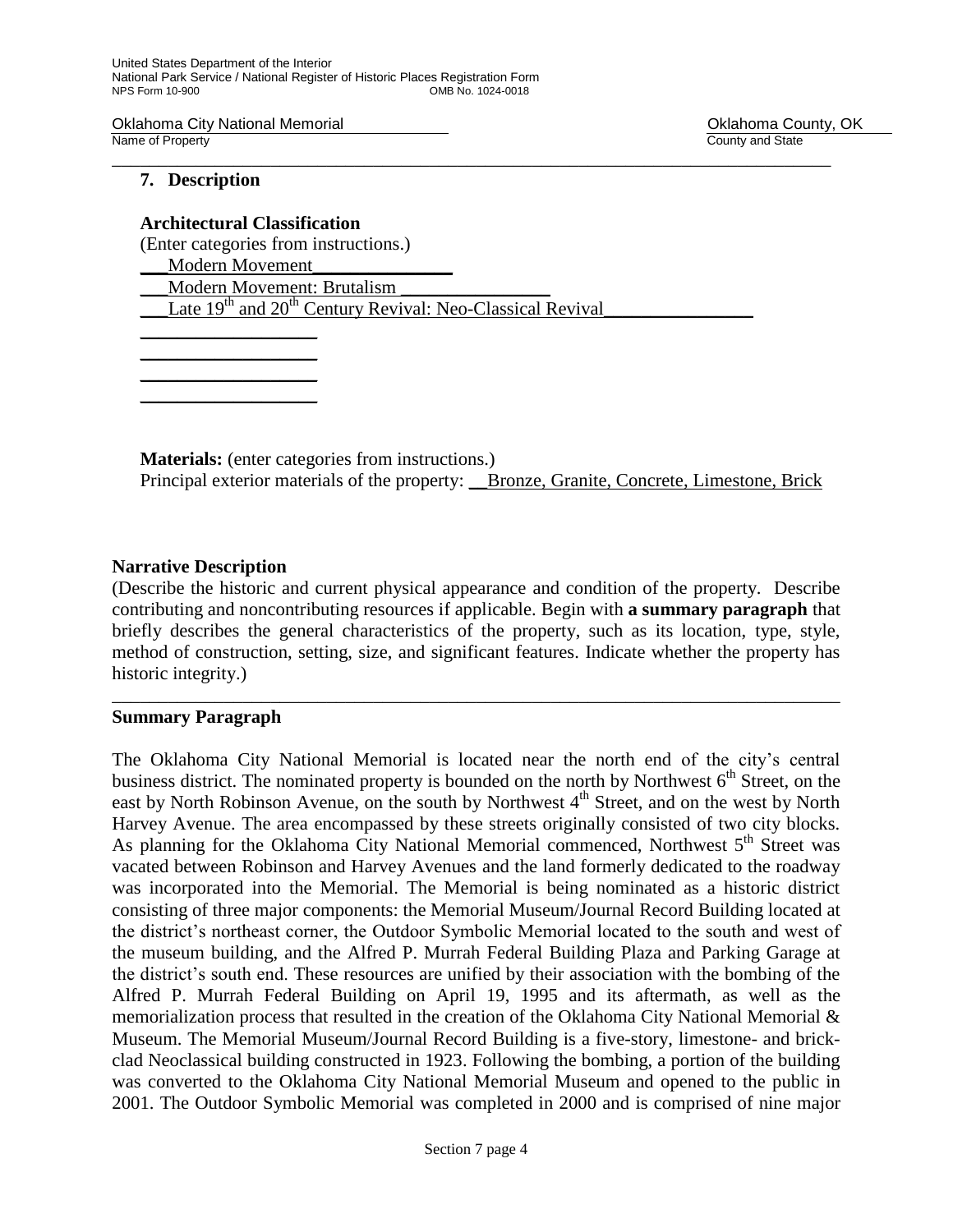Oklahoma City National Memorial — Oklahoma County, OK
Name of Property — County and State

## 7. Description

### Architectural Classification

(Enter categories from instructions.)

___Modern Movement_______________

___Modern Movement: Brutalism ________________

___Late 19th and 20th Century Revival: Neo-Classical Revival________________

___________________

___________________

___________________

___________________

**Materials:** (enter categories from instructions.)

Principal exterior materials of the property: __Bronze, Granite, Concrete, Limestone, Brick

### Narrative Description

(Describe the historic and current physical appearance and condition of the property. Describe contributing and noncontributing resources if applicable. Begin with **a summary paragraph** that briefly describes the general characteristics of the property, such as its location, type, style, method of construction, setting, size, and significant features. Indicate whether the property has historic integrity.)

---

### Summary Paragraph

The Oklahoma City National Memorial is located near the north end of the city's central business district. The nominated property is bounded on the north by Northwest 6th Street, on the east by North Robinson Avenue, on the south by Northwest 4th Street, and on the west by North Harvey Avenue. The area encompassed by these streets originally consisted of two city blocks. As planning for the Oklahoma City National Memorial commenced, Northwest 5th Street was vacated between Robinson and Harvey Avenues and the land formerly dedicated to the roadway was incorporated into the Memorial. The Memorial is being nominated as a historic district consisting of three major components: the Memorial Museum/Journal Record Building located at the district's northeast corner, the Outdoor Symbolic Memorial located to the south and west of the museum building, and the Alfred P. Murrah Federal Building Plaza and Parking Garage at the district's south end. These resources are unified by their association with the bombing of the Alfred P. Murrah Federal Building on April 19, 1995 and its aftermath, as well as the memorialization process that resulted in the creation of the Oklahoma City National Memorial & Museum. The Memorial Museum/Journal Record Building is a five-story, limestone- and brick-clad Neoclassical building constructed in 1923. Following the bombing, a portion of the building was converted to the Oklahoma City National Memorial Museum and opened to the public in 2001. The Outdoor Symbolic Memorial was completed in 2000 and is comprised of nine major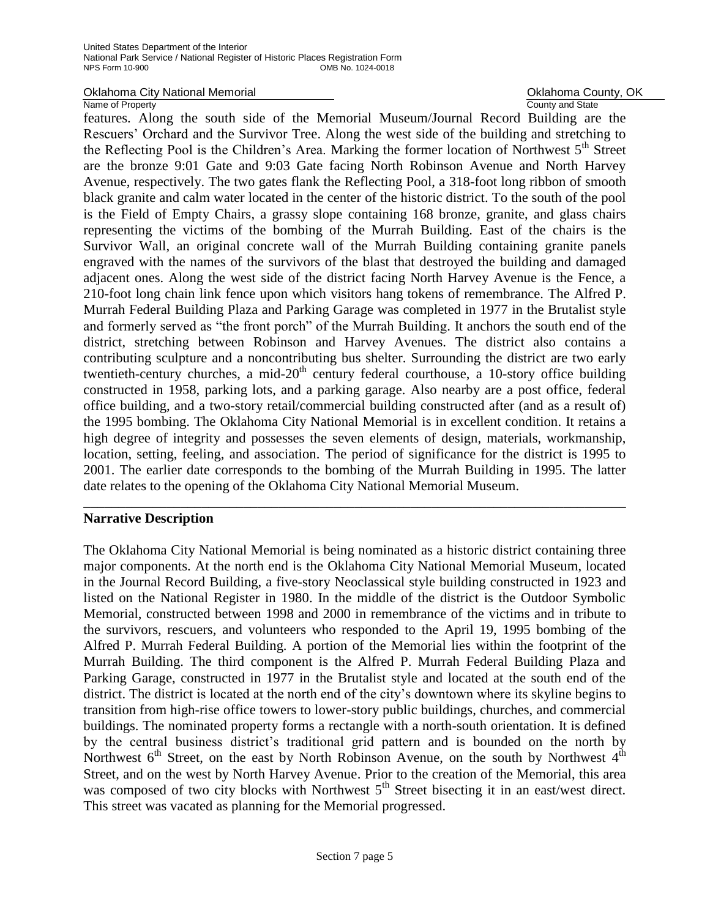features. Along the south side of the Memorial Museum/Journal Record Building are the Rescuers' Orchard and the Survivor Tree. Along the west side of the building and stretching to the Reflecting Pool is the Children's Area. Marking the former location of Northwest 5th Street are the bronze 9:01 Gate and 9:03 Gate facing North Robinson Avenue and North Harvey Avenue, respectively. The two gates flank the Reflecting Pool, a 318-foot long ribbon of smooth black granite and calm water located in the center of the historic district. To the south of the pool is the Field of Empty Chairs, a grassy slope containing 168 bronze, granite, and glass chairs representing the victims of the bombing of the Murrah Building. East of the chairs is the Survivor Wall, an original concrete wall of the Murrah Building containing granite panels engraved with the names of the survivors of the blast that destroyed the building and damaged adjacent ones. Along the west side of the district facing North Harvey Avenue is the Fence, a 210-foot long chain link fence upon which visitors hang tokens of remembrance. The Alfred P. Murrah Federal Building Plaza and Parking Garage was completed in 1977 in the Brutalist style and formerly served as "the front porch" of the Murrah Building. It anchors the south end of the district, stretching between Robinson and Harvey Avenues. The district also contains a contributing sculpture and a noncontributing bus shelter. Surrounding the district are two early twentieth-century churches, a mid-20th century federal courthouse, a 10-story office building constructed in 1958, parking lots, and a parking garage. Also nearby are a post office, federal office building, and a two-story retail/commercial building constructed after (and as a result of) the 1995 bombing. The Oklahoma City National Memorial is in excellent condition. It retains a high degree of integrity and possesses the seven elements of design, materials, workmanship, location, setting, feeling, and association. The period of significance for the district is 1995 to 2001. The earlier date corresponds to the bombing of the Murrah Building in 1995. The latter date relates to the opening of the Oklahoma City National Memorial Museum.

---

## Narrative Description

The Oklahoma City National Memorial is being nominated as a historic district containing three major components. At the north end is the Oklahoma City National Memorial Museum, located in the Journal Record Building, a five-story Neoclassical style building constructed in 1923 and listed on the National Register in 1980. In the middle of the district is the Outdoor Symbolic Memorial, constructed between 1998 and 2000 in remembrance of the victims and in tribute to the survivors, rescuers, and volunteers who responded to the April 19, 1995 bombing of the Alfred P. Murrah Federal Building. A portion of the Memorial lies within the footprint of the Murrah Building. The third component is the Alfred P. Murrah Federal Building Plaza and Parking Garage, constructed in 1977 in the Brutalist style and located at the south end of the district. The district is located at the north end of the city's downtown where its skyline begins to transition from high-rise office towers to lower-story public buildings, churches, and commercial buildings. The nominated property forms a rectangle with a north-south orientation. It is defined by the central business district's traditional grid pattern and is bounded on the north by Northwest 6th Street, on the east by North Robinson Avenue, on the south by Northwest 4th Street, and on the west by North Harvey Avenue. Prior to the creation of the Memorial, this area was composed of two city blocks with Northwest 5th Street bisecting it in an east/west direct. This street was vacated as planning for the Memorial progressed.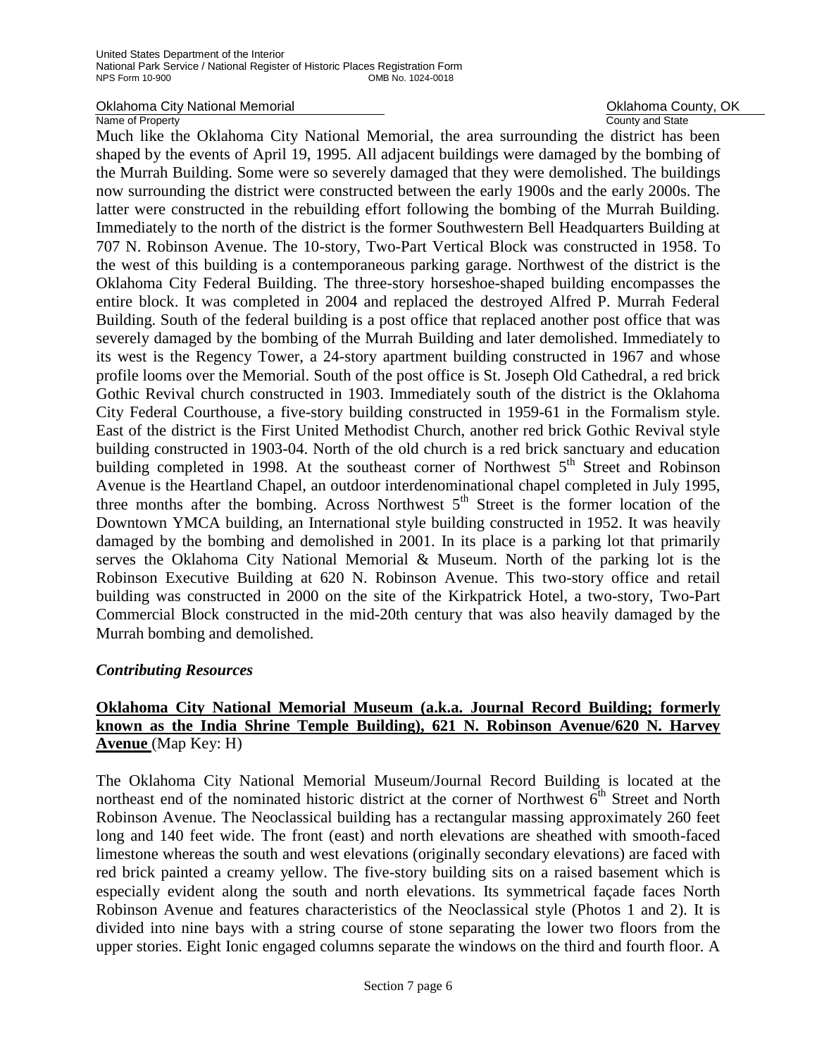Much like the Oklahoma City National Memorial, the area surrounding the district has been shaped by the events of April 19, 1995. All adjacent buildings were damaged by the bombing of the Murrah Building. Some were so severely damaged that they were demolished. The buildings now surrounding the district were constructed between the early 1900s and the early 2000s. The latter were constructed in the rebuilding effort following the bombing of the Murrah Building. Immediately to the north of the district is the former Southwestern Bell Headquarters Building at 707 N. Robinson Avenue. The 10-story, Two-Part Vertical Block was constructed in 1958. To the west of this building is a contemporaneous parking garage. Northwest of the district is the Oklahoma City Federal Building. The three-story horseshoe-shaped building encompasses the entire block. It was completed in 2004 and replaced the destroyed Alfred P. Murrah Federal Building. South of the federal building is a post office that replaced another post office that was severely damaged by the bombing of the Murrah Building and later demolished. Immediately to its west is the Regency Tower, a 24-story apartment building constructed in 1967 and whose profile looms over the Memorial. South of the post office is St. Joseph Old Cathedral, a red brick Gothic Revival church constructed in 1903. Immediately south of the district is the Oklahoma City Federal Courthouse, a five-story building constructed in 1959-61 in the Formalism style. East of the district is the First United Methodist Church, another red brick Gothic Revival style building constructed in 1903-04. North of the old church is a red brick sanctuary and education building completed in 1998. At the southeast corner of Northwest 5th Street and Robinson Avenue is the Heartland Chapel, an outdoor interdenominational chapel completed in July 1995, three months after the bombing. Across Northwest 5th Street is the former location of the Downtown YMCA building, an International style building constructed in 1952. It was heavily damaged by the bombing and demolished in 2001. In its place is a parking lot that primarily serves the Oklahoma City National Memorial & Museum. North of the parking lot is the Robinson Executive Building at 620 N. Robinson Avenue. This two-story office and retail building was constructed in 2000 on the site of the Kirkpatrick Hotel, a two-story, Two-Part Commercial Block constructed in the mid-20th century that was also heavily damaged by the Murrah bombing and demolished.

### *Contributing Resources*

**Oklahoma City National Memorial Museum (a.k.a. Journal Record Building; formerly known as the India Shrine Temple Building), 621 N. Robinson Avenue/620 N. Harvey Avenue** (Map Key: H)

The Oklahoma City National Memorial Museum/Journal Record Building is located at the northeast end of the nominated historic district at the corner of Northwest 6th Street and North Robinson Avenue. The Neoclassical building has a rectangular massing approximately 260 feet long and 140 feet wide. The front (east) and north elevations are sheathed with smooth-faced limestone whereas the south and west elevations (originally secondary elevations) are faced with red brick painted a creamy yellow. The five-story building sits on a raised basement which is especially evident along the south and north elevations. Its symmetrical façade faces North Robinson Avenue and features characteristics of the Neoclassical style (Photos 1 and 2). It is divided into nine bays with a string course of stone separating the lower two floors from the upper stories. Eight Ionic engaged columns separate the windows on the third and fourth floor. A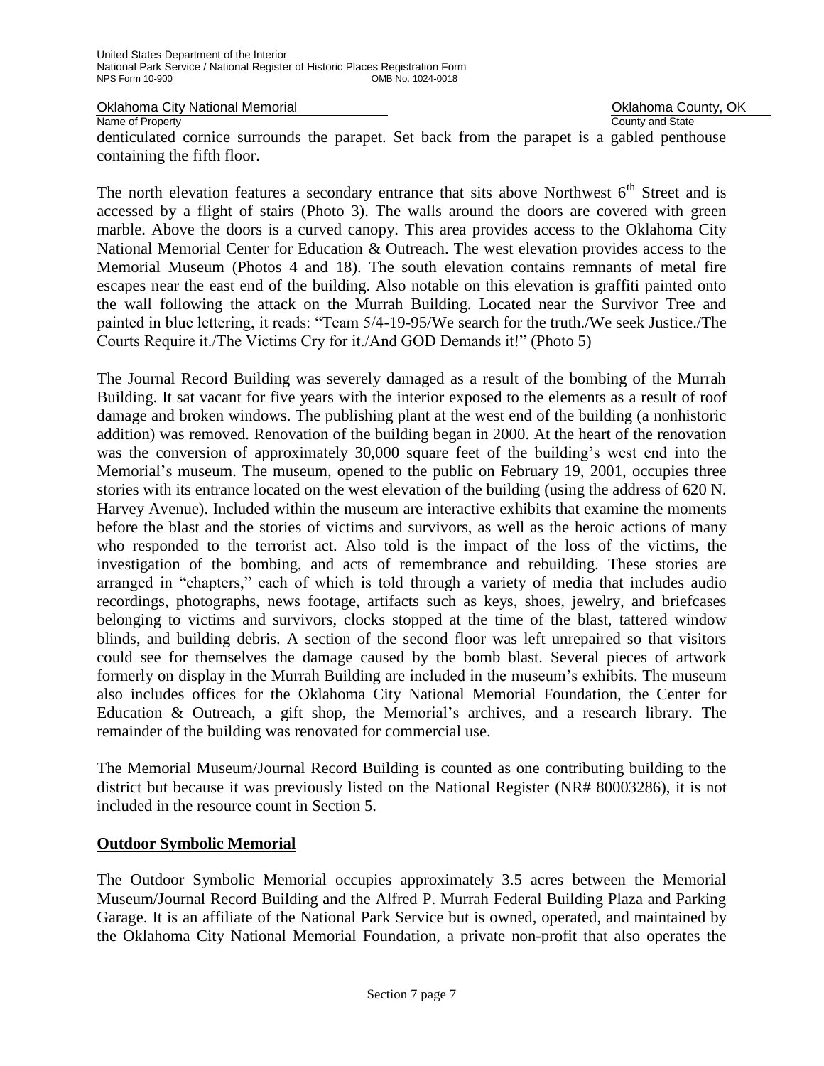denticulated cornice surrounds the parapet. Set back from the parapet is a gabled penthouse containing the fifth floor.

The north elevation features a secondary entrance that sits above Northwest 6th Street and is accessed by a flight of stairs (Photo 3). The walls around the doors are covered with green marble. Above the doors is a curved canopy. This area provides access to the Oklahoma City National Memorial Center for Education & Outreach. The west elevation provides access to the Memorial Museum (Photos 4 and 18). The south elevation contains remnants of metal fire escapes near the east end of the building. Also notable on this elevation is graffiti painted onto the wall following the attack on the Murrah Building. Located near the Survivor Tree and painted in blue lettering, it reads: "Team 5/4-19-95/We search for the truth./We seek Justice./The Courts Require it./The Victims Cry for it./And GOD Demands it!" (Photo 5)

The Journal Record Building was severely damaged as a result of the bombing of the Murrah Building. It sat vacant for five years with the interior exposed to the elements as a result of roof damage and broken windows. The publishing plant at the west end of the building (a nonhistoric addition) was removed. Renovation of the building began in 2000. At the heart of the renovation was the conversion of approximately 30,000 square feet of the building's west end into the Memorial's museum. The museum, opened to the public on February 19, 2001, occupies three stories with its entrance located on the west elevation of the building (using the address of 620 N. Harvey Avenue). Included within the museum are interactive exhibits that examine the moments before the blast and the stories of victims and survivors, as well as the heroic actions of many who responded to the terrorist act. Also told is the impact of the loss of the victims, the investigation of the bombing, and acts of remembrance and rebuilding. These stories are arranged in "chapters," each of which is told through a variety of media that includes audio recordings, photographs, news footage, artifacts such as keys, shoes, jewelry, and briefcases belonging to victims and survivors, clocks stopped at the time of the blast, tattered window blinds, and building debris. A section of the second floor was left unrepaired so that visitors could see for themselves the damage caused by the bomb blast. Several pieces of artwork formerly on display in the Murrah Building are included in the museum's exhibits. The museum also includes offices for the Oklahoma City National Memorial Foundation, the Center for Education & Outreach, a gift shop, the Memorial's archives, and a research library. The remainder of the building was renovated for commercial use.

The Memorial Museum/Journal Record Building is counted as one contributing building to the district but because it was previously listed on the National Register (NR# 80003286), it is not included in the resource count in Section 5.

## Outdoor Symbolic Memorial

The Outdoor Symbolic Memorial occupies approximately 3.5 acres between the Memorial Museum/Journal Record Building and the Alfred P. Murrah Federal Building Plaza and Parking Garage. It is an affiliate of the National Park Service but is owned, operated, and maintained by the Oklahoma City National Memorial Foundation, a private non-profit that also operates the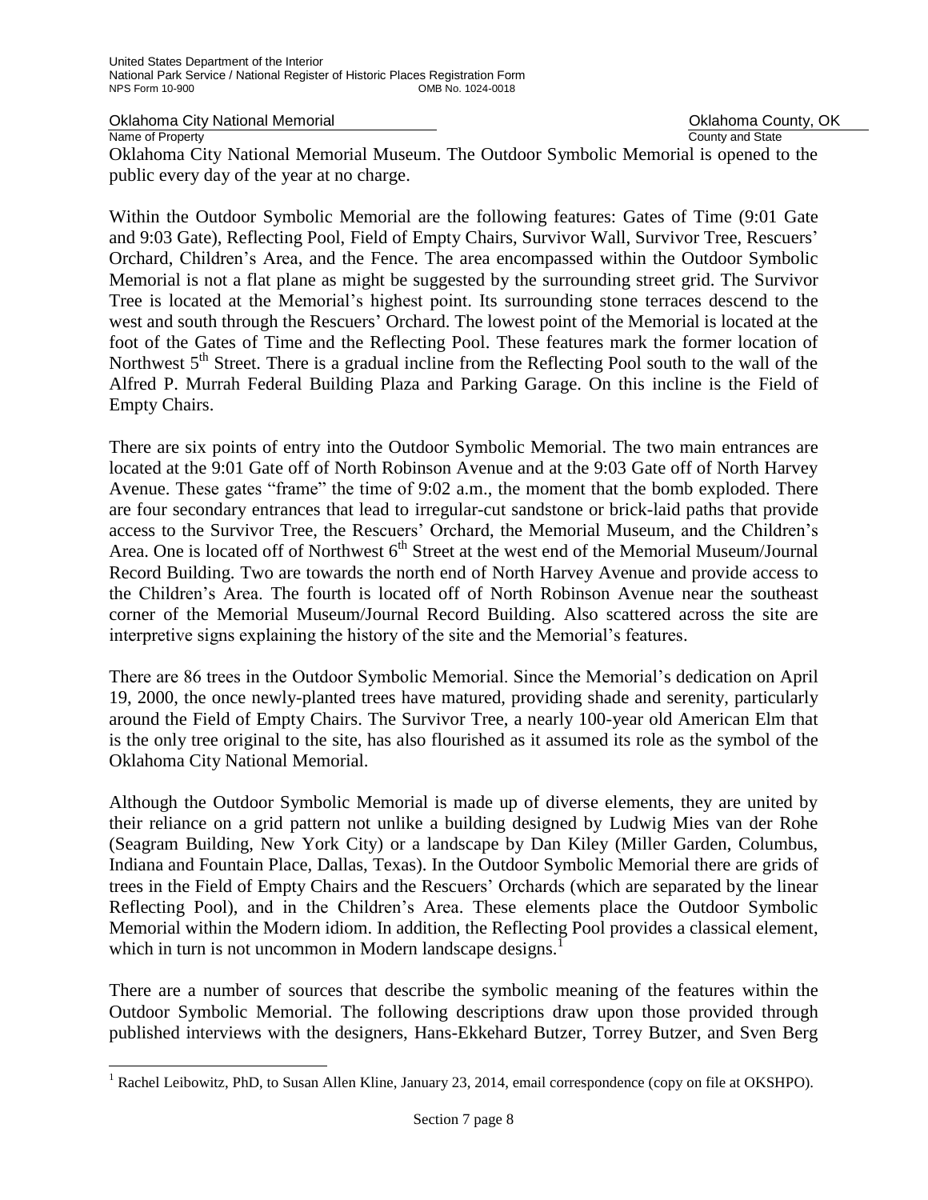Oklahoma City National Memorial Museum. The Outdoor Symbolic Memorial is opened to the public every day of the year at no charge.

Within the Outdoor Symbolic Memorial are the following features: Gates of Time (9:01 Gate and 9:03 Gate), Reflecting Pool, Field of Empty Chairs, Survivor Wall, Survivor Tree, Rescuers' Orchard, Children's Area, and the Fence. The area encompassed within the Outdoor Symbolic Memorial is not a flat plane as might be suggested by the surrounding street grid. The Survivor Tree is located at the Memorial's highest point. Its surrounding stone terraces descend to the west and south through the Rescuers' Orchard. The lowest point of the Memorial is located at the foot of the Gates of Time and the Reflecting Pool. These features mark the former location of Northwest 5th Street. There is a gradual incline from the Reflecting Pool south to the wall of the Alfred P. Murrah Federal Building Plaza and Parking Garage. On this incline is the Field of Empty Chairs.

There are six points of entry into the Outdoor Symbolic Memorial. The two main entrances are located at the 9:01 Gate off of North Robinson Avenue and at the 9:03 Gate off of North Harvey Avenue. These gates "frame" the time of 9:02 a.m., the moment that the bomb exploded. There are four secondary entrances that lead to irregular-cut sandstone or brick-laid paths that provide access to the Survivor Tree, the Rescuers' Orchard, the Memorial Museum, and the Children's Area. One is located off of Northwest 6th Street at the west end of the Memorial Museum/Journal Record Building. Two are towards the north end of North Harvey Avenue and provide access to the Children's Area. The fourth is located off of North Robinson Avenue near the southeast corner of the Memorial Museum/Journal Record Building. Also scattered across the site are interpretive signs explaining the history of the site and the Memorial's features.

There are 86 trees in the Outdoor Symbolic Memorial. Since the Memorial's dedication on April 19, 2000, the once newly-planted trees have matured, providing shade and serenity, particularly around the Field of Empty Chairs. The Survivor Tree, a nearly 100-year old American Elm that is the only tree original to the site, has also flourished as it assumed its role as the symbol of the Oklahoma City National Memorial.

Although the Outdoor Symbolic Memorial is made up of diverse elements, they are united by their reliance on a grid pattern not unlike a building designed by Ludwig Mies van der Rohe (Seagram Building, New York City) or a landscape by Dan Kiley (Miller Garden, Columbus, Indiana and Fountain Place, Dallas, Texas). In the Outdoor Symbolic Memorial there are grids of trees in the Field of Empty Chairs and the Rescuers' Orchards (which are separated by the linear Reflecting Pool), and in the Children's Area. These elements place the Outdoor Symbolic Memorial within the Modern idiom. In addition, the Reflecting Pool provides a classical element, which in turn is not uncommon in Modern landscape designs.[1]

There are a number of sources that describe the symbolic meaning of the features within the Outdoor Symbolic Memorial. The following descriptions draw upon those provided through published interviews with the designers, Hans-Ekkehard Butzer, Torrey Butzer, and Sven Berg

[1] Rachel Leibowitz, PhD, to Susan Allen Kline, January 23, 2014, email correspondence (copy on file at OKSHPO).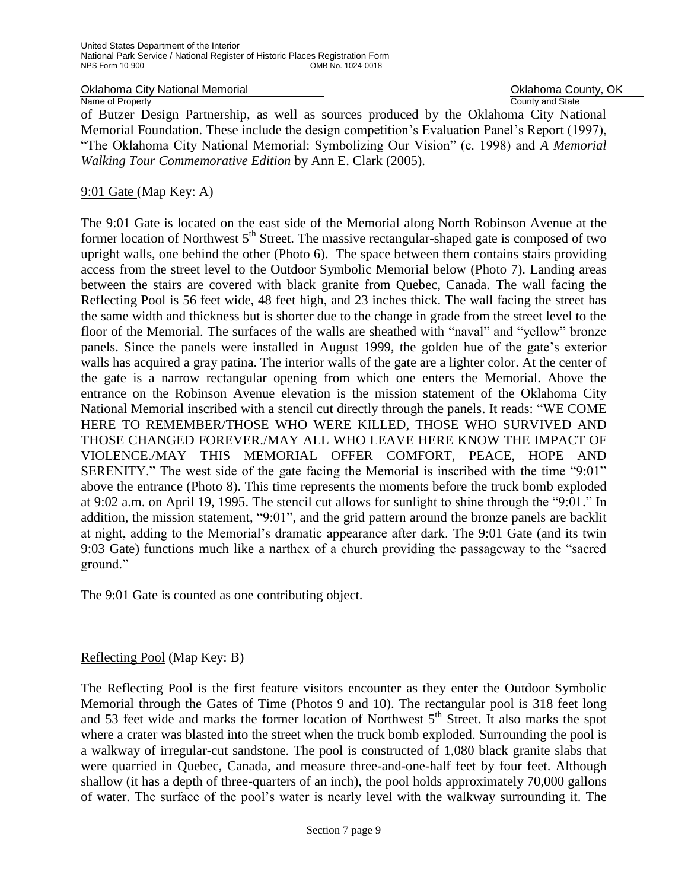of Butzer Design Partnership, as well as sources produced by the Oklahoma City National Memorial Foundation. These include the design competition's Evaluation Panel's Report (1997), "The Oklahoma City National Memorial: Symbolizing Our Vision" (c. 1998) and *A Memorial Walking Tour Commemorative Edition* by Ann E. Clark (2005).

9:01 Gate (Map Key: A)

The 9:01 Gate is located on the east side of the Memorial along North Robinson Avenue at the former location of Northwest 5th Street. The massive rectangular-shaped gate is composed of two upright walls, one behind the other (Photo 6). The space between them contains stairs providing access from the street level to the Outdoor Symbolic Memorial below (Photo 7). Landing areas between the stairs are covered with black granite from Quebec, Canada. The wall facing the Reflecting Pool is 56 feet wide, 48 feet high, and 23 inches thick. The wall facing the street has the same width and thickness but is shorter due to the change in grade from the street level to the floor of the Memorial. The surfaces of the walls are sheathed with "naval" and "yellow" bronze panels. Since the panels were installed in August 1999, the golden hue of the gate's exterior walls has acquired a gray patina. The interior walls of the gate are a lighter color. At the center of the gate is a narrow rectangular opening from which one enters the Memorial. Above the entrance on the Robinson Avenue elevation is the mission statement of the Oklahoma City National Memorial inscribed with a stencil cut directly through the panels. It reads: "WE COME HERE TO REMEMBER/THOSE WHO WERE KILLED, THOSE WHO SURVIVED AND THOSE CHANGED FOREVER./MAY ALL WHO LEAVE HERE KNOW THE IMPACT OF VIOLENCE./MAY THIS MEMORIAL OFFER COMFORT, PEACE, HOPE AND SERENITY." The west side of the gate facing the Memorial is inscribed with the time "9:01" above the entrance (Photo 8). This time represents the moments before the truck bomb exploded at 9:02 a.m. on April 19, 1995. The stencil cut allows for sunlight to shine through the "9:01." In addition, the mission statement, "9:01", and the grid pattern around the bronze panels are backlit at night, adding to the Memorial's dramatic appearance after dark. The 9:01 Gate (and its twin 9:03 Gate) functions much like a narthex of a church providing the passageway to the "sacred ground."

The 9:01 Gate is counted as one contributing object.

Reflecting Pool (Map Key: B)

The Reflecting Pool is the first feature visitors encounter as they enter the Outdoor Symbolic Memorial through the Gates of Time (Photos 9 and 10). The rectangular pool is 318 feet long and 53 feet wide and marks the former location of Northwest 5th Street. It also marks the spot where a crater was blasted into the street when the truck bomb exploded. Surrounding the pool is a walkway of irregular-cut sandstone. The pool is constructed of 1,080 black granite slabs that were quarried in Quebec, Canada, and measure three-and-one-half feet by four feet. Although shallow (it has a depth of three-quarters of an inch), the pool holds approximately 70,000 gallons of water. The surface of the pool's water is nearly level with the walkway surrounding it. The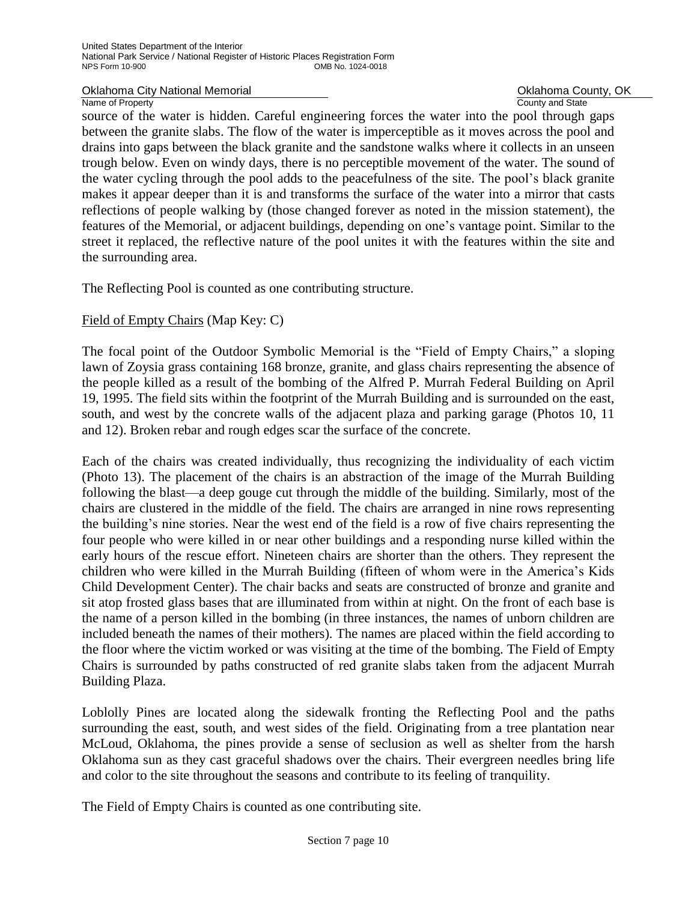source of the water is hidden. Careful engineering forces the water into the pool through gaps between the granite slabs. The flow of the water is imperceptible as it moves across the pool and drains into gaps between the black granite and the sandstone walks where it collects in an unseen trough below. Even on windy days, there is no perceptible movement of the water. The sound of the water cycling through the pool adds to the peacefulness of the site. The pool's black granite makes it appear deeper than it is and transforms the surface of the water into a mirror that casts reflections of people walking by (those changed forever as noted in the mission statement), the features of the Memorial, or adjacent buildings, depending on one's vantage point. Similar to the street it replaced, the reflective nature of the pool unites it with the features within the site and the surrounding area.

The Reflecting Pool is counted as one contributing structure.

Field of Empty Chairs (Map Key: C)

The focal point of the Outdoor Symbolic Memorial is the "Field of Empty Chairs," a sloping lawn of Zoysia grass containing 168 bronze, granite, and glass chairs representing the absence of the people killed as a result of the bombing of the Alfred P. Murrah Federal Building on April 19, 1995. The field sits within the footprint of the Murrah Building and is surrounded on the east, south, and west by the concrete walls of the adjacent plaza and parking garage (Photos 10, 11 and 12). Broken rebar and rough edges scar the surface of the concrete.

Each of the chairs was created individually, thus recognizing the individuality of each victim (Photo 13). The placement of the chairs is an abstraction of the image of the Murrah Building following the blast—a deep gouge cut through the middle of the building. Similarly, most of the chairs are clustered in the middle of the field. The chairs are arranged in nine rows representing the building's nine stories. Near the west end of the field is a row of five chairs representing the four people who were killed in or near other buildings and a responding nurse killed within the early hours of the rescue effort. Nineteen chairs are shorter than the others. They represent the children who were killed in the Murrah Building (fifteen of whom were in the America's Kids Child Development Center). The chair backs and seats are constructed of bronze and granite and sit atop frosted glass bases that are illuminated from within at night. On the front of each base is the name of a person killed in the bombing (in three instances, the names of unborn children are included beneath the names of their mothers). The names are placed within the field according to the floor where the victim worked or was visiting at the time of the bombing. The Field of Empty Chairs is surrounded by paths constructed of red granite slabs taken from the adjacent Murrah Building Plaza.

Loblolly Pines are located along the sidewalk fronting the Reflecting Pool and the paths surrounding the east, south, and west sides of the field. Originating from a tree plantation near McLoud, Oklahoma, the pines provide a sense of seclusion as well as shelter from the harsh Oklahoma sun as they cast graceful shadows over the chairs. Their evergreen needles bring life and color to the site throughout the seasons and contribute to its feeling of tranquility.

The Field of Empty Chairs is counted as one contributing site.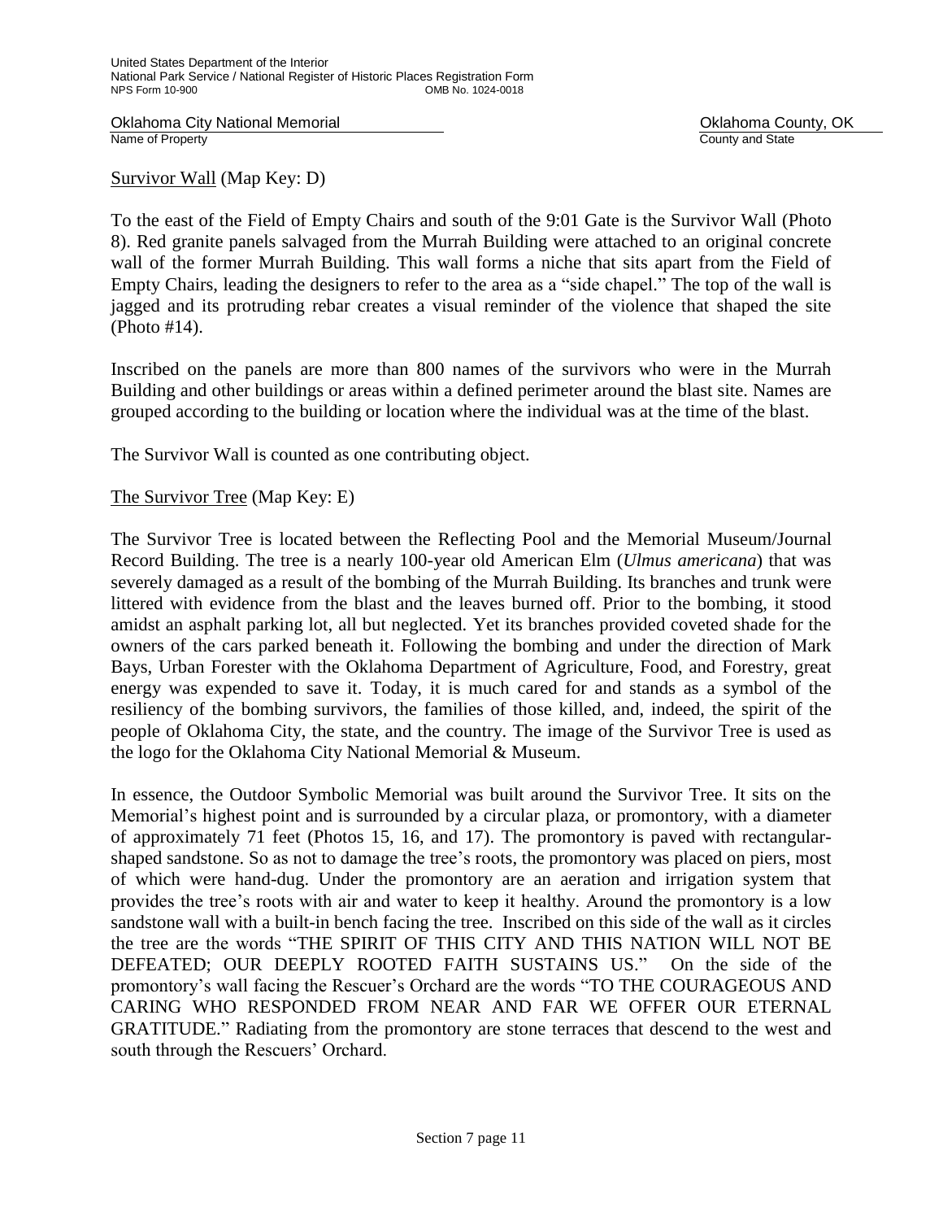Survivor Wall (Map Key: D)

To the east of the Field of Empty Chairs and south of the 9:01 Gate is the Survivor Wall (Photo 8). Red granite panels salvaged from the Murrah Building were attached to an original concrete wall of the former Murrah Building. This wall forms a niche that sits apart from the Field of Empty Chairs, leading the designers to refer to the area as a "side chapel." The top of the wall is jagged and its protruding rebar creates a visual reminder of the violence that shaped the site (Photo #14).

Inscribed on the panels are more than 800 names of the survivors who were in the Murrah Building and other buildings or areas within a defined perimeter around the blast site. Names are grouped according to the building or location where the individual was at the time of the blast.

The Survivor Wall is counted as one contributing object.

The Survivor Tree (Map Key: E)

The Survivor Tree is located between the Reflecting Pool and the Memorial Museum/Journal Record Building. The tree is a nearly 100-year old American Elm (*Ulmus americana*) that was severely damaged as a result of the bombing of the Murrah Building. Its branches and trunk were littered with evidence from the blast and the leaves burned off. Prior to the bombing, it stood amidst an asphalt parking lot, all but neglected. Yet its branches provided coveted shade for the owners of the cars parked beneath it. Following the bombing and under the direction of Mark Bays, Urban Forester with the Oklahoma Department of Agriculture, Food, and Forestry, great energy was expended to save it. Today, it is much cared for and stands as a symbol of the resiliency of the bombing survivors, the families of those killed, and, indeed, the spirit of the people of Oklahoma City, the state, and the country. The image of the Survivor Tree is used as the logo for the Oklahoma City National Memorial & Museum.

In essence, the Outdoor Symbolic Memorial was built around the Survivor Tree. It sits on the Memorial's highest point and is surrounded by a circular plaza, or promontory, with a diameter of approximately 71 feet (Photos 15, 16, and 17). The promontory is paved with rectangular-shaped sandstone. So as not to damage the tree's roots, the promontory was placed on piers, most of which were hand-dug. Under the promontory are an aeration and irrigation system that provides the tree's roots with air and water to keep it healthy. Around the promontory is a low sandstone wall with a built-in bench facing the tree. Inscribed on this side of the wall as it circles the tree are the words "THE SPIRIT OF THIS CITY AND THIS NATION WILL NOT BE DEFEATED; OUR DEEPLY ROOTED FAITH SUSTAINS US." On the side of the promontory's wall facing the Rescuer's Orchard are the words "TO THE COURAGEOUS AND CARING WHO RESPONDED FROM NEAR AND FAR WE OFFER OUR ETERNAL GRATITUDE." Radiating from the promontory are stone terraces that descend to the west and south through the Rescuers' Orchard.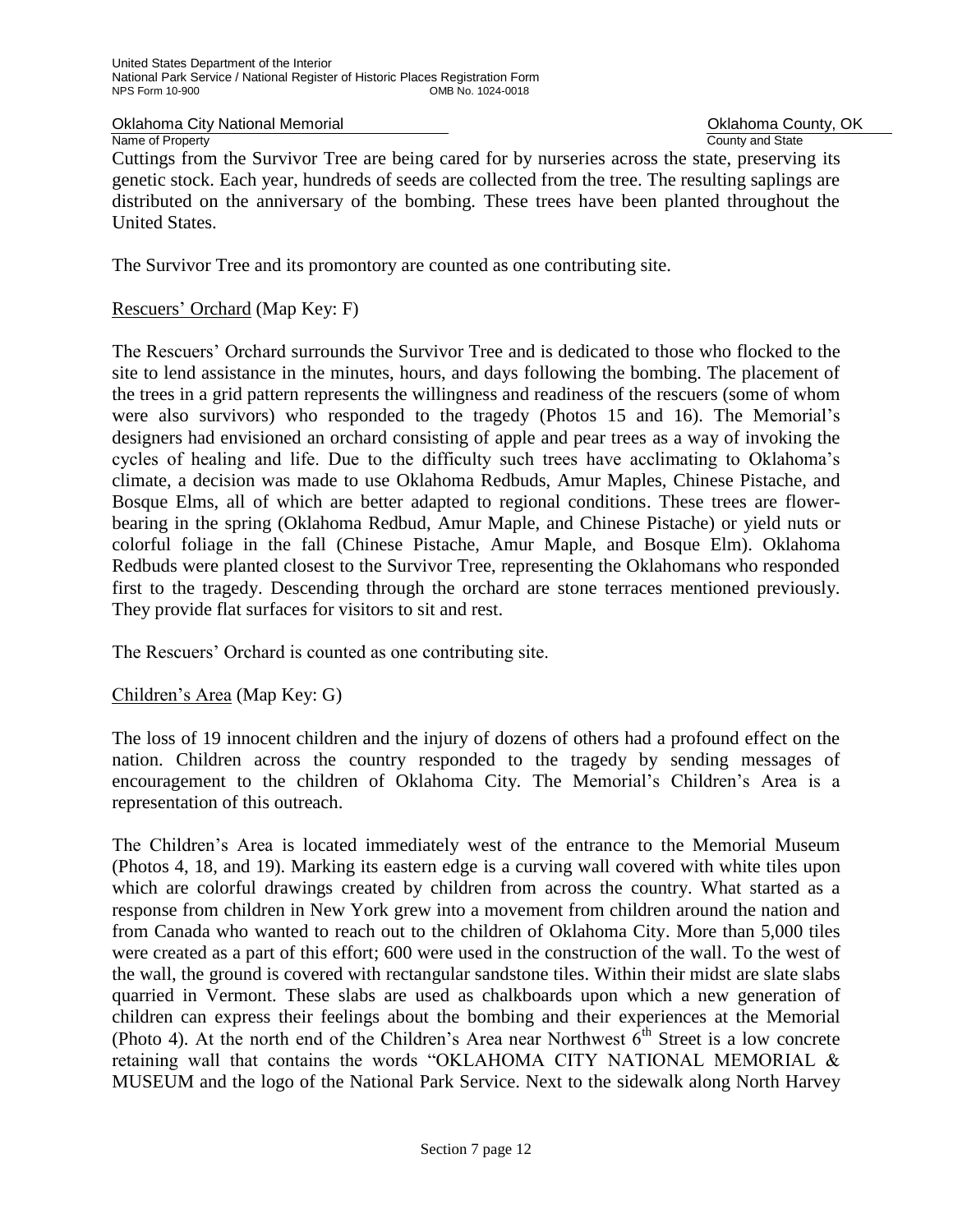Cuttings from the Survivor Tree are being cared for by nurseries across the state, preserving its genetic stock. Each year, hundreds of seeds are collected from the tree. The resulting saplings are distributed on the anniversary of the bombing. These trees have been planted throughout the United States.

The Survivor Tree and its promontory are counted as one contributing site.

Rescuers' Orchard (Map Key: F)

The Rescuers' Orchard surrounds the Survivor Tree and is dedicated to those who flocked to the site to lend assistance in the minutes, hours, and days following the bombing. The placement of the trees in a grid pattern represents the willingness and readiness of the rescuers (some of whom were also survivors) who responded to the tragedy (Photos 15 and 16). The Memorial's designers had envisioned an orchard consisting of apple and pear trees as a way of invoking the cycles of healing and life. Due to the difficulty such trees have acclimating to Oklahoma's climate, a decision was made to use Oklahoma Redbuds, Amur Maples, Chinese Pistache, and Bosque Elms, all of which are better adapted to regional conditions. These trees are flower-bearing in the spring (Oklahoma Redbud, Amur Maple, and Chinese Pistache) or yield nuts or colorful foliage in the fall (Chinese Pistache, Amur Maple, and Bosque Elm). Oklahoma Redbuds were planted closest to the Survivor Tree, representing the Oklahomans who responded first to the tragedy. Descending through the orchard are stone terraces mentioned previously. They provide flat surfaces for visitors to sit and rest.

The Rescuers' Orchard is counted as one contributing site.

Children's Area (Map Key: G)

The loss of 19 innocent children and the injury of dozens of others had a profound effect on the nation. Children across the country responded to the tragedy by sending messages of encouragement to the children of Oklahoma City. The Memorial's Children's Area is a representation of this outreach.

The Children's Area is located immediately west of the entrance to the Memorial Museum (Photos 4, 18, and 19). Marking its eastern edge is a curving wall covered with white tiles upon which are colorful drawings created by children from across the country. What started as a response from children in New York grew into a movement from children around the nation and from Canada who wanted to reach out to the children of Oklahoma City. More than 5,000 tiles were created as a part of this effort; 600 were used in the construction of the wall. To the west of the wall, the ground is covered with rectangular sandstone tiles. Within their midst are slate slabs quarried in Vermont. These slabs are used as chalkboards upon which a new generation of children can express their feelings about the bombing and their experiences at the Memorial (Photo 4). At the north end of the Children's Area near Northwest 6th Street is a low concrete retaining wall that contains the words "OKLAHOMA CITY NATIONAL MEMORIAL & MUSEUM and the logo of the National Park Service. Next to the sidewalk along North Harvey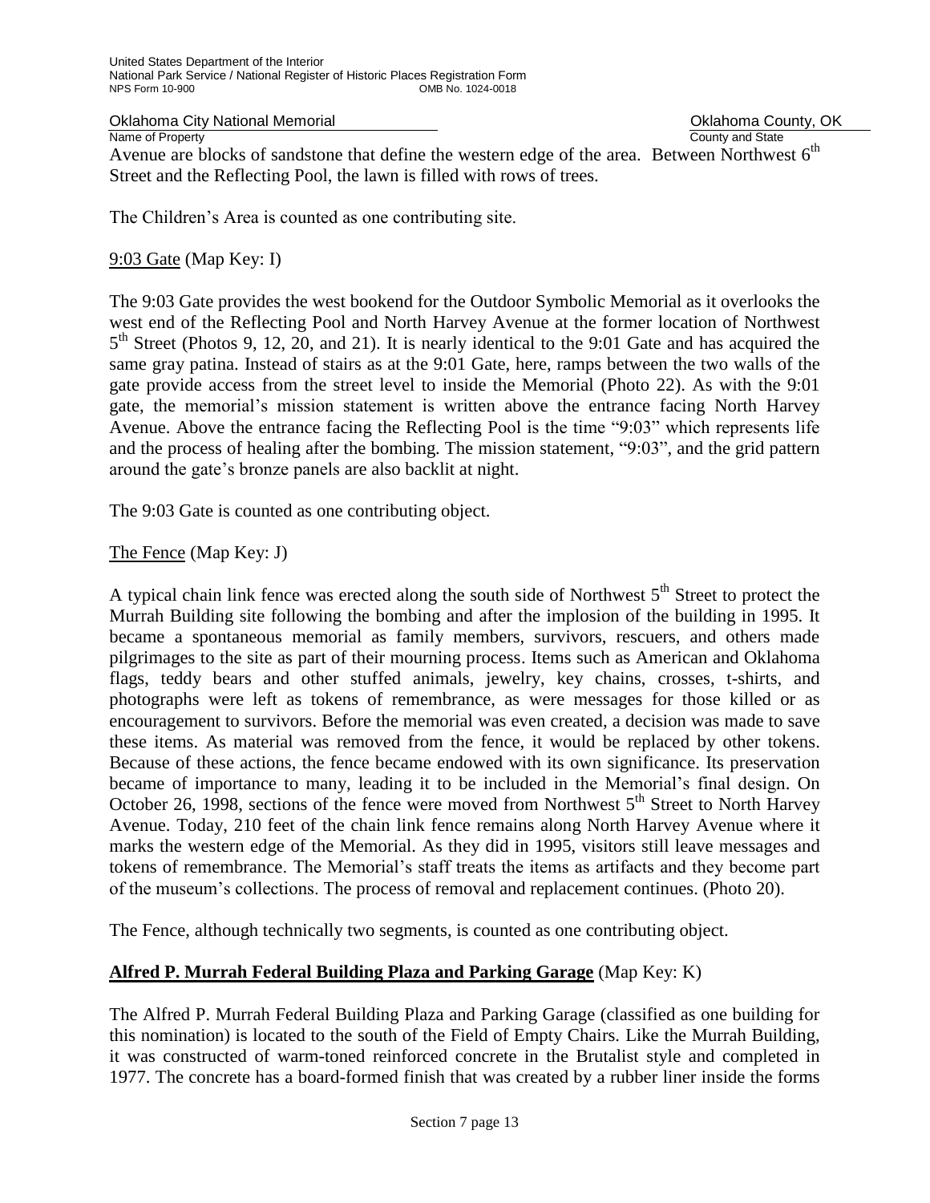Avenue are blocks of sandstone that define the western edge of the area. Between Northwest 6th Street and the Reflecting Pool, the lawn is filled with rows of trees.

The Children's Area is counted as one contributing site.

9:03 Gate (Map Key: I)

The 9:03 Gate provides the west bookend for the Outdoor Symbolic Memorial as it overlooks the west end of the Reflecting Pool and North Harvey Avenue at the former location of Northwest 5th Street (Photos 9, 12, 20, and 21). It is nearly identical to the 9:01 Gate and has acquired the same gray patina. Instead of stairs as at the 9:01 Gate, here, ramps between the two walls of the gate provide access from the street level to inside the Memorial (Photo 22). As with the 9:01 gate, the memorial's mission statement is written above the entrance facing North Harvey Avenue. Above the entrance facing the Reflecting Pool is the time "9:03" which represents life and the process of healing after the bombing. The mission statement, "9:03", and the grid pattern around the gate's bronze panels are also backlit at night.

The 9:03 Gate is counted as one contributing object.

The Fence (Map Key: J)

A typical chain link fence was erected along the south side of Northwest 5th Street to protect the Murrah Building site following the bombing and after the implosion of the building in 1995. It became a spontaneous memorial as family members, survivors, rescuers, and others made pilgrimages to the site as part of their mourning process. Items such as American and Oklahoma flags, teddy bears and other stuffed animals, jewelry, key chains, crosses, t-shirts, and photographs were left as tokens of remembrance, as were messages for those killed or as encouragement to survivors. Before the memorial was even created, a decision was made to save these items. As material was removed from the fence, it would be replaced by other tokens. Because of these actions, the fence became endowed with its own significance. Its preservation became of importance to many, leading it to be included in the Memorial's final design. On October 26, 1998, sections of the fence were moved from Northwest 5th Street to North Harvey Avenue. Today, 210 feet of the chain link fence remains along North Harvey Avenue where it marks the western edge of the Memorial. As they did in 1995, visitors still leave messages and tokens of remembrance. The Memorial's staff treats the items as artifacts and they become part of the museum's collections. The process of removal and replacement continues. (Photo 20).

The Fence, although technically two segments, is counted as one contributing object.

**Alfred P. Murrah Federal Building Plaza and Parking Garage** (Map Key: K)

The Alfred P. Murrah Federal Building Plaza and Parking Garage (classified as one building for this nomination) is located to the south of the Field of Empty Chairs. Like the Murrah Building, it was constructed of warm-toned reinforced concrete in the Brutalist style and completed in 1977. The concrete has a board-formed finish that was created by a rubber liner inside the forms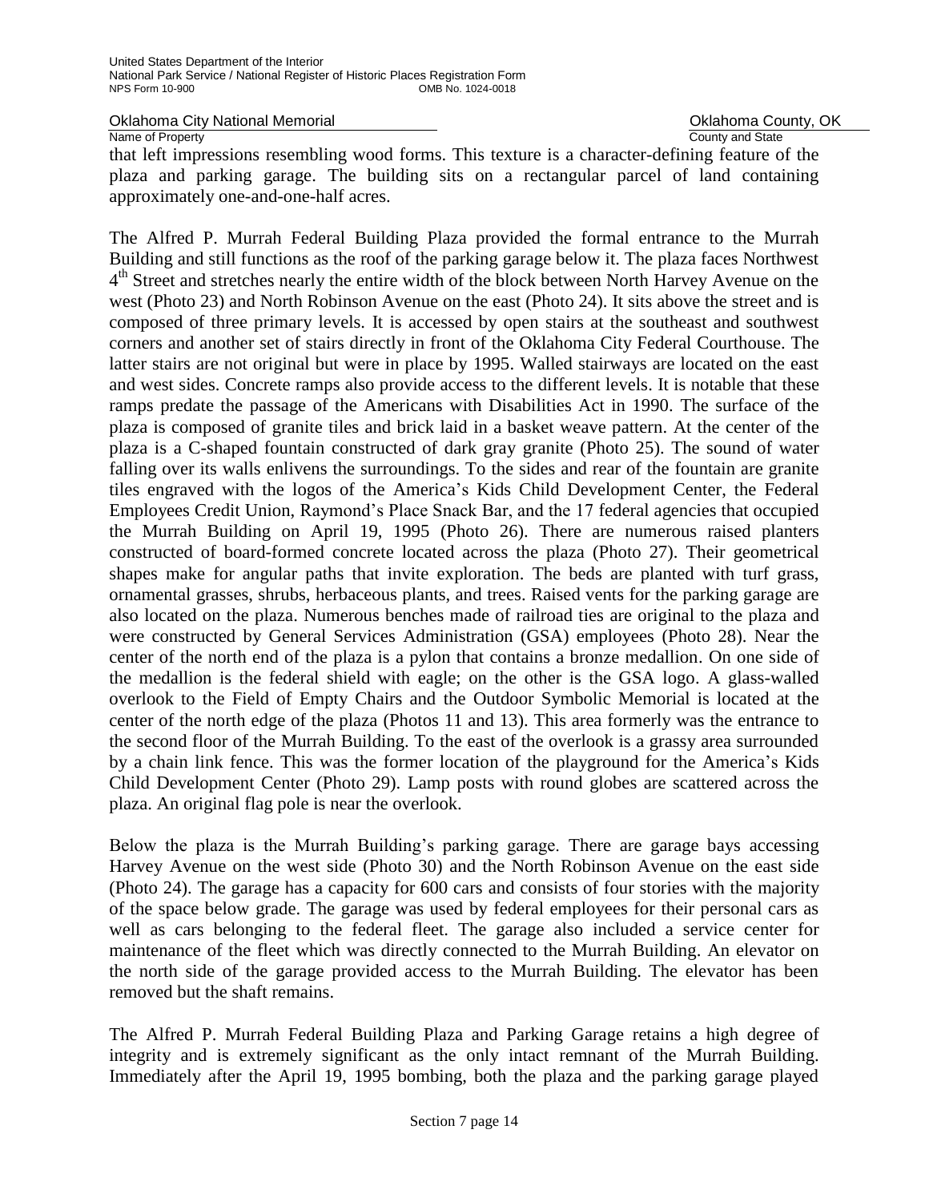that left impressions resembling wood forms. This texture is a character-defining feature of the plaza and parking garage. The building sits on a rectangular parcel of land containing approximately one-and-one-half acres.

The Alfred P. Murrah Federal Building Plaza provided the formal entrance to the Murrah Building and still functions as the roof of the parking garage below it. The plaza faces Northwest 4th Street and stretches nearly the entire width of the block between North Harvey Avenue on the west (Photo 23) and North Robinson Avenue on the east (Photo 24). It sits above the street and is composed of three primary levels. It is accessed by open stairs at the southeast and southwest corners and another set of stairs directly in front of the Oklahoma City Federal Courthouse. The latter stairs are not original but were in place by 1995. Walled stairways are located on the east and west sides. Concrete ramps also provide access to the different levels. It is notable that these ramps predate the passage of the Americans with Disabilities Act in 1990. The surface of the plaza is composed of granite tiles and brick laid in a basket weave pattern. At the center of the plaza is a C-shaped fountain constructed of dark gray granite (Photo 25). The sound of water falling over its walls enlivens the surroundings. To the sides and rear of the fountain are granite tiles engraved with the logos of the America's Kids Child Development Center, the Federal Employees Credit Union, Raymond's Place Snack Bar, and the 17 federal agencies that occupied the Murrah Building on April 19, 1995 (Photo 26). There are numerous raised planters constructed of board-formed concrete located across the plaza (Photo 27). Their geometrical shapes make for angular paths that invite exploration. The beds are planted with turf grass, ornamental grasses, shrubs, herbaceous plants, and trees. Raised vents for the parking garage are also located on the plaza. Numerous benches made of railroad ties are original to the plaza and were constructed by General Services Administration (GSA) employees (Photo 28). Near the center of the north end of the plaza is a pylon that contains a bronze medallion. On one side of the medallion is the federal shield with eagle; on the other is the GSA logo. A glass-walled overlook to the Field of Empty Chairs and the Outdoor Symbolic Memorial is located at the center of the north edge of the plaza (Photos 11 and 13). This area formerly was the entrance to the second floor of the Murrah Building. To the east of the overlook is a grassy area surrounded by a chain link fence. This was the former location of the playground for the America's Kids Child Development Center (Photo 29). Lamp posts with round globes are scattered across the plaza. An original flag pole is near the overlook.

Below the plaza is the Murrah Building's parking garage. There are garage bays accessing Harvey Avenue on the west side (Photo 30) and the North Robinson Avenue on the east side (Photo 24). The garage has a capacity for 600 cars and consists of four stories with the majority of the space below grade. The garage was used by federal employees for their personal cars as well as cars belonging to the federal fleet. The garage also included a service center for maintenance of the fleet which was directly connected to the Murrah Building. An elevator on the north side of the garage provided access to the Murrah Building. The elevator has been removed but the shaft remains.

The Alfred P. Murrah Federal Building Plaza and Parking Garage retains a high degree of integrity and is extremely significant as the only intact remnant of the Murrah Building. Immediately after the April 19, 1995 bombing, both the plaza and the parking garage played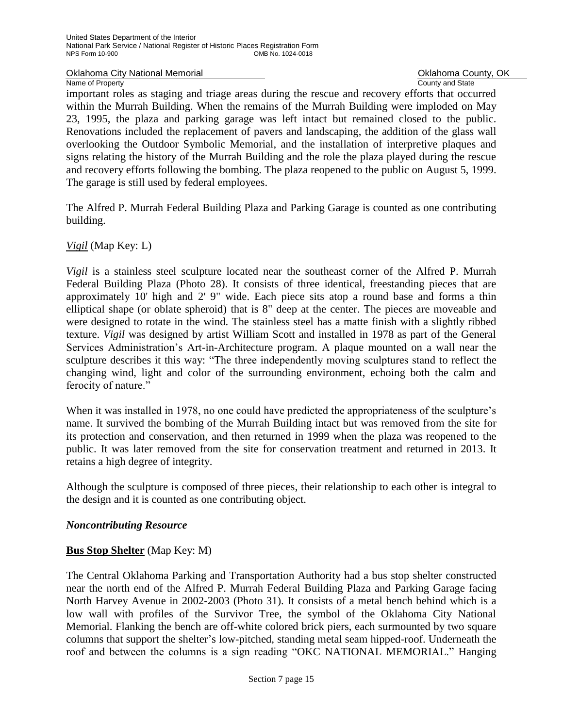important roles as staging and triage areas during the rescue and recovery efforts that occurred within the Murrah Building. When the remains of the Murrah Building were imploded on May 23, 1995, the plaza and parking garage was left intact but remained closed to the public. Renovations included the replacement of pavers and landscaping, the addition of the glass wall overlooking the Outdoor Symbolic Memorial, and the installation of interpretive plaques and signs relating the history of the Murrah Building and the role the plaza played during the rescue and recovery efforts following the bombing. The plaza reopened to the public on August 5, 1999. The garage is still used by federal employees.

The Alfred P. Murrah Federal Building Plaza and Parking Garage is counted as one contributing building.

*Vigil* (Map Key: L)

*Vigil* is a stainless steel sculpture located near the southeast corner of the Alfred P. Murrah Federal Building Plaza (Photo 28). It consists of three identical, freestanding pieces that are approximately 10' high and 2' 9" wide. Each piece sits atop a round base and forms a thin elliptical shape (or oblate spheroid) that is 8" deep at the center. The pieces are moveable and were designed to rotate in the wind. The stainless steel has a matte finish with a slightly ribbed texture. *Vigil* was designed by artist William Scott and installed in 1978 as part of the General Services Administration's Art-in-Architecture program. A plaque mounted on a wall near the sculpture describes it this way: "The three independently moving sculptures stand to reflect the changing wind, light and color of the surrounding environment, echoing both the calm and ferocity of nature."

When it was installed in 1978, no one could have predicted the appropriateness of the sculpture's name. It survived the bombing of the Murrah Building intact but was removed from the site for its protection and conservation, and then returned in 1999 when the plaza was reopened to the public. It was later removed from the site for conservation treatment and returned in 2013. It retains a high degree of integrity.

Although the sculpture is composed of three pieces, their relationship to each other is integral to the design and it is counted as one contributing object.

### *Noncontributing Resource*

**Bus Stop Shelter** (Map Key: M)

The Central Oklahoma Parking and Transportation Authority had a bus stop shelter constructed near the north end of the Alfred P. Murrah Federal Building Plaza and Parking Garage facing North Harvey Avenue in 2002-2003 (Photo 31). It consists of a metal bench behind which is a low wall with profiles of the Survivor Tree, the symbol of the Oklahoma City National Memorial. Flanking the bench are off-white colored brick piers, each surmounted by two square columns that support the shelter's low-pitched, standing metal seam hipped-roof. Underneath the roof and between the columns is a sign reading "OKC NATIONAL MEMORIAL." Hanging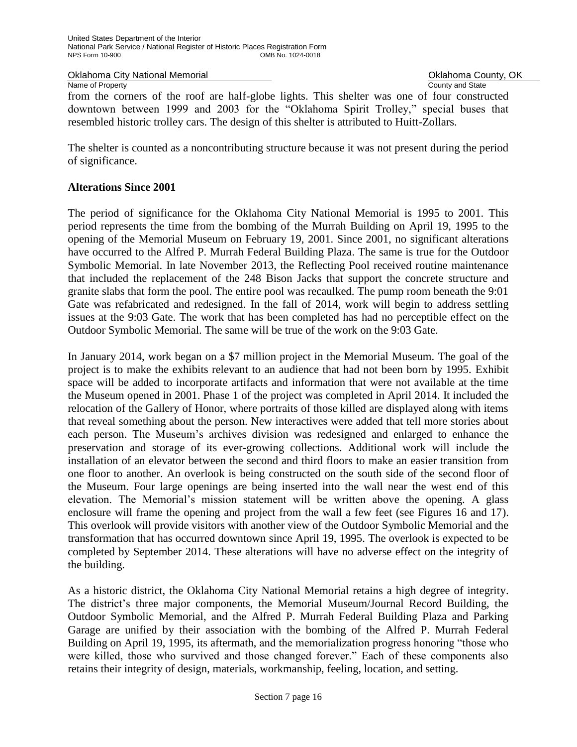from the corners of the roof are half-globe lights. This shelter was one of four constructed downtown between 1999 and 2003 for the "Oklahoma Spirit Trolley," special buses that resembled historic trolley cars. The design of this shelter is attributed to Huitt-Zollars.

The shelter is counted as a noncontributing structure because it was not present during the period of significance.

## Alterations Since 2001

The period of significance for the Oklahoma City National Memorial is 1995 to 2001. This period represents the time from the bombing of the Murrah Building on April 19, 1995 to the opening of the Memorial Museum on February 19, 2001. Since 2001, no significant alterations have occurred to the Alfred P. Murrah Federal Building Plaza. The same is true for the Outdoor Symbolic Memorial. In late November 2013, the Reflecting Pool received routine maintenance that included the replacement of the 248 Bison Jacks that support the concrete structure and granite slabs that form the pool. The entire pool was recaulked. The pump room beneath the 9:01 Gate was refabricated and redesigned. In the fall of 2014, work will begin to address settling issues at the 9:03 Gate. The work that has been completed has had no perceptible effect on the Outdoor Symbolic Memorial. The same will be true of the work on the 9:03 Gate.

In January 2014, work began on a $7 million project in the Memorial Museum. The goal of the project is to make the exhibits relevant to an audience that had not been born by 1995. Exhibit space will be added to incorporate artifacts and information that were not available at the time the Museum opened in 2001. Phase 1 of the project was completed in April 2014. It included the relocation of the Gallery of Honor, where portraits of those killed are displayed along with items that reveal something about the person. New interactives were added that tell more stories about each person. The Museum's archives division was redesigned and enlarged to enhance the preservation and storage of its ever-growing collections. Additional work will include the installation of an elevator between the second and third floors to make an easier transition from one floor to another. An overlook is being constructed on the south side of the second floor of the Museum. Four large openings are being inserted into the wall near the west end of this elevation. The Memorial's mission statement will be written above the opening. A glass enclosure will frame the opening and project from the wall a few feet (see Figures 16 and 17). This overlook will provide visitors with another view of the Outdoor Symbolic Memorial and the transformation that has occurred downtown since April 19, 1995. The overlook is expected to be completed by September 2014. These alterations will have no adverse effect on the integrity of the building.

As a historic district, the Oklahoma City National Memorial retains a high degree of integrity. The district's three major components, the Memorial Museum/Journal Record Building, the Outdoor Symbolic Memorial, and the Alfred P. Murrah Federal Building Plaza and Parking Garage are unified by their association with the bombing of the Alfred P. Murrah Federal Building on April 19, 1995, its aftermath, and the memorialization progress honoring "those who were killed, those who survived and those changed forever." Each of these components also retains their integrity of design, materials, workmanship, feeling, location, and setting.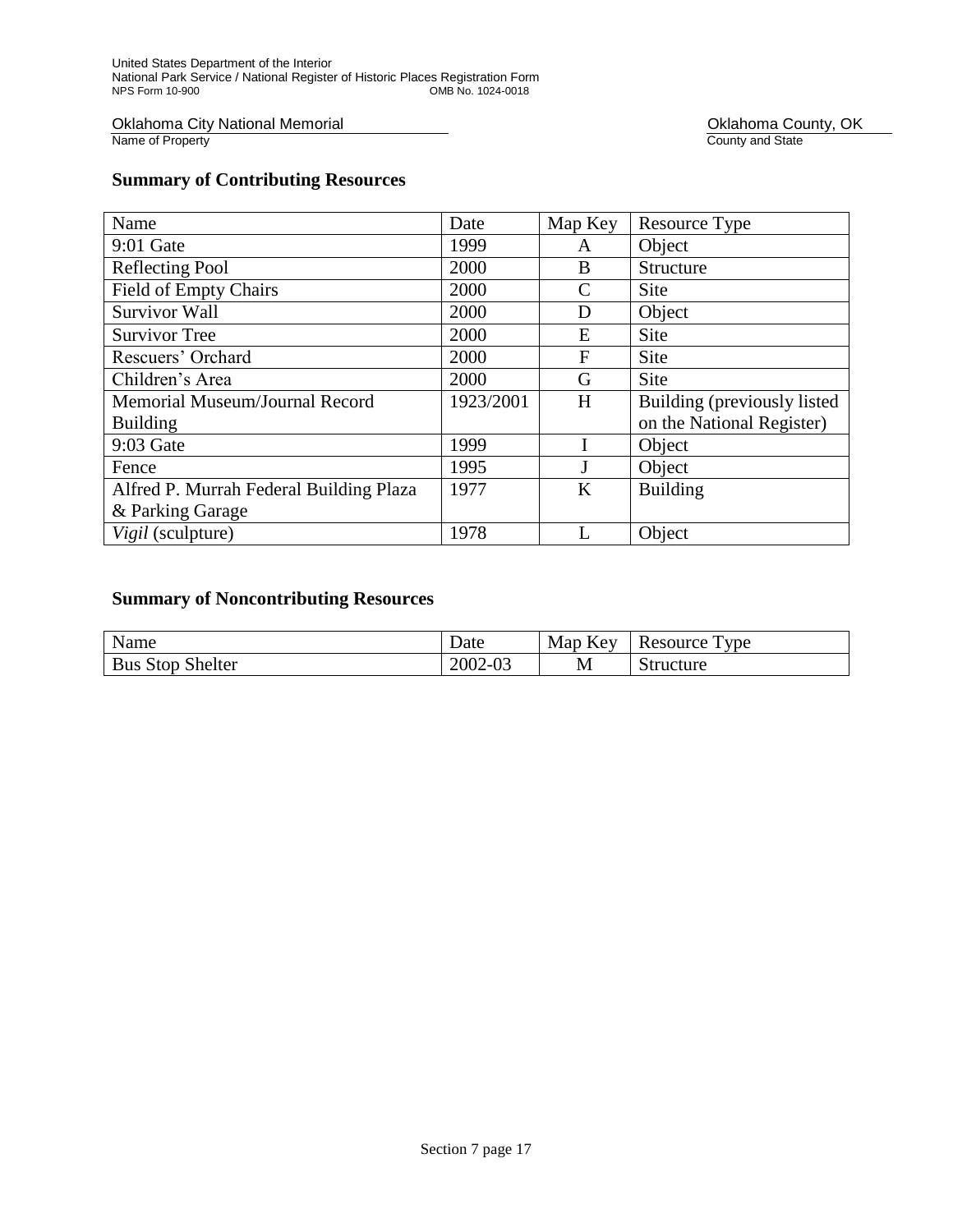## Summary of Contributing Resources

| Name | Date | Map Key | Resource Type |
|---|---|---|---|
| 9:01 Gate | 1999 | A | Object |
| Reflecting Pool | 2000 | B | Structure |
| Field of Empty Chairs | 2000 | C | Site |
| Survivor Wall | 2000 | D | Object |
| Survivor Tree | 2000 | E | Site |
| Rescuers' Orchard | 2000 | F | Site |
| Children's Area | 2000 | G | Site |
| Memorial Museum/Journal Record Building | 1923/2001 | H | Building (previously listed on the National Register) |
| 9:03 Gate | 1999 | I | Object |
| Fence | 1995 | J | Object |
| Alfred P. Murrah Federal Building Plaza & Parking Garage | 1977 | K | Building |
| *Vigil* (sculpture) | 1978 | L | Object |

## Summary of Noncontributing Resources

| Name | Date | Map Key | Resource Type |
|---|---|---|---|
| Bus Stop Shelter | 2002-03 | M | Structure |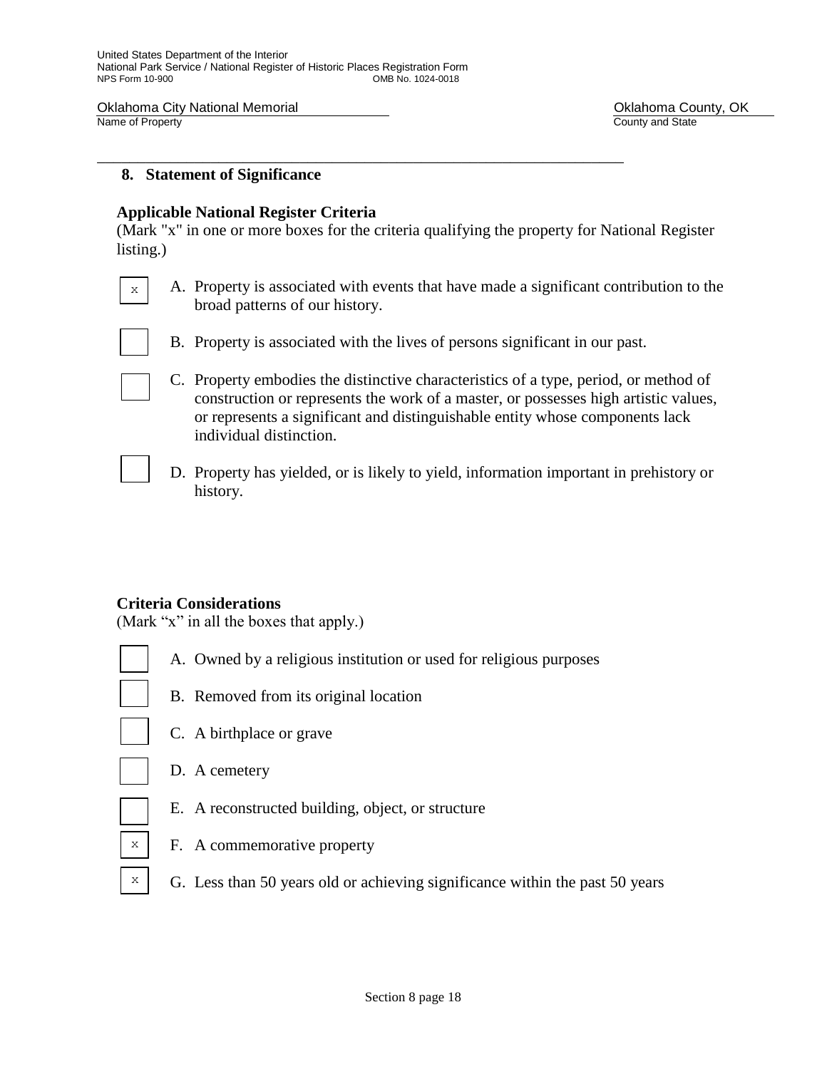## 8. Statement of Significance

**Applicable National Register Criteria**
(Mark "x" in one or more boxes for the criteria qualifying the property for National Register listing.)

- [x] A. Property is associated with events that have made a significant contribution to the broad patterns of our history.
- [ ] B. Property is associated with the lives of persons significant in our past.
- [ ] C. Property embodies the distinctive characteristics of a type, period, or method of construction or represents the work of a master, or possesses high artistic values, or represents a significant and distinguishable entity whose components lack individual distinction.
- [ ] D. Property has yielded, or is likely to yield, information important in prehistory or history.

**Criteria Considerations**
(Mark "x" in all the boxes that apply.)

- [ ] A. Owned by a religious institution or used for religious purposes
- [ ] B. Removed from its original location
- [ ] C. A birthplace or grave
- [ ] D. A cemetery
- [ ] E. A reconstructed building, object, or structure
- [x] F. A commemorative property
- [x] G. Less than 50 years old or achieving significance within the past 50 years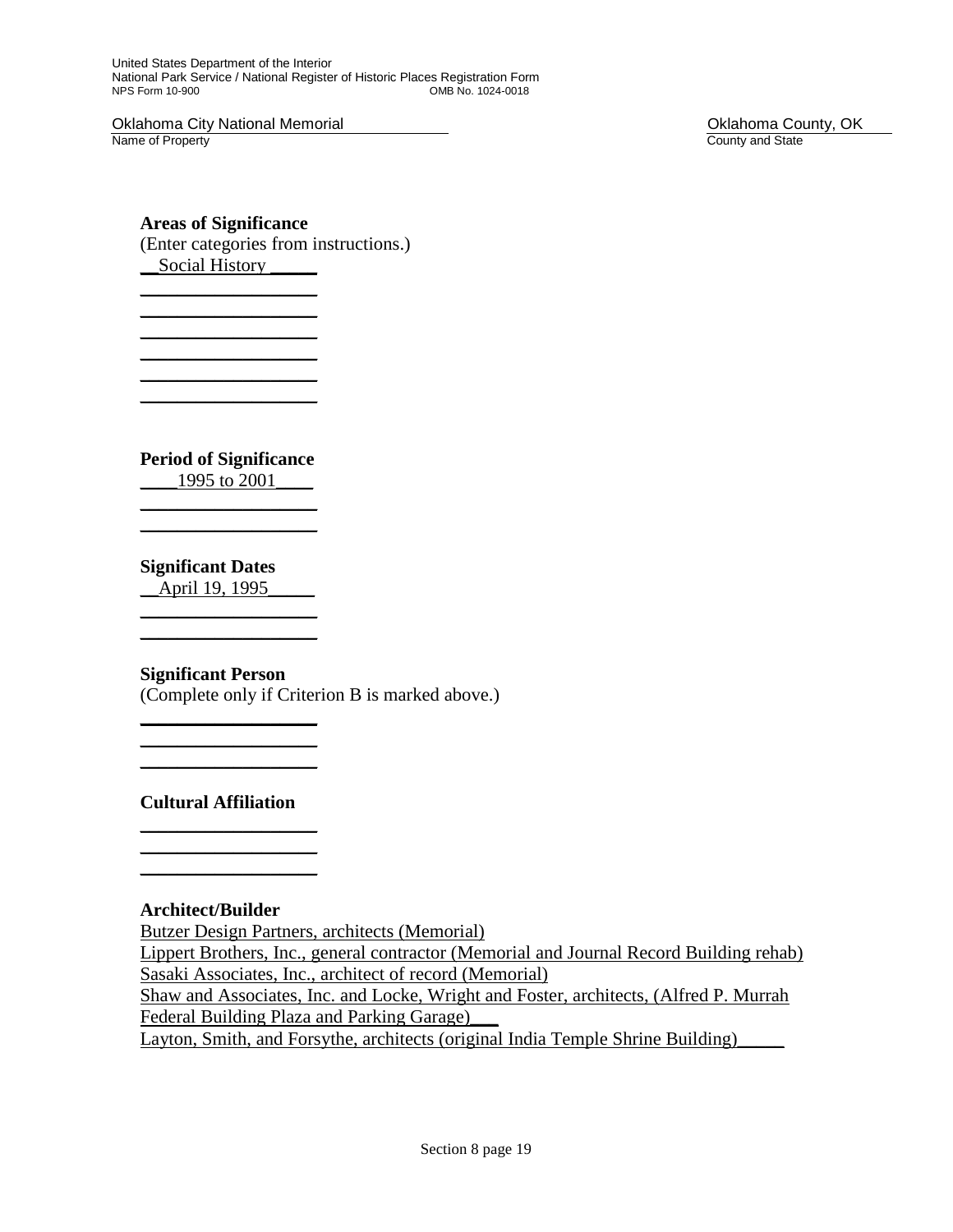**Areas of Significance**
(Enter categories from instructions.)
Social History

**Period of Significance**
1995 to 2001

**Significant Dates**
April 19, 1995

**Significant Person**
(Complete only if Criterion B is marked above.)

**Cultural Affiliation**

**Architect/Builder**
Butzer Design Partners, architects (Memorial)
Lippert Brothers, Inc., general contractor (Memorial and Journal Record Building rehab)
Sasaki Associates, Inc., architect of record (Memorial)
Shaw and Associates, Inc. and Locke, Wright and Foster, architects, (Alfred P. Murrah Federal Building Plaza and Parking Garage)
Layton, Smith, and Forsythe, architects (original India Temple Shrine Building)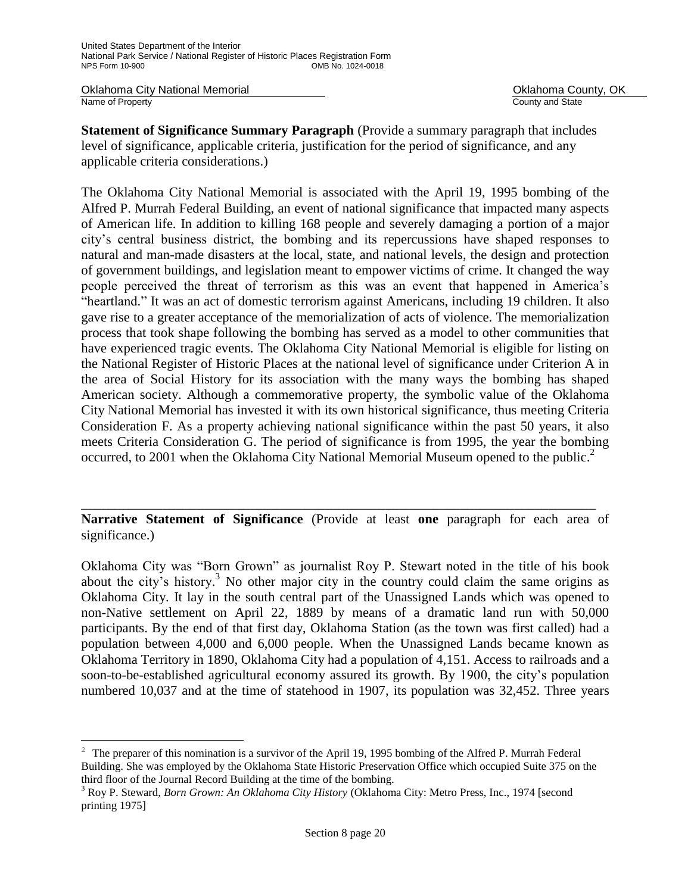**Statement of Significance Summary Paragraph** (Provide a summary paragraph that includes level of significance, applicable criteria, justification for the period of significance, and any applicable criteria considerations.)

The Oklahoma City National Memorial is associated with the April 19, 1995 bombing of the Alfred P. Murrah Federal Building, an event of national significance that impacted many aspects of American life. In addition to killing 168 people and severely damaging a portion of a major city's central business district, the bombing and its repercussions have shaped responses to natural and man-made disasters at the local, state, and national levels, the design and protection of government buildings, and legislation meant to empower victims of crime. It changed the way people perceived the threat of terrorism as this was an event that happened in America's "heartland." It was an act of domestic terrorism against Americans, including 19 children. It also gave rise to a greater acceptance of the memorialization of acts of violence. The memorialization process that took shape following the bombing has served as a model to other communities that have experienced tragic events. The Oklahoma City National Memorial is eligible for listing on the National Register of Historic Places at the national level of significance under Criterion A in the area of Social History for its association with the many ways the bombing has shaped American society. Although a commemorative property, the symbolic value of the Oklahoma City National Memorial has invested it with its own historical significance, thus meeting Criteria Consideration F. As a property achieving national significance within the past 50 years, it also meets Criteria Consideration G. The period of significance is from 1995, the year the bombing occurred, to 2001 when the Oklahoma City National Memorial Museum opened to the public.[2]

---

**Narrative Statement of Significance** (Provide at least **one** paragraph for each area of significance.)

Oklahoma City was "Born Grown" as journalist Roy P. Stewart noted in the title of his book about the city's history.[3] No other major city in the country could claim the same origins as Oklahoma City. It lay in the south central part of the Unassigned Lands which was opened to non-Native settlement on April 22, 1889 by means of a dramatic land run with 50,000 participants. By the end of that first day, Oklahoma Station (as the town was first called) had a population between 4,000 and 6,000 people. When the Unassigned Lands became known as Oklahoma Territory in 1890, Oklahoma City had a population of 4,151. Access to railroads and a soon-to-be-established agricultural economy assured its growth. By 1900, the city's population numbered 10,037 and at the time of statehood in 1907, its population was 32,452. Three years

---

[2] The preparer of this nomination is a survivor of the April 19, 1995 bombing of the Alfred P. Murrah Federal Building. She was employed by the Oklahoma State Historic Preservation Office which occupied Suite 375 on the third floor of the Journal Record Building at the time of the bombing.

[3] Roy P. Steward, *Born Grown: An Oklahoma City History* (Oklahoma City: Metro Press, Inc., 1974 [second printing 1975]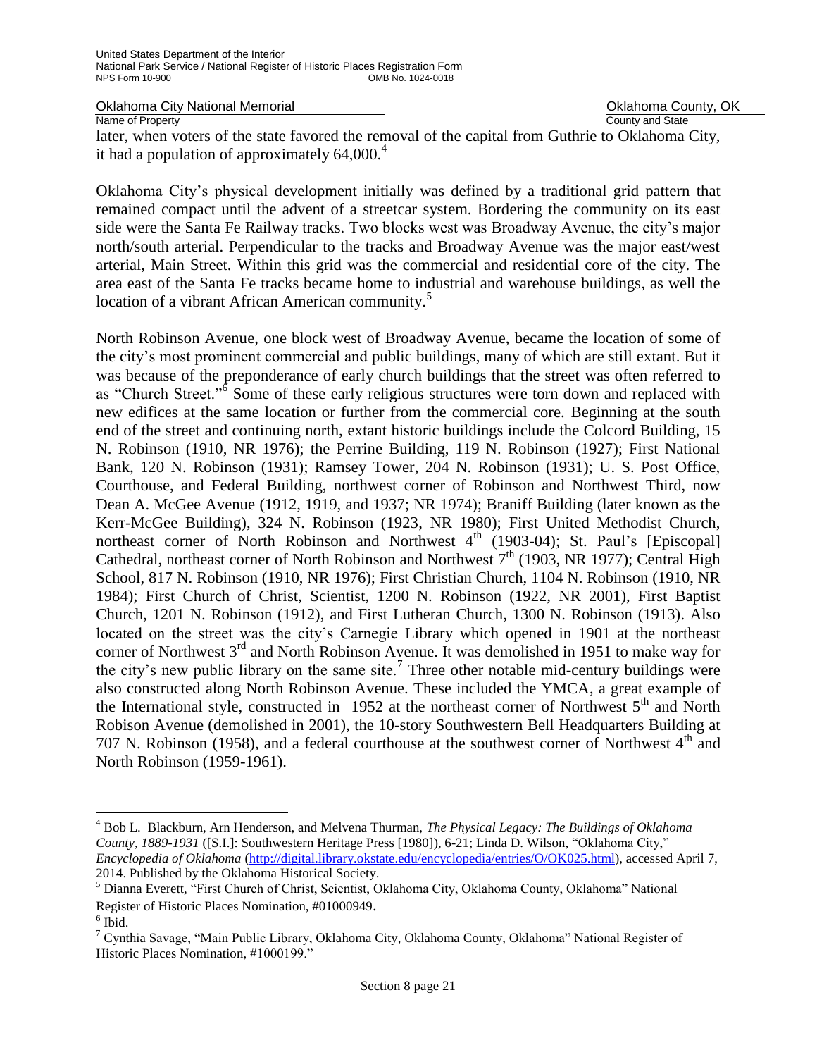later, when voters of the state favored the removal of the capital from Guthrie to Oklahoma City, it had a population of approximately 64,000.[4]

Oklahoma City's physical development initially was defined by a traditional grid pattern that remained compact until the advent of a streetcar system. Bordering the community on its east side were the Santa Fe Railway tracks. Two blocks west was Broadway Avenue, the city's major north/south arterial. Perpendicular to the tracks and Broadway Avenue was the major east/west arterial, Main Street. Within this grid was the commercial and residential core of the city. The area east of the Santa Fe tracks became home to industrial and warehouse buildings, as well the location of a vibrant African American community.[5]

North Robinson Avenue, one block west of Broadway Avenue, became the location of some of the city's most prominent commercial and public buildings, many of which are still extant. But it was because of the preponderance of early church buildings that the street was often referred to as "Church Street."[6] Some of these early religious structures were torn down and replaced with new edifices at the same location or further from the commercial core. Beginning at the south end of the street and continuing north, extant historic buildings include the Colcord Building, 15 N. Robinson (1910, NR 1976); the Perrine Building, 119 N. Robinson (1927); First National Bank, 120 N. Robinson (1931); Ramsey Tower, 204 N. Robinson (1931); U. S. Post Office, Courthouse, and Federal Building, northwest corner of Robinson and Northwest Third, now Dean A. McGee Avenue (1912, 1919, and 1937; NR 1974); Braniff Building (later known as the Kerr-McGee Building), 324 N. Robinson (1923, NR 1980); First United Methodist Church, northeast corner of North Robinson and Northwest 4th (1903-04); St. Paul's [Episcopal] Cathedral, northeast corner of North Robinson and Northwest 7th (1903, NR 1977); Central High School, 817 N. Robinson (1910, NR 1976); First Christian Church, 1104 N. Robinson (1910, NR 1984); First Church of Christ, Scientist, 1200 N. Robinson (1922, NR 2001), First Baptist Church, 1201 N. Robinson (1912), and First Lutheran Church, 1300 N. Robinson (1913). Also located on the street was the city's Carnegie Library which opened in 1901 at the northeast corner of Northwest 3rd and North Robinson Avenue. It was demolished in 1951 to make way for the city's new public library on the same site.[7] Three other notable mid-century buildings were also constructed along North Robinson Avenue. These included the YMCA, a great example of the International style, constructed in 1952 at the northeast corner of Northwest 5th and North Robison Avenue (demolished in 2001), the 10-story Southwestern Bell Headquarters Building at 707 N. Robinson (1958), and a federal courthouse at the southwest corner of Northwest 4th and North Robinson (1959-1961).

---

[4] Bob L. Blackburn, Arn Henderson, and Melvena Thurman, *The Physical Legacy: The Buildings of Oklahoma County, 1889-1931* ([S.I.]: Southwestern Heritage Press [1980]), 6-21; Linda D. Wilson, "Oklahoma City," *Encyclopedia of Oklahoma* (http://digital.library.okstate.edu/encyclopedia/entries/O/OK025.html), accessed April 7, 2014. Published by the Oklahoma Historical Society.

[5] Dianna Everett, "First Church of Christ, Scientist, Oklahoma City, Oklahoma County, Oklahoma" National Register of Historic Places Nomination, #01000949.

[6] Ibid.

[7] Cynthia Savage, "Main Public Library, Oklahoma City, Oklahoma County, Oklahoma" National Register of Historic Places Nomination, #1000199."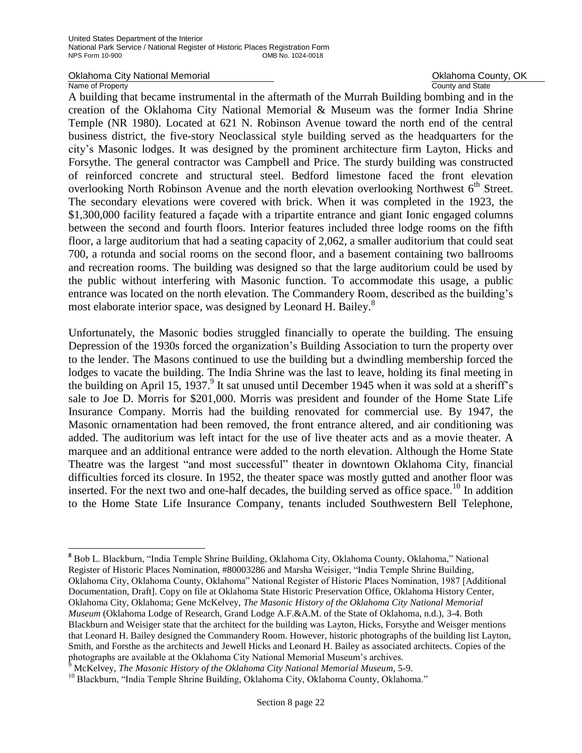A building that became instrumental in the aftermath of the Murrah Building bombing and in the creation of the Oklahoma City National Memorial & Museum was the former India Shrine Temple (NR 1980). Located at 621 N. Robinson Avenue toward the north end of the central business district, the five-story Neoclassical style building served as the headquarters for the city's Masonic lodges. It was designed by the prominent architecture firm Layton, Hicks and Forsythe. The general contractor was Campbell and Price. The sturdy building was constructed of reinforced concrete and structural steel. Bedford limestone faced the front elevation overlooking North Robinson Avenue and the north elevation overlooking Northwest 6th Street. The secondary elevations were covered with brick. When it was completed in the 1923, the $1,300,000 facility featured a façade with a tripartite entrance and giant Ionic engaged columns between the second and fourth floors. Interior features included three lodge rooms on the fifth floor, a large auditorium that had a seating capacity of 2,062, a smaller auditorium that could seat 700, a rotunda and social rooms on the second floor, and a basement containing two ballrooms and recreation rooms. The building was designed so that the large auditorium could be used by the public without interfering with Masonic function. To accommodate this usage, a public entrance was located on the north elevation. The Commandery Room, described as the building's most elaborate interior space, was designed by Leonard H. Bailey.[8]

Unfortunately, the Masonic bodies struggled financially to operate the building. The ensuing Depression of the 1930s forced the organization's Building Association to turn the property over to the lender. The Masons continued to use the building but a dwindling membership forced the lodges to vacate the building. The India Shrine was the last to leave, holding its final meeting in the building on April 15, 1937.[9] It sat unused until December 1945 when it was sold at a sheriff's sale to Joe D. Morris for $201,000. Morris was president and founder of the Home State Life Insurance Company. Morris had the building renovated for commercial use. By 1947, the Masonic ornamentation had been removed, the front entrance altered, and air conditioning was added. The auditorium was left intact for the use of live theater acts and as a movie theater. A marquee and an additional entrance were added to the north elevation. Although the Home State Theatre was the largest "and most successful" theater in downtown Oklahoma City, financial difficulties forced its closure. In 1952, the theater space was mostly gutted and another floor was inserted. For the next two and one-half decades, the building served as office space.[10] In addition to the Home State Life Insurance Company, tenants included Southwestern Bell Telephone,

---

[8] Bob L. Blackburn, "India Temple Shrine Building, Oklahoma City, Oklahoma County, Oklahoma," National Register of Historic Places Nomination, #80003286 and Marsha Weisiger, "India Temple Shrine Building, Oklahoma City, Oklahoma County, Oklahoma" National Register of Historic Places Nomination, 1987 [Additional Documentation, Draft]. Copy on file at Oklahoma State Historic Preservation Office, Oklahoma History Center, Oklahoma City, Oklahoma; Gene McKelvey, *The Masonic History of the Oklahoma City National Memorial Museum* (Oklahoma Lodge of Research, Grand Lodge A.F.&A.M. of the State of Oklahoma, n.d.), 3-4. Both Blackburn and Weisiger state that the architect for the building was Layton, Hicks, Forsythe and Weisger mentions that Leonard H. Bailey designed the Commandery Room. However, historic photographs of the building list Layton, Smith, and Forsthe as the architects and Jewell Hicks and Leonard H. Bailey as associated architects. Copies of the photographs are available at the Oklahoma City National Memorial Museum's archives.

[9] McKelvey, *The Masonic History of the Oklahoma City National Memorial Museum,* 5-9.

[10] Blackburn, "India Temple Shrine Building, Oklahoma City, Oklahoma County, Oklahoma."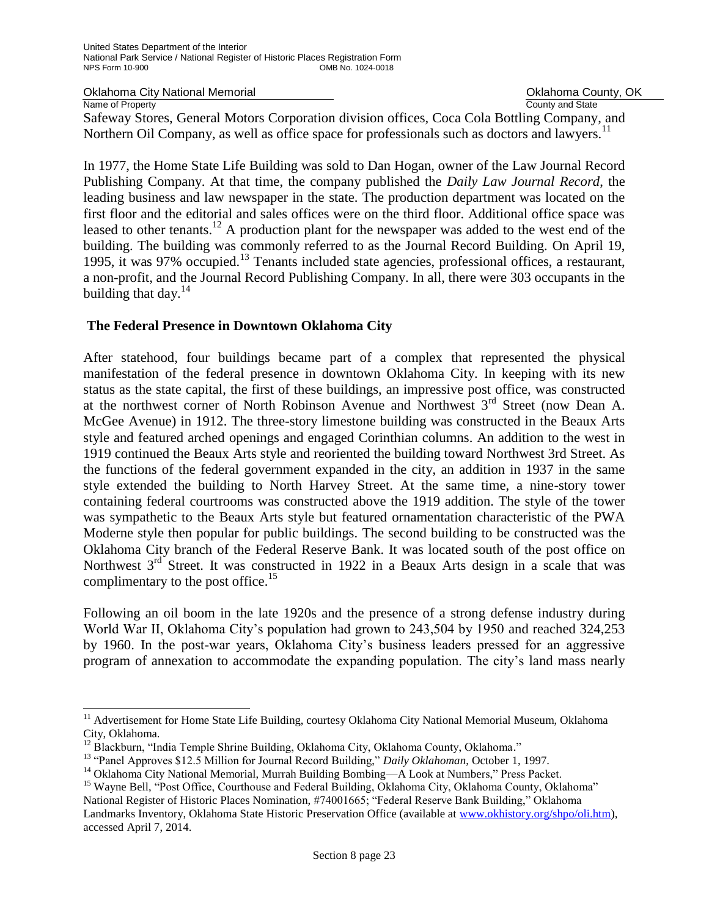Safeway Stores, General Motors Corporation division offices, Coca Cola Bottling Company, and Northern Oil Company, as well as office space for professionals such as doctors and lawyers.[11]

In 1977, the Home State Life Building was sold to Dan Hogan, owner of the Law Journal Record Publishing Company. At that time, the company published the *Daily Law Journal Record*, the leading business and law newspaper in the state. The production department was located on the first floor and the editorial and sales offices were on the third floor. Additional office space was leased to other tenants.[12] A production plant for the newspaper was added to the west end of the building. The building was commonly referred to as the Journal Record Building. On April 19, 1995, it was 97% occupied.[13] Tenants included state agencies, professional offices, a restaurant, a non-profit, and the Journal Record Publishing Company. In all, there were 303 occupants in the building that day.[14]

## The Federal Presence in Downtown Oklahoma City

After statehood, four buildings became part of a complex that represented the physical manifestation of the federal presence in downtown Oklahoma City. In keeping with its new status as the state capital, the first of these buildings, an impressive post office, was constructed at the northwest corner of North Robinson Avenue and Northwest 3rd Street (now Dean A. McGee Avenue) in 1912. The three-story limestone building was constructed in the Beaux Arts style and featured arched openings and engaged Corinthian columns. An addition to the west in 1919 continued the Beaux Arts style and reoriented the building toward Northwest 3rd Street. As the functions of the federal government expanded in the city, an addition in 1937 in the same style extended the building to North Harvey Street. At the same time, a nine-story tower containing federal courtrooms was constructed above the 1919 addition. The style of the tower was sympathetic to the Beaux Arts style but featured ornamentation characteristic of the PWA Moderne style then popular for public buildings. The second building to be constructed was the Oklahoma City branch of the Federal Reserve Bank. It was located south of the post office on Northwest 3rd Street. It was constructed in 1922 in a Beaux Arts design in a scale that was complimentary to the post office.[15]

Following an oil boom in the late 1920s and the presence of a strong defense industry during World War II, Oklahoma City's population had grown to 243,504 by 1950 and reached 324,253 by 1960. In the post-war years, Oklahoma City's business leaders pressed for an aggressive program of annexation to accommodate the expanding population. The city's land mass nearly

---

[11] Advertisement for Home State Life Building, courtesy Oklahoma City National Memorial Museum, Oklahoma City, Oklahoma.

[12] Blackburn, "India Temple Shrine Building, Oklahoma City, Oklahoma County, Oklahoma."

[13] "Panel Approves $12.5 Million for Journal Record Building," *Daily Oklahoman*, October 1, 1997.

[14] Oklahoma City National Memorial, Murrah Building Bombing—A Look at Numbers," Press Packet.

[15] Wayne Bell, "Post Office, Courthouse and Federal Building, Oklahoma City, Oklahoma County, Oklahoma" National Register of Historic Places Nomination, #74001665; "Federal Reserve Bank Building," Oklahoma Landmarks Inventory, Oklahoma State Historic Preservation Office (available at www.okhistory.org/shpo/oli.htm), accessed April 7, 2014.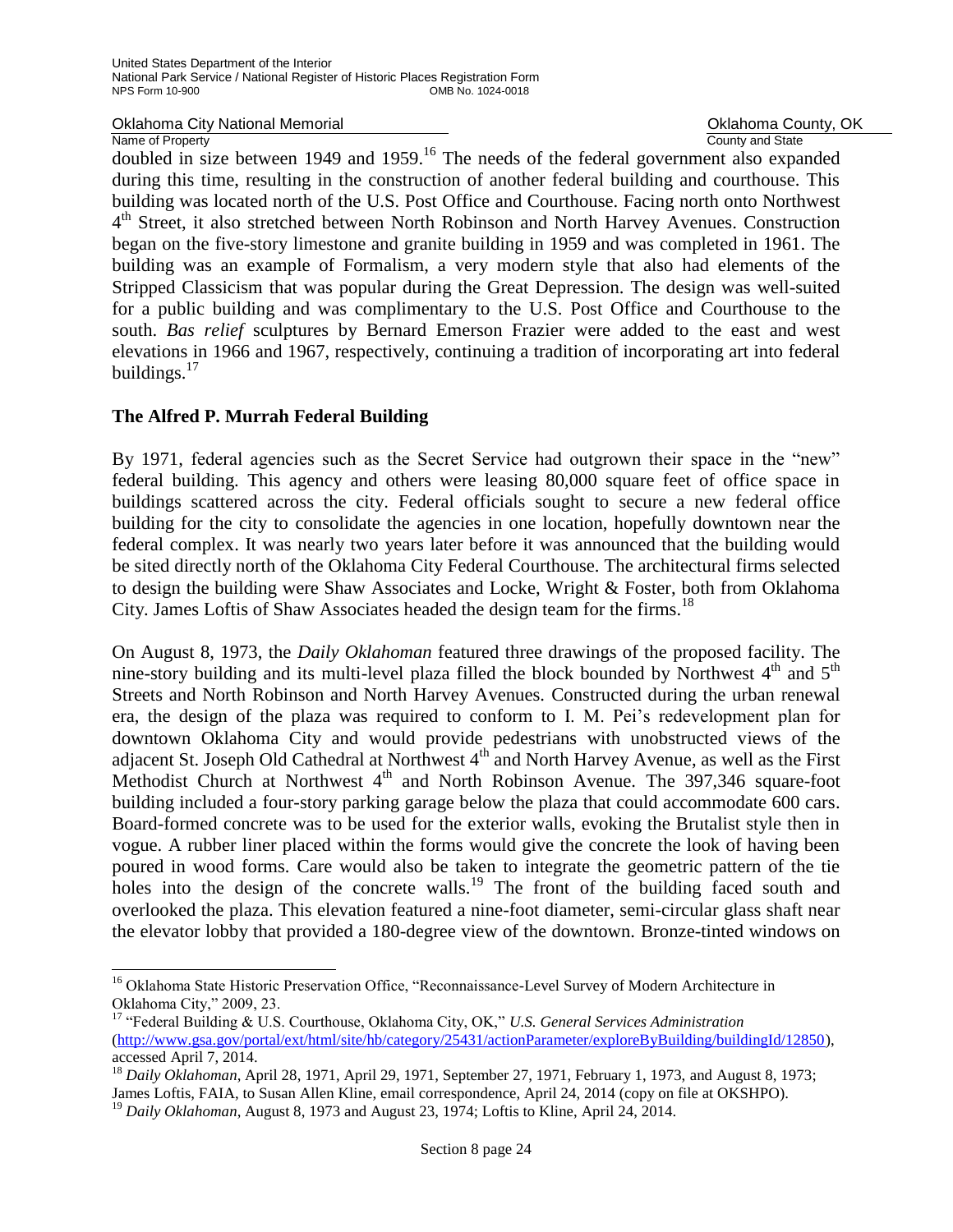doubled in size between 1949 and 1959.[16] The needs of the federal government also expanded during this time, resulting in the construction of another federal building and courthouse. This building was located north of the U.S. Post Office and Courthouse. Facing north onto Northwest 4th Street, it also stretched between North Robinson and North Harvey Avenues. Construction began on the five-story limestone and granite building in 1959 and was completed in 1961. The building was an example of Formalism, a very modern style that also had elements of the Stripped Classicism that was popular during the Great Depression. The design was well-suited for a public building and was complimentary to the U.S. Post Office and Courthouse to the south. *Bas relief* sculptures by Bernard Emerson Frazier were added to the east and west elevations in 1966 and 1967, respectively, continuing a tradition of incorporating art into federal buildings.[17]

## The Alfred P. Murrah Federal Building

By 1971, federal agencies such as the Secret Service had outgrown their space in the "new" federal building. This agency and others were leasing 80,000 square feet of office space in buildings scattered across the city. Federal officials sought to secure a new federal office building for the city to consolidate the agencies in one location, hopefully downtown near the federal complex. It was nearly two years later before it was announced that the building would be sited directly north of the Oklahoma City Federal Courthouse. The architectural firms selected to design the building were Shaw Associates and Locke, Wright & Foster, both from Oklahoma City. James Loftis of Shaw Associates headed the design team for the firms.[18]

On August 8, 1973, the *Daily Oklahoman* featured three drawings of the proposed facility. The nine-story building and its multi-level plaza filled the block bounded by Northwest 4th and 5th Streets and North Robinson and North Harvey Avenues. Constructed during the urban renewal era, the design of the plaza was required to conform to I. M. Pei's redevelopment plan for downtown Oklahoma City and would provide pedestrians with unobstructed views of the adjacent St. Joseph Old Cathedral at Northwest 4th and North Harvey Avenue, as well as the First Methodist Church at Northwest 4th and North Robinson Avenue. The 397,346 square-foot building included a four-story parking garage below the plaza that could accommodate 600 cars. Board-formed concrete was to be used for the exterior walls, evoking the Brutalist style then in vogue. A rubber liner placed within the forms would give the concrete the look of having been poured in wood forms. Care would also be taken to integrate the geometric pattern of the tie holes into the design of the concrete walls.[19] The front of the building faced south and overlooked the plaza. This elevation featured a nine-foot diameter, semi-circular glass shaft near the elevator lobby that provided a 180-degree view of the downtown. Bronze-tinted windows on

---

[16] Oklahoma State Historic Preservation Office, "Reconnaissance-Level Survey of Modern Architecture in Oklahoma City," 2009, 23.

[17] "Federal Building & U.S. Courthouse, Oklahoma City, OK," *U.S. General Services Administration* (http://www.gsa.gov/portal/ext/html/site/hb/category/25431/actionParameter/exploreByBuilding/buildingId/12850), accessed April 7, 2014.

[18] *Daily Oklahoman*, April 28, 1971, April 29, 1971, September 27, 1971, February 1, 1973, and August 8, 1973; James Loftis, FAIA, to Susan Allen Kline, email correspondence, April 24, 2014 (copy on file at OKSHPO).

[19] *Daily Oklahoman*, August 8, 1973 and August 23, 1974; Loftis to Kline, April 24, 2014.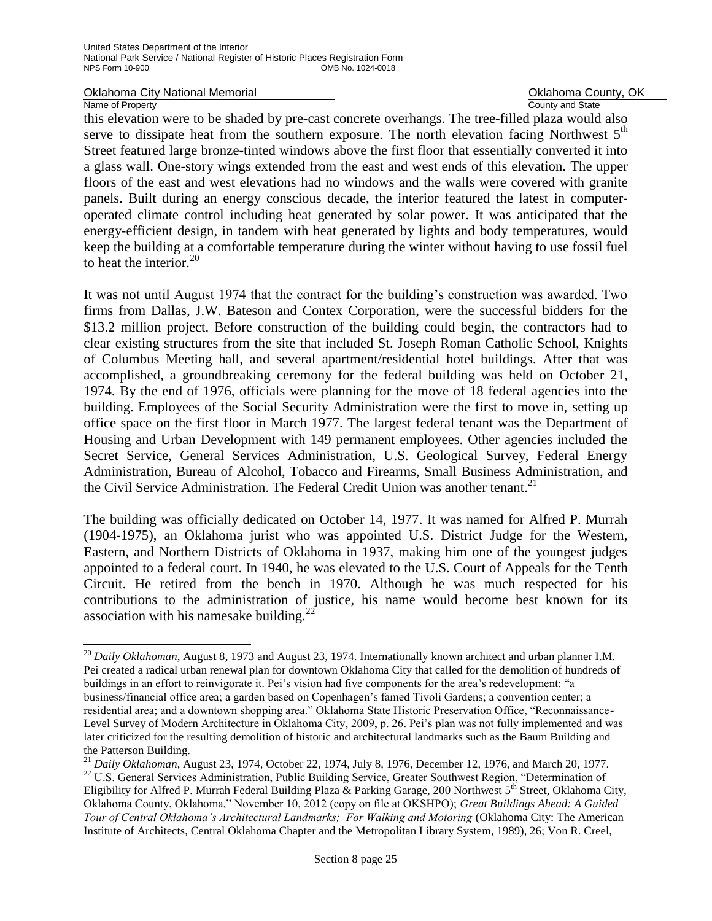this elevation were to be shaded by pre-cast concrete overhangs. The tree-filled plaza would also serve to dissipate heat from the southern exposure. The north elevation facing Northwest 5th Street featured large bronze-tinted windows above the first floor that essentially converted it into a glass wall. One-story wings extended from the east and west ends of this elevation. The upper floors of the east and west elevations had no windows and the walls were covered with granite panels. Built during an energy conscious decade, the interior featured the latest in computer-operated climate control including heat generated by solar power. It was anticipated that the energy-efficient design, in tandem with heat generated by lights and body temperatures, would keep the building at a comfortable temperature during the winter without having to use fossil fuel to heat the interior.[20]

It was not until August 1974 that the contract for the building's construction was awarded. Two firms from Dallas, J.W. Bateson and Contex Corporation, were the successful bidders for the $13.2 million project. Before construction of the building could begin, the contractors had to clear existing structures from the site that included St. Joseph Roman Catholic School, Knights of Columbus Meeting hall, and several apartment/residential hotel buildings. After that was accomplished, a groundbreaking ceremony for the federal building was held on October 21, 1974. By the end of 1976, officials were planning for the move of 18 federal agencies into the building. Employees of the Social Security Administration were the first to move in, setting up office space on the first floor in March 1977. The largest federal tenant was the Department of Housing and Urban Development with 149 permanent employees. Other agencies included the Secret Service, General Services Administration, U.S. Geological Survey, Federal Energy Administration, Bureau of Alcohol, Tobacco and Firearms, Small Business Administration, and the Civil Service Administration. The Federal Credit Union was another tenant.[21]

The building was officially dedicated on October 14, 1977. It was named for Alfred P. Murrah (1904-1975), an Oklahoma jurist who was appointed U.S. District Judge for the Western, Eastern, and Northern Districts of Oklahoma in 1937, making him one of the youngest judges appointed to a federal court. In 1940, he was elevated to the U.S. Court of Appeals for the Tenth Circuit. He retired from the bench in 1970. Although he was much respected for his contributions to the administration of justice, his name would become best known for its association with his namesake building.[22]

---

[20] *Daily Oklahoman*, August 8, 1973 and August 23, 1974. Internationally known architect and urban planner I.M. Pei created a radical urban renewal plan for downtown Oklahoma City that called for the demolition of hundreds of buildings in an effort to reinvigorate it. Pei's vision had five components for the area's redevelopment: "a business/financial office area; a garden based on Copenhagen's famed Tivoli Gardens; a convention center; a residential area; and a downtown shopping area." Oklahoma State Historic Preservation Office, "Reconnaissance-Level Survey of Modern Architecture in Oklahoma City, 2009, p. 26. Pei's plan was not fully implemented and was later criticized for the resulting demolition of historic and architectural landmarks such as the Baum Building and the Patterson Building.

[21] *Daily Oklahoman*, August 23, 1974, October 22, 1974, July 8, 1976, December 12, 1976, and March 20, 1977.

[22] U.S. General Services Administration, Public Building Service, Greater Southwest Region, "Determination of Eligibility for Alfred P. Murrah Federal Building Plaza & Parking Garage, 200 Northwest 5th Street, Oklahoma City, Oklahoma County, Oklahoma," November 10, 2012 (copy on file at OKSHPO); *Great Buildings Ahead: A Guided Tour of Central Oklahoma's Architectural Landmarks; For Walking and Motoring* (Oklahoma City: The American Institute of Architects, Central Oklahoma Chapter and the Metropolitan Library System, 1989), 26; Von R. Creel,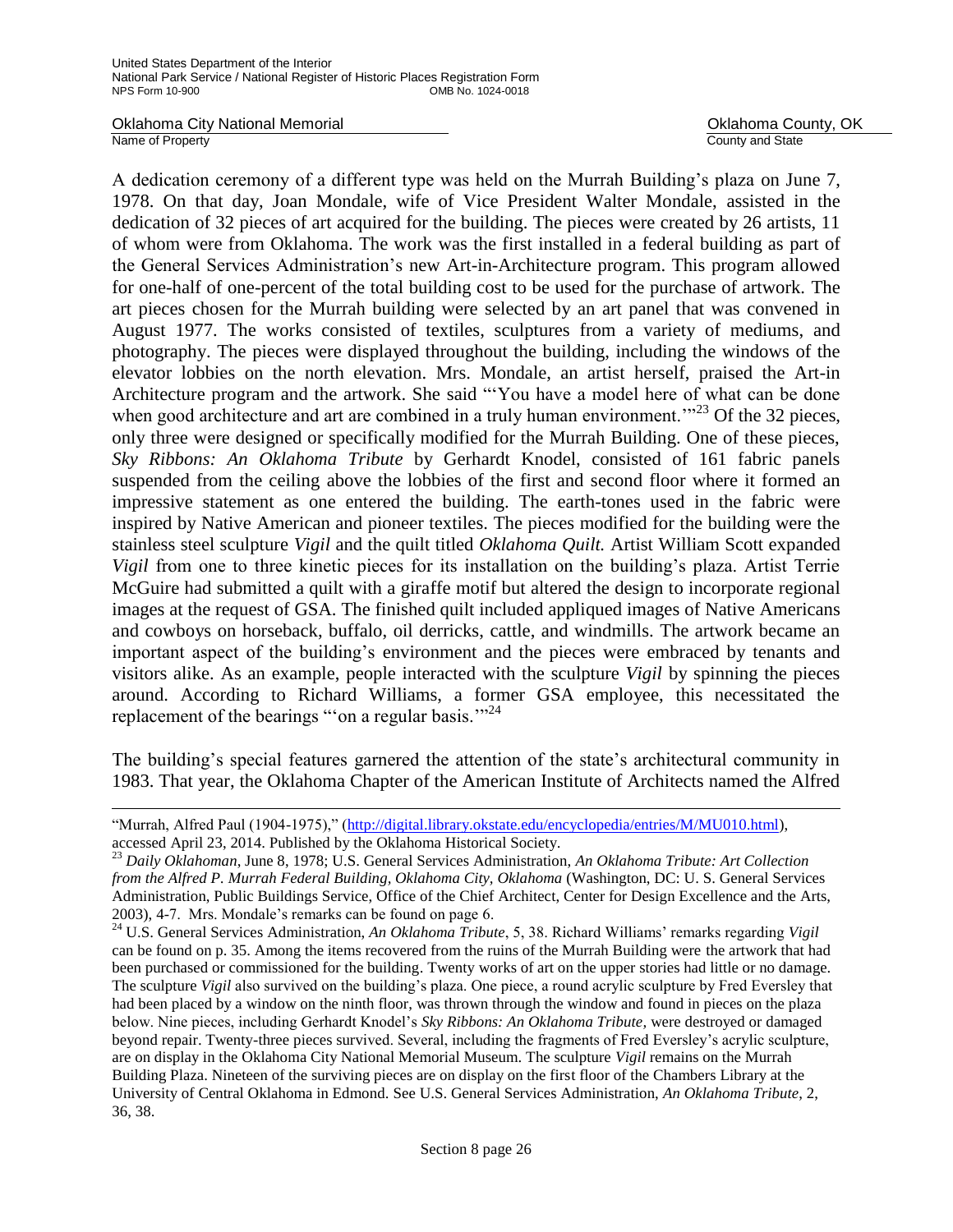A dedication ceremony of a different type was held on the Murrah Building's plaza on June 7, 1978. On that day, Joan Mondale, wife of Vice President Walter Mondale, assisted in the dedication of 32 pieces of art acquired for the building. The pieces were created by 26 artists, 11 of whom were from Oklahoma. The work was the first installed in a federal building as part of the General Services Administration's new Art-in-Architecture program. This program allowed for one-half of one-percent of the total building cost to be used for the purchase of artwork. The art pieces chosen for the Murrah building were selected by an art panel that was convened in August 1977. The works consisted of textiles, sculptures from a variety of mediums, and photography. The pieces were displayed throughout the building, including the windows of the elevator lobbies on the north elevation. Mrs. Mondale, an artist herself, praised the Art-in Architecture program and the artwork. She said "'You have a model here of what can be done when good architecture and art are combined in a truly human environment.'"[23] Of the 32 pieces, only three were designed or specifically modified for the Murrah Building. One of these pieces, *Sky Ribbons: An Oklahoma Tribute* by Gerhardt Knodel, consisted of 161 fabric panels suspended from the ceiling above the lobbies of the first and second floor where it formed an impressive statement as one entered the building. The earth-tones used in the fabric were inspired by Native American and pioneer textiles. The pieces modified for the building were the stainless steel sculpture *Vigil* and the quilt titled *Oklahoma Quilt.* Artist William Scott expanded *Vigil* from one to three kinetic pieces for its installation on the building's plaza. Artist Terrie McGuire had submitted a quilt with a giraffe motif but altered the design to incorporate regional images at the request of GSA. The finished quilt included appliqued images of Native Americans and cowboys on horseback, buffalo, oil derricks, cattle, and windmills. The artwork became an important aspect of the building's environment and the pieces were embraced by tenants and visitors alike. As an example, people interacted with the sculpture *Vigil* by spinning the pieces around. According to Richard Williams, a former GSA employee, this necessitated the replacement of the bearings "'on a regular basis.'"[24]

The building's special features garnered the attention of the state's architectural community in 1983. That year, the Oklahoma Chapter of the American Institute of Architects named the Alfred

---

"Murrah, Alfred Paul (1904-1975)," (http://digital.library.okstate.edu/encyclopedia/entries/M/MU010.html), accessed April 23, 2014. Published by the Oklahoma Historical Society.

[23] *Daily Oklahoman*, June 8, 1978; U.S. General Services Administration, *An Oklahoma Tribute: Art Collection from the Alfred P. Murrah Federal Building, Oklahoma City, Oklahoma* (Washington, DC: U. S. General Services Administration, Public Buildings Service, Office of the Chief Architect, Center for Design Excellence and the Arts, 2003), 4-7. Mrs. Mondale's remarks can be found on page 6.

[24] U.S. General Services Administration, *An Oklahoma Tribute*, 5, 38. Richard Williams' remarks regarding *Vigil* can be found on p. 35. Among the items recovered from the ruins of the Murrah Building were the artwork that had been purchased or commissioned for the building. Twenty works of art on the upper stories had little or no damage. The sculpture *Vigil* also survived on the building's plaza. One piece, a round acrylic sculpture by Fred Eversley that had been placed by a window on the ninth floor, was thrown through the window and found in pieces on the plaza below. Nine pieces, including Gerhardt Knodel's *Sky Ribbons: An Oklahoma Tribute,* were destroyed or damaged beyond repair. Twenty-three pieces survived. Several, including the fragments of Fred Eversley's acrylic sculpture, are on display in the Oklahoma City National Memorial Museum. The sculpture *Vigil* remains on the Murrah Building Plaza. Nineteen of the surviving pieces are on display on the first floor of the Chambers Library at the University of Central Oklahoma in Edmond. See U.S. General Services Administration, *An Oklahoma Tribute*, 2, 36, 38.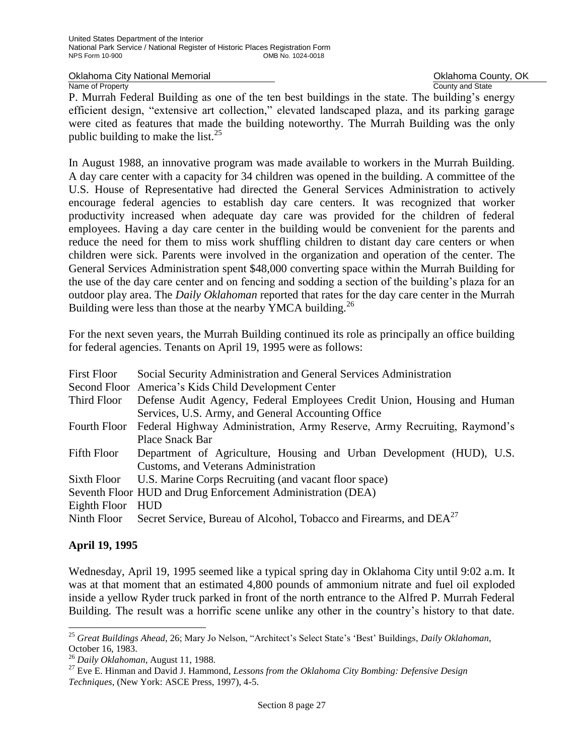P. Murrah Federal Building as one of the ten best buildings in the state. The building's energy efficient design, "extensive art collection," elevated landscaped plaza, and its parking garage were cited as features that made the building noteworthy. The Murrah Building was the only public building to make the list.[25]

In August 1988, an innovative program was made available to workers in the Murrah Building. A day care center with a capacity for 34 children was opened in the building. A committee of the U.S. House of Representative had directed the General Services Administration to actively encourage federal agencies to establish day care centers. It was recognized that worker productivity increased when adequate day care was provided for the children of federal employees. Having a day care center in the building would be convenient for the parents and reduce the need for them to miss work shuffling children to distant day care centers or when children were sick. Parents were involved in the organization and operation of the center. The General Services Administration spent $48,000 converting space within the Murrah Building for the use of the day care center and on fencing and sodding a section of the building's plaza for an outdoor play area. The *Daily Oklahoman* reported that rates for the day care center in the Murrah Building were less than those at the nearby YMCA building.[26]

For the next seven years, the Murrah Building continued its role as principally an office building for federal agencies. Tenants on April 19, 1995 were as follows:

| | |
|---|---|
| First Floor | Social Security Administration and General Services Administration |
| Second Floor | America's Kids Child Development Center |
| Third Floor | Defense Audit Agency, Federal Employees Credit Union, Housing and Human Services, U.S. Army, and General Accounting Office |
| Fourth Floor | Federal Highway Administration, Army Reserve, Army Recruiting, Raymond's Place Snack Bar |
| Fifth Floor | Department of Agriculture, Housing and Urban Development (HUD), U.S. Customs, and Veterans Administration |
| Sixth Floor | U.S. Marine Corps Recruiting (and vacant floor space) |
| Seventh Floor | HUD and Drug Enforcement Administration (DEA) |
| Eighth Floor | HUD |
| Ninth Floor | Secret Service, Bureau of Alcohol, Tobacco and Firearms, and DEA[27] |

**April 19, 1995**

Wednesday, April 19, 1995 seemed like a typical spring day in Oklahoma City until 9:02 a.m. It was at that moment that an estimated 4,800 pounds of ammonium nitrate and fuel oil exploded inside a yellow Ryder truck parked in front of the north entrance to the Alfred P. Murrah Federal Building. The result was a horrific scene unlike any other in the country's history to that date.

---

[25] *Great Buildings Ahead*, 26; Mary Jo Nelson, "Architect's Select State's 'Best' Buildings, *Daily Oklahoman*, October 16, 1983.

[26] *Daily Oklahoman*, August 11, 1988.

[27] Eve E. Hinman and David J. Hammond, *Lessons from the Oklahoma City Bombing: Defensive Design Techniques*, (New York: ASCE Press, 1997), 4-5.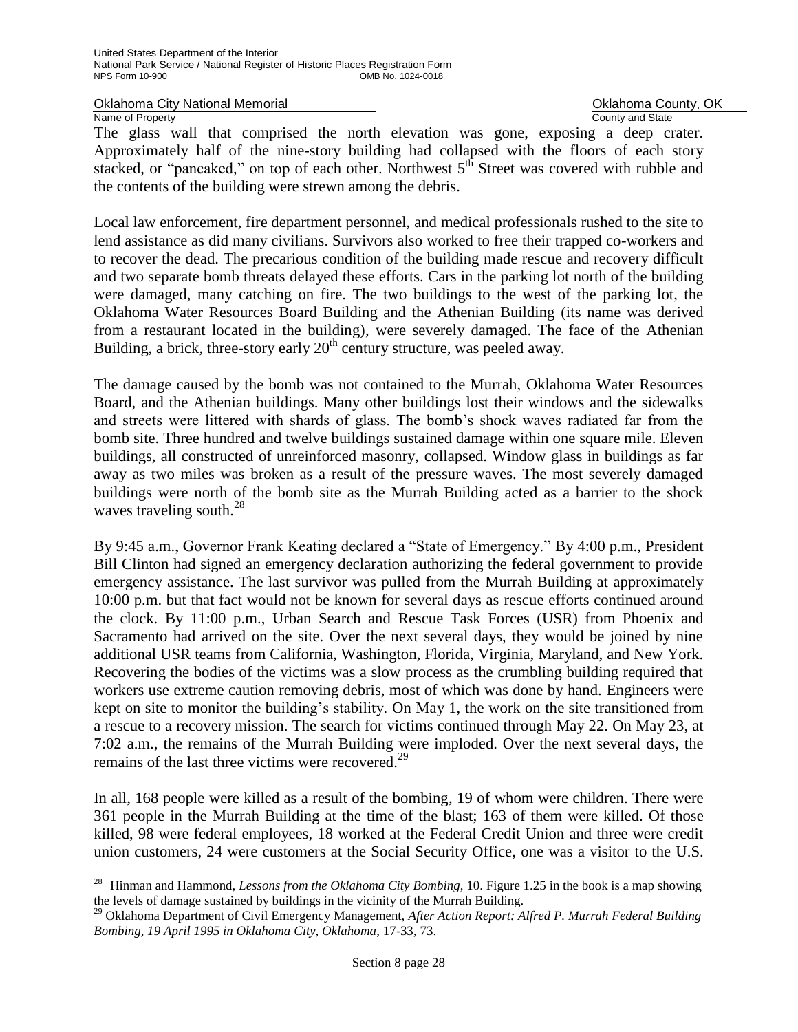The glass wall that comprised the north elevation was gone, exposing a deep crater. Approximately half of the nine-story building had collapsed with the floors of each story stacked, or "pancaked," on top of each other. Northwest 5th Street was covered with rubble and the contents of the building were strewn among the debris.

Local law enforcement, fire department personnel, and medical professionals rushed to the site to lend assistance as did many civilians. Survivors also worked to free their trapped co-workers and to recover the dead. The precarious condition of the building made rescue and recovery difficult and two separate bomb threats delayed these efforts. Cars in the parking lot north of the building were damaged, many catching on fire. The two buildings to the west of the parking lot, the Oklahoma Water Resources Board Building and the Athenian Building (its name was derived from a restaurant located in the building), were severely damaged. The face of the Athenian Building, a brick, three-story early 20th century structure, was peeled away.

The damage caused by the bomb was not contained to the Murrah, Oklahoma Water Resources Board, and the Athenian buildings. Many other buildings lost their windows and the sidewalks and streets were littered with shards of glass. The bomb's shock waves radiated far from the bomb site. Three hundred and twelve buildings sustained damage within one square mile. Eleven buildings, all constructed of unreinforced masonry, collapsed. Window glass in buildings as far away as two miles was broken as a result of the pressure waves. The most severely damaged buildings were north of the bomb site as the Murrah Building acted as a barrier to the shock waves traveling south.[28]

By 9:45 a.m., Governor Frank Keating declared a "State of Emergency." By 4:00 p.m., President Bill Clinton had signed an emergency declaration authorizing the federal government to provide emergency assistance. The last survivor was pulled from the Murrah Building at approximately 10:00 p.m. but that fact would not be known for several days as rescue efforts continued around the clock. By 11:00 p.m., Urban Search and Rescue Task Forces (USR) from Phoenix and Sacramento had arrived on the site. Over the next several days, they would be joined by nine additional USR teams from California, Washington, Florida, Virginia, Maryland, and New York. Recovering the bodies of the victims was a slow process as the crumbling building required that workers use extreme caution removing debris, most of which was done by hand. Engineers were kept on site to monitor the building's stability. On May 1, the work on the site transitioned from a rescue to a recovery mission. The search for victims continued through May 22. On May 23, at 7:02 a.m., the remains of the Murrah Building were imploded. Over the next several days, the remains of the last three victims were recovered.[29]

In all, 168 people were killed as a result of the bombing, 19 of whom were children. There were 361 people in the Murrah Building at the time of the blast; 163 of them were killed. Of those killed, 98 were federal employees, 18 worked at the Federal Credit Union and three were credit union customers, 24 were customers at the Social Security Office, one was a visitor to the U.S.

---

[28] Hinman and Hammond, *Lessons from the Oklahoma City Bombing*, 10. Figure 1.25 in the book is a map showing the levels of damage sustained by buildings in the vicinity of the Murrah Building.

[29] Oklahoma Department of Civil Emergency Management, *After Action Report: Alfred P. Murrah Federal Building Bombing, 19 April 1995 in Oklahoma City, Oklahoma*, 17-33, 73.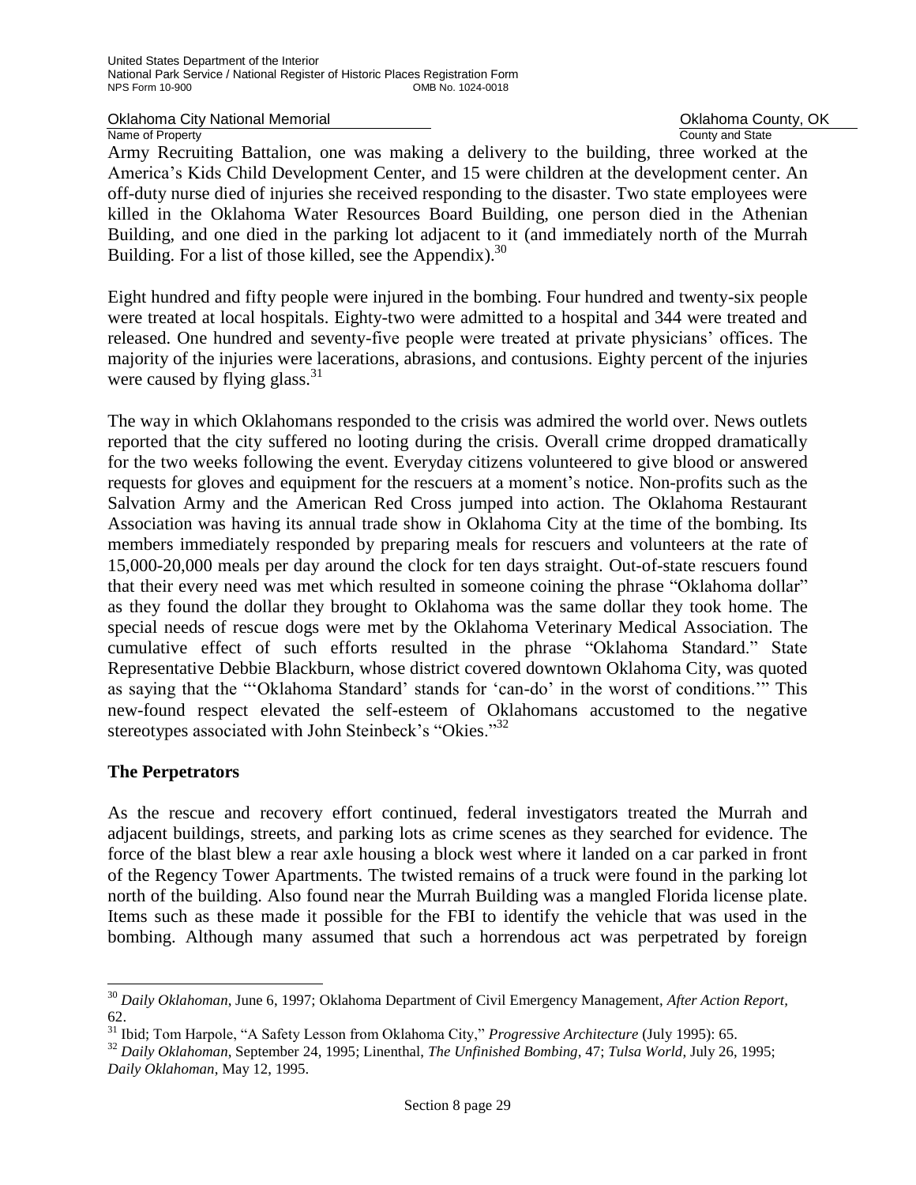Army Recruiting Battalion, one was making a delivery to the building, three worked at the America's Kids Child Development Center, and 15 were children at the development center. An off-duty nurse died of injuries she received responding to the disaster. Two state employees were killed in the Oklahoma Water Resources Board Building, one person died in the Athenian Building, and one died in the parking lot adjacent to it (and immediately north of the Murrah Building. For a list of those killed, see the Appendix).[30]

Eight hundred and fifty people were injured in the bombing. Four hundred and twenty-six people were treated at local hospitals. Eighty-two were admitted to a hospital and 344 were treated and released. One hundred and seventy-five people were treated at private physicians' offices. The majority of the injuries were lacerations, abrasions, and contusions. Eighty percent of the injuries were caused by flying glass.[31]

The way in which Oklahomans responded to the crisis was admired the world over. News outlets reported that the city suffered no looting during the crisis. Overall crime dropped dramatically for the two weeks following the event. Everyday citizens volunteered to give blood or answered requests for gloves and equipment for the rescuers at a moment's notice. Non-profits such as the Salvation Army and the American Red Cross jumped into action. The Oklahoma Restaurant Association was having its annual trade show in Oklahoma City at the time of the bombing. Its members immediately responded by preparing meals for rescuers and volunteers at the rate of 15,000-20,000 meals per day around the clock for ten days straight. Out-of-state rescuers found that their every need was met which resulted in someone coining the phrase "Oklahoma dollar" as they found the dollar they brought to Oklahoma was the same dollar they took home. The special needs of rescue dogs were met by the Oklahoma Veterinary Medical Association. The cumulative effect of such efforts resulted in the phrase "Oklahoma Standard." State Representative Debbie Blackburn, whose district covered downtown Oklahoma City, was quoted as saying that the "'Oklahoma Standard' stands for 'can-do' in the worst of conditions.'" This new-found respect elevated the self-esteem of Oklahomans accustomed to the negative stereotypes associated with John Steinbeck's "Okies."[32]

## The Perpetrators

As the rescue and recovery effort continued, federal investigators treated the Murrah and adjacent buildings, streets, and parking lots as crime scenes as they searched for evidence. The force of the blast blew a rear axle housing a block west where it landed on a car parked in front of the Regency Tower Apartments. The twisted remains of a truck were found in the parking lot north of the building. Also found near the Murrah Building was a mangled Florida license plate. Items such as these made it possible for the FBI to identify the vehicle that was used in the bombing. Although many assumed that such a horrendous act was perpetrated by foreign

---

[30] *Daily Oklahoman*, June 6, 1997; Oklahoma Department of Civil Emergency Management, *After Action Report*, 62.

[31] Ibid; Tom Harpole, "A Safety Lesson from Oklahoma City," *Progressive Architecture* (July 1995): 65.

[32] *Daily Oklahoman*, September 24, 1995; Linenthal, *The Unfinished Bombing*, 47; *Tulsa World*, July 26, 1995; *Daily Oklahoman*, May 12, 1995.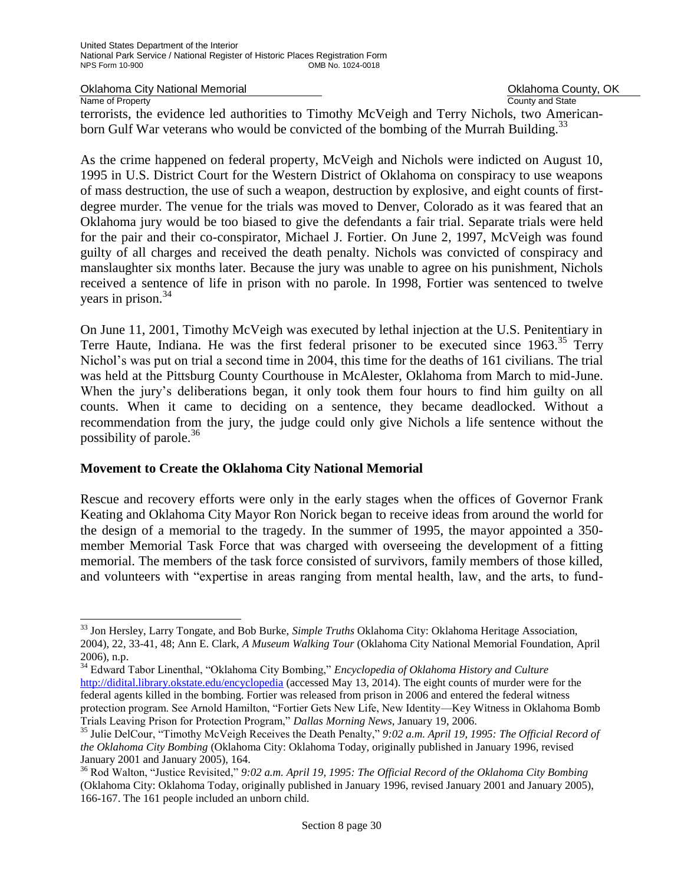terrorists, the evidence led authorities to Timothy McVeigh and Terry Nichols, two American-born Gulf War veterans who would be convicted of the bombing of the Murrah Building.[33]

As the crime happened on federal property, McVeigh and Nichols were indicted on August 10, 1995 in U.S. District Court for the Western District of Oklahoma on conspiracy to use weapons of mass destruction, the use of such a weapon, destruction by explosive, and eight counts of first-degree murder. The venue for the trials was moved to Denver, Colorado as it was feared that an Oklahoma jury would be too biased to give the defendants a fair trial. Separate trials were held for the pair and their co-conspirator, Michael J. Fortier. On June 2, 1997, McVeigh was found guilty of all charges and received the death penalty. Nichols was convicted of conspiracy and manslaughter six months later. Because the jury was unable to agree on his punishment, Nichols received a sentence of life in prison with no parole. In 1998, Fortier was sentenced to twelve years in prison.[34]

On June 11, 2001, Timothy McVeigh was executed by lethal injection at the U.S. Penitentiary in Terre Haute, Indiana. He was the first federal prisoner to be executed since 1963.[35] Terry Nichol's was put on trial a second time in 2004, this time for the deaths of 161 civilians. The trial was held at the Pittsburg County Courthouse in McAlester, Oklahoma from March to mid-June. When the jury's deliberations began, it only took them four hours to find him guilty on all counts. When it came to deciding on a sentence, they became deadlocked. Without a recommendation from the jury, the judge could only give Nichols a life sentence without the possibility of parole.[36]

## Movement to Create the Oklahoma City National Memorial

Rescue and recovery efforts were only in the early stages when the offices of Governor Frank Keating and Oklahoma City Mayor Ron Norick began to receive ideas from around the world for the design of a memorial to the tragedy. In the summer of 1995, the mayor appointed a 350-member Memorial Task Force that was charged with overseeing the development of a fitting memorial. The members of the task force consisted of survivors, family members of those killed, and volunteers with "expertise in areas ranging from mental health, law, and the arts, to fund-

---

[33] Jon Hersley, Larry Tongate, and Bob Burke, *Simple Truths* Oklahoma City: Oklahoma Heritage Association, 2004), 22, 33-41, 48; Ann E. Clark, *A Museum Walking Tour* (Oklahoma City National Memorial Foundation, April 2006), n.p.

[34] Edward Tabor Linenthal, "Oklahoma City Bombing," *Encyclopedia of Oklahoma History and Culture* http://didital.library.okstate.edu/encyclopedia (accessed May 13, 2014). The eight counts of murder were for the federal agents killed in the bombing. Fortier was released from prison in 2006 and entered the federal witness protection program. See Arnold Hamilton, "Fortier Gets New Life, New Identity—Key Witness in Oklahoma Bomb Trials Leaving Prison for Protection Program," *Dallas Morning News*, January 19, 2006.

[35] Julie DelCour, "Timothy McVeigh Receives the Death Penalty," *9:02 a.m. April 19, 1995: The Official Record of the Oklahoma City Bombing* (Oklahoma City: Oklahoma Today, originally published in January 1996, revised January 2001 and January 2005), 164.

[36] Rod Walton, "Justice Revisited," *9:02 a.m. April 19, 1995: The Official Record of the Oklahoma City Bombing* (Oklahoma City: Oklahoma Today, originally published in January 1996, revised January 2001 and January 2005), 166-167. The 161 people included an unborn child.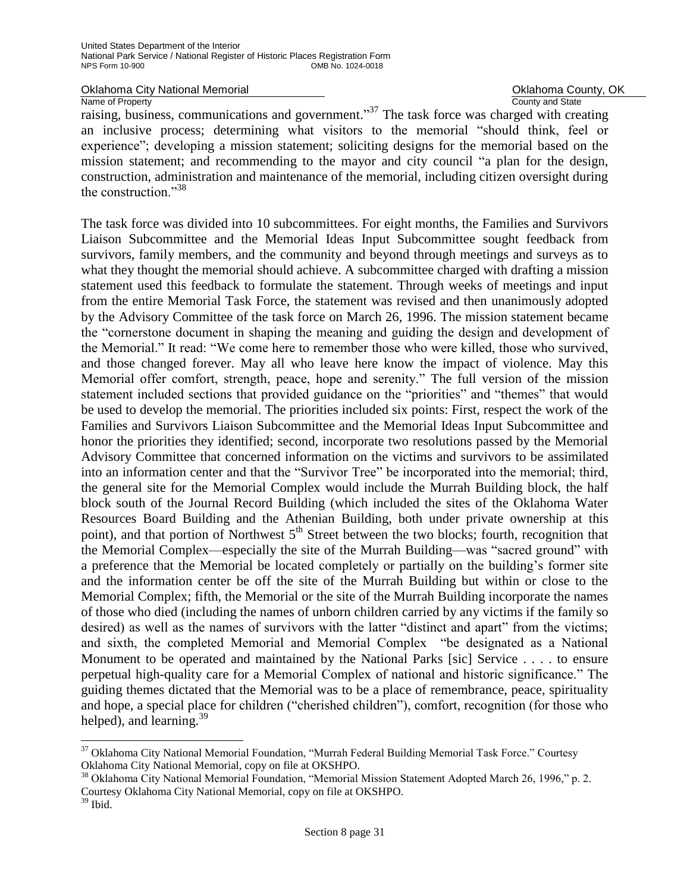raising, business, communications and government."[37] The task force was charged with creating an inclusive process; determining what visitors to the memorial "should think, feel or experience"; developing a mission statement; soliciting designs for the memorial based on the mission statement; and recommending to the mayor and city council "a plan for the design, construction, administration and maintenance of the memorial, including citizen oversight during the construction."[38]

The task force was divided into 10 subcommittees. For eight months, the Families and Survivors Liaison Subcommittee and the Memorial Ideas Input Subcommittee sought feedback from survivors, family members, and the community and beyond through meetings and surveys as to what they thought the memorial should achieve. A subcommittee charged with drafting a mission statement used this feedback to formulate the statement. Through weeks of meetings and input from the entire Memorial Task Force, the statement was revised and then unanimously adopted by the Advisory Committee of the task force on March 26, 1996. The mission statement became the "cornerstone document in shaping the meaning and guiding the design and development of the Memorial." It read: "We come here to remember those who were killed, those who survived, and those changed forever. May all who leave here know the impact of violence. May this Memorial offer comfort, strength, peace, hope and serenity." The full version of the mission statement included sections that provided guidance on the "priorities" and "themes" that would be used to develop the memorial. The priorities included six points: First, respect the work of the Families and Survivors Liaison Subcommittee and the Memorial Ideas Input Subcommittee and honor the priorities they identified; second, incorporate two resolutions passed by the Memorial Advisory Committee that concerned information on the victims and survivors to be assimilated into an information center and that the "Survivor Tree" be incorporated into the memorial; third, the general site for the Memorial Complex would include the Murrah Building block, the half block south of the Journal Record Building (which included the sites of the Oklahoma Water Resources Board Building and the Athenian Building, both under private ownership at this point), and that portion of Northwest 5th Street between the two blocks; fourth, recognition that the Memorial Complex—especially the site of the Murrah Building—was "sacred ground" with a preference that the Memorial be located completely or partially on the building's former site and the information center be off the site of the Murrah Building but within or close to the Memorial Complex; fifth, the Memorial or the site of the Murrah Building incorporate the names of those who died (including the names of unborn children carried by any victims if the family so desired) as well as the names of survivors with the latter "distinct and apart" from the victims; and sixth, the completed Memorial and Memorial Complex "be designated as a National Monument to be operated and maintained by the National Parks [sic] Service . . . . to ensure perpetual high-quality care for a Memorial Complex of national and historic significance." The guiding themes dictated that the Memorial was to be a place of remembrance, peace, spirituality and hope, a special place for children ("cherished children"), comfort, recognition (for those who helped), and learning.[39]

---

[37] Oklahoma City National Memorial Foundation, "Murrah Federal Building Memorial Task Force." Courtesy Oklahoma City National Memorial, copy on file at OKSHPO.

[38] Oklahoma City National Memorial Foundation, "Memorial Mission Statement Adopted March 26, 1996," p. 2. Courtesy Oklahoma City National Memorial, copy on file at OKSHPO.

[39] Ibid.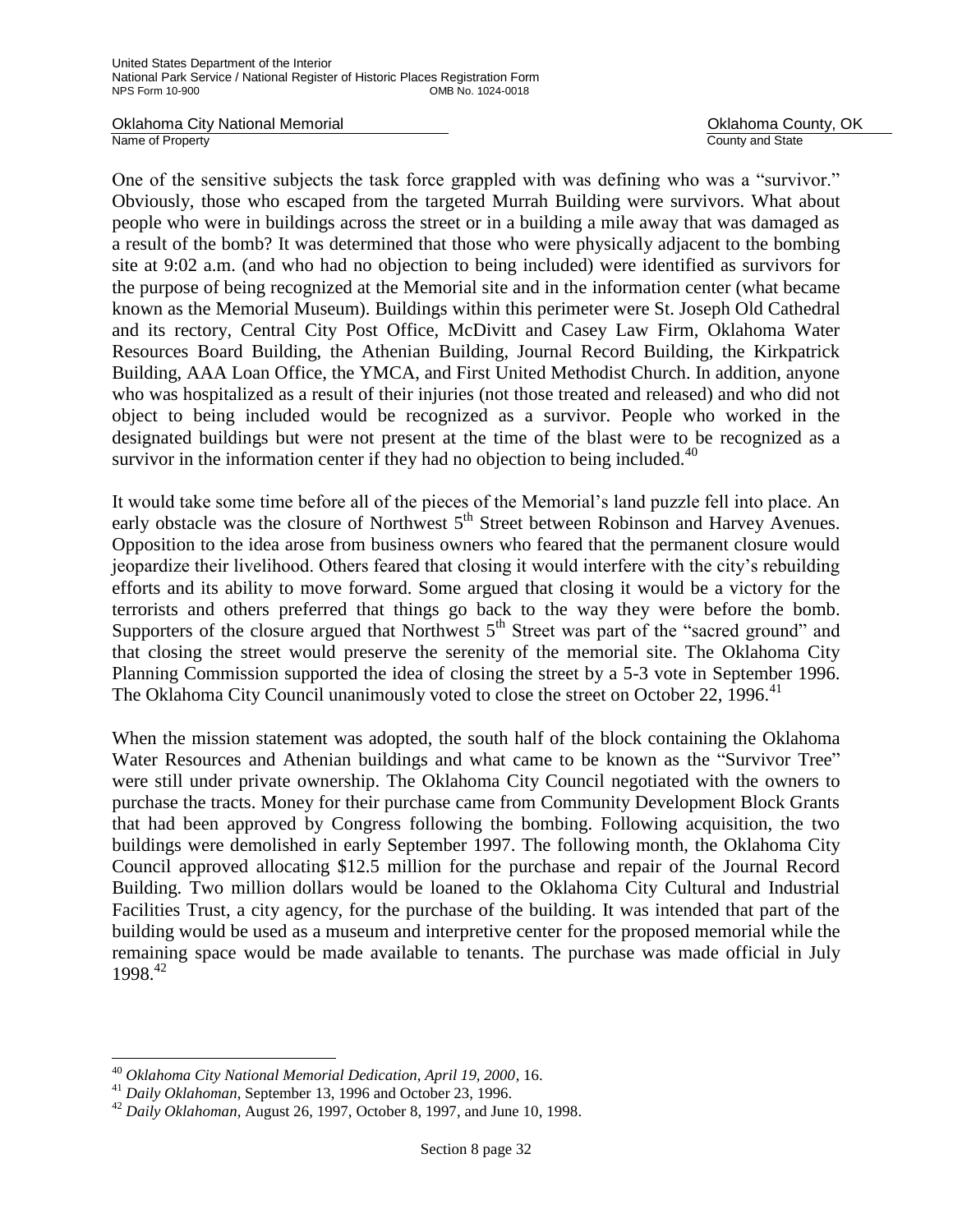One of the sensitive subjects the task force grappled with was defining who was a "survivor." Obviously, those who escaped from the targeted Murrah Building were survivors. What about people who were in buildings across the street or in a building a mile away that was damaged as a result of the bomb? It was determined that those who were physically adjacent to the bombing site at 9:02 a.m. (and who had no objection to being included) were identified as survivors for the purpose of being recognized at the Memorial site and in the information center (what became known as the Memorial Museum). Buildings within this perimeter were St. Joseph Old Cathedral and its rectory, Central City Post Office, McDivitt and Casey Law Firm, Oklahoma Water Resources Board Building, the Athenian Building, Journal Record Building, the Kirkpatrick Building, AAA Loan Office, the YMCA, and First United Methodist Church. In addition, anyone who was hospitalized as a result of their injuries (not those treated and released) and who did not object to being included would be recognized as a survivor. People who worked in the designated buildings but were not present at the time of the blast were to be recognized as a survivor in the information center if they had no objection to being included.[40]

It would take some time before all of the pieces of the Memorial's land puzzle fell into place. An early obstacle was the closure of Northwest 5th Street between Robinson and Harvey Avenues. Opposition to the idea arose from business owners who feared that the permanent closure would jeopardize their livelihood. Others feared that closing it would interfere with the city's rebuilding efforts and its ability to move forward. Some argued that closing it would be a victory for the terrorists and others preferred that things go back to the way they were before the bomb. Supporters of the closure argued that Northwest 5th Street was part of the "sacred ground" and that closing the street would preserve the serenity of the memorial site. The Oklahoma City Planning Commission supported the idea of closing the street by a 5-3 vote in September 1996. The Oklahoma City Council unanimously voted to close the street on October 22, 1996.[41]

When the mission statement was adopted, the south half of the block containing the Oklahoma Water Resources and Athenian buildings and what came to be known as the "Survivor Tree" were still under private ownership. The Oklahoma City Council negotiated with the owners to purchase the tracts. Money for their purchase came from Community Development Block Grants that had been approved by Congress following the bombing. Following acquisition, the two buildings were demolished in early September 1997. The following month, the Oklahoma City Council approved allocating $12.5 million for the purchase and repair of the Journal Record Building. Two million dollars would be loaned to the Oklahoma City Cultural and Industrial Facilities Trust, a city agency, for the purchase of the building. It was intended that part of the building would be used as a museum and interpretive center for the proposed memorial while the remaining space would be made available to tenants. The purchase was made official in July 1998.[42]

---

[40] *Oklahoma City National Memorial Dedication, April 19, 2000*, 16.

[41] *Daily Oklahoman*, September 13, 1996 and October 23, 1996.

[42] *Daily Oklahoman*, August 26, 1997, October 8, 1997, and June 10, 1998.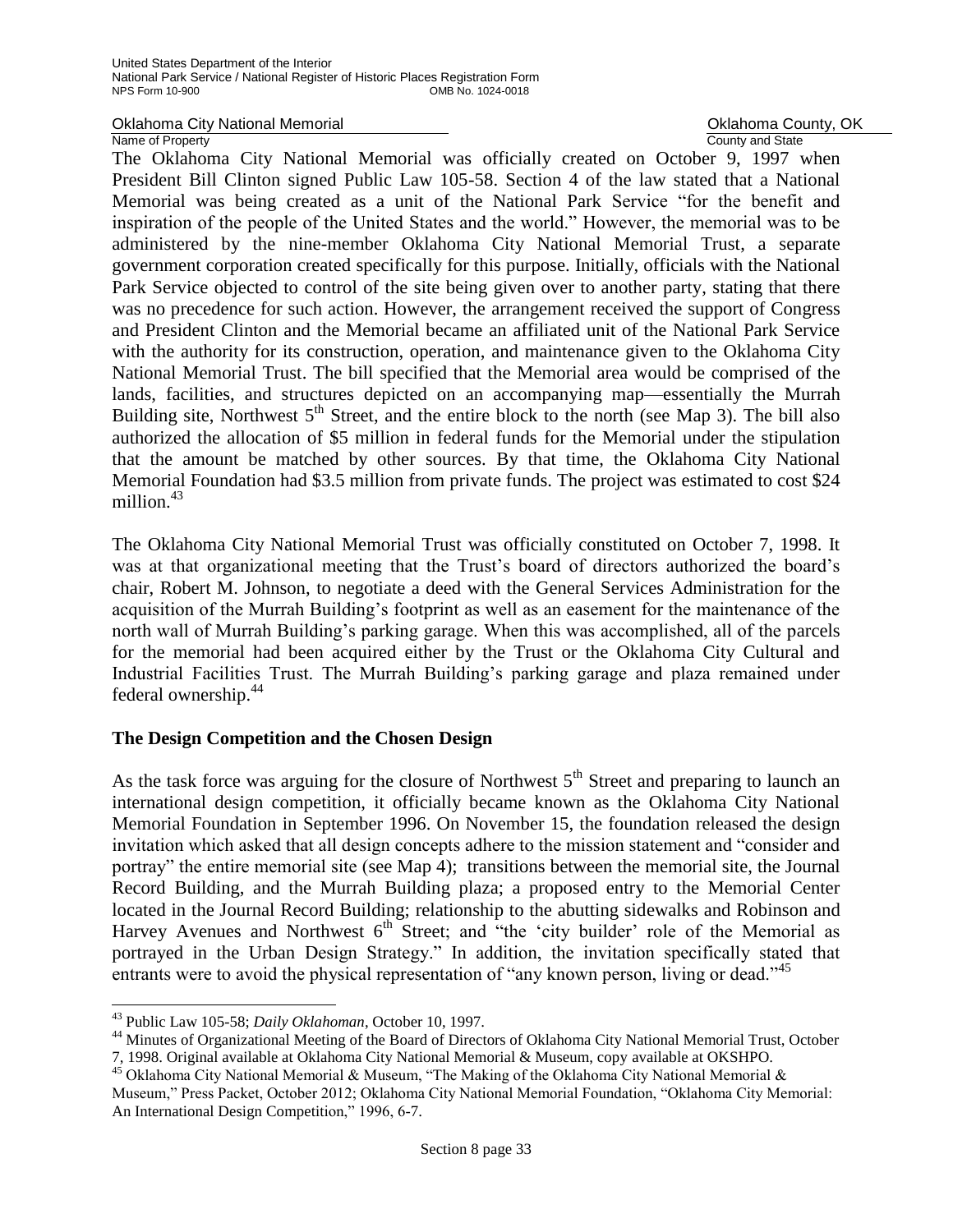The Oklahoma City National Memorial was officially created on October 9, 1997 when President Bill Clinton signed Public Law 105-58. Section 4 of the law stated that a National Memorial was being created as a unit of the National Park Service "for the benefit and inspiration of the people of the United States and the world." However, the memorial was to be administered by the nine-member Oklahoma City National Memorial Trust, a separate government corporation created specifically for this purpose. Initially, officials with the National Park Service objected to control of the site being given over to another party, stating that there was no precedence for such action. However, the arrangement received the support of Congress and President Clinton and the Memorial became an affiliated unit of the National Park Service with the authority for its construction, operation, and maintenance given to the Oklahoma City National Memorial Trust. The bill specified that the Memorial area would be comprised of the lands, facilities, and structures depicted on an accompanying map—essentially the Murrah Building site, Northwest 5th Street, and the entire block to the north (see Map 3). The bill also authorized the allocation of $5 million in federal funds for the Memorial under the stipulation that the amount be matched by other sources. By that time, the Oklahoma City National Memorial Foundation had $3.5 million from private funds. The project was estimated to cost $24 million.[43]

The Oklahoma City National Memorial Trust was officially constituted on October 7, 1998. It was at that organizational meeting that the Trust's board of directors authorized the board's chair, Robert M. Johnson, to negotiate a deed with the General Services Administration for the acquisition of the Murrah Building's footprint as well as an easement for the maintenance of the north wall of Murrah Building's parking garage. When this was accomplished, all of the parcels for the memorial had been acquired either by the Trust or the Oklahoma City Cultural and Industrial Facilities Trust. The Murrah Building's parking garage and plaza remained under federal ownership.[44]

## The Design Competition and the Chosen Design

As the task force was arguing for the closure of Northwest 5th Street and preparing to launch an international design competition, it officially became known as the Oklahoma City National Memorial Foundation in September 1996. On November 15, the foundation released the design invitation which asked that all design concepts adhere to the mission statement and "consider and portray" the entire memorial site (see Map 4); transitions between the memorial site, the Journal Record Building, and the Murrah Building plaza; a proposed entry to the Memorial Center located in the Journal Record Building; relationship to the abutting sidewalks and Robinson and Harvey Avenues and Northwest 6th Street; and "the 'city builder' role of the Memorial as portrayed in the Urban Design Strategy." In addition, the invitation specifically stated that entrants were to avoid the physical representation of "any known person, living or dead."[45]

---

[43] Public Law 105-58; *Daily Oklahoman*, October 10, 1997.

[44] Minutes of Organizational Meeting of the Board of Directors of Oklahoma City National Memorial Trust, October 7, 1998. Original available at Oklahoma City National Memorial & Museum, copy available at OKSHPO.

[45] Oklahoma City National Memorial & Museum, "The Making of the Oklahoma City National Memorial & Museum," Press Packet, October 2012; Oklahoma City National Memorial Foundation, "Oklahoma City Memorial: An International Design Competition," 1996, 6-7.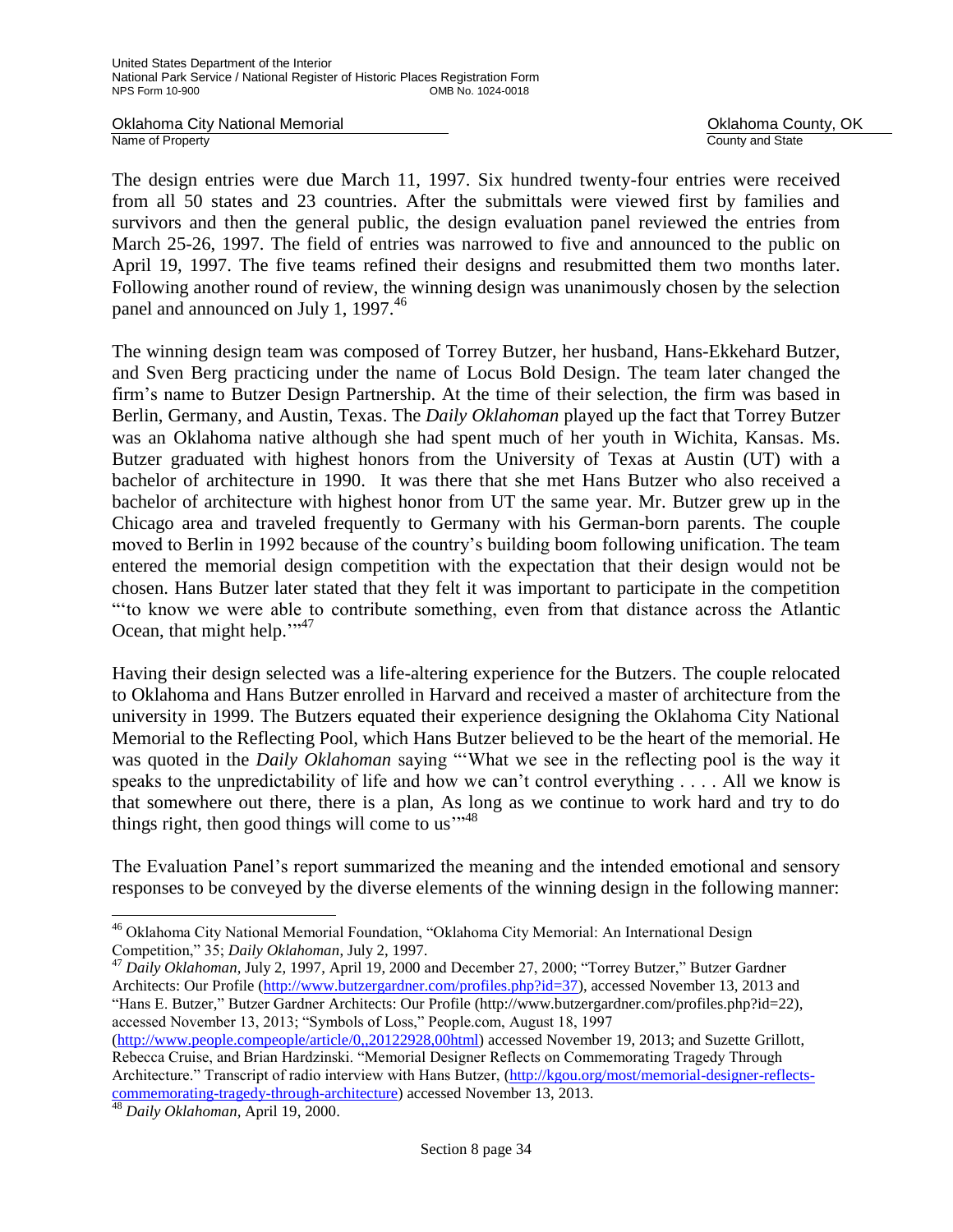The design entries were due March 11, 1997. Six hundred twenty-four entries were received from all 50 states and 23 countries. After the submittals were viewed first by families and survivors and then the general public, the design evaluation panel reviewed the entries from March 25-26, 1997. The field of entries was narrowed to five and announced to the public on April 19, 1997. The five teams refined their designs and resubmitted them two months later. Following another round of review, the winning design was unanimously chosen by the selection panel and announced on July 1, 1997.[46]

The winning design team was composed of Torrey Butzer, her husband, Hans-Ekkehard Butzer, and Sven Berg practicing under the name of Locus Bold Design. The team later changed the firm's name to Butzer Design Partnership. At the time of their selection, the firm was based in Berlin, Germany, and Austin, Texas. The *Daily Oklahoman* played up the fact that Torrey Butzer was an Oklahoma native although she had spent much of her youth in Wichita, Kansas. Ms. Butzer graduated with highest honors from the University of Texas at Austin (UT) with a bachelor of architecture in 1990. It was there that she met Hans Butzer who also received a bachelor of architecture with highest honor from UT the same year. Mr. Butzer grew up in the Chicago area and traveled frequently to Germany with his German-born parents. The couple moved to Berlin in 1992 because of the country's building boom following unification. The team entered the memorial design competition with the expectation that their design would not be chosen. Hans Butzer later stated that they felt it was important to participate in the competition "'to know we were able to contribute something, even from that distance across the Atlantic Ocean, that might help.'"[47]

Having their design selected was a life-altering experience for the Butzers. The couple relocated to Oklahoma and Hans Butzer enrolled in Harvard and received a master of architecture from the university in 1999. The Butzers equated their experience designing the Oklahoma City National Memorial to the Reflecting Pool, which Hans Butzer believed to be the heart of the memorial. He was quoted in the *Daily Oklahoman* saying "'What we see in the reflecting pool is the way it speaks to the unpredictability of life and how we can't control everything . . . . All we know is that somewhere out there, there is a plan, As long as we continue to work hard and try to do things right, then good things will come to us'"[48]

The Evaluation Panel's report summarized the meaning and the intended emotional and sensory responses to be conveyed by the diverse elements of the winning design in the following manner:

---

[46] Oklahoma City National Memorial Foundation, "Oklahoma City Memorial: An International Design Competition," 35; *Daily Oklahoman*, July 2, 1997.

[47] *Daily Oklahoman*, July 2, 1997, April 19, 2000 and December 27, 2000; "Torrey Butzer," Butzer Gardner Architects: Our Profile (http://www.butzergardner.com/profiles.php?id=37), accessed November 13, 2013 and "Hans E. Butzer," Butzer Gardner Architects: Our Profile (http://www.butzergardner.com/profiles.php?id=22), accessed November 13, 2013; "Symbols of Loss," People.com, August 18, 1997 (http://www.people.compeople/article/0,,20122928,00html) accessed November 19, 2013; and Suzette Grillott, Rebecca Cruise, and Brian Hardzinski. "Memorial Designer Reflects on Commemorating Tragedy Through Architecture." Transcript of radio interview with Hans Butzer, (http://kgou.org/most/memorial-designer-reflects-commemorating-tragedy-through-architecture) accessed November 13, 2013.

[48] *Daily Oklahoman*, April 19, 2000.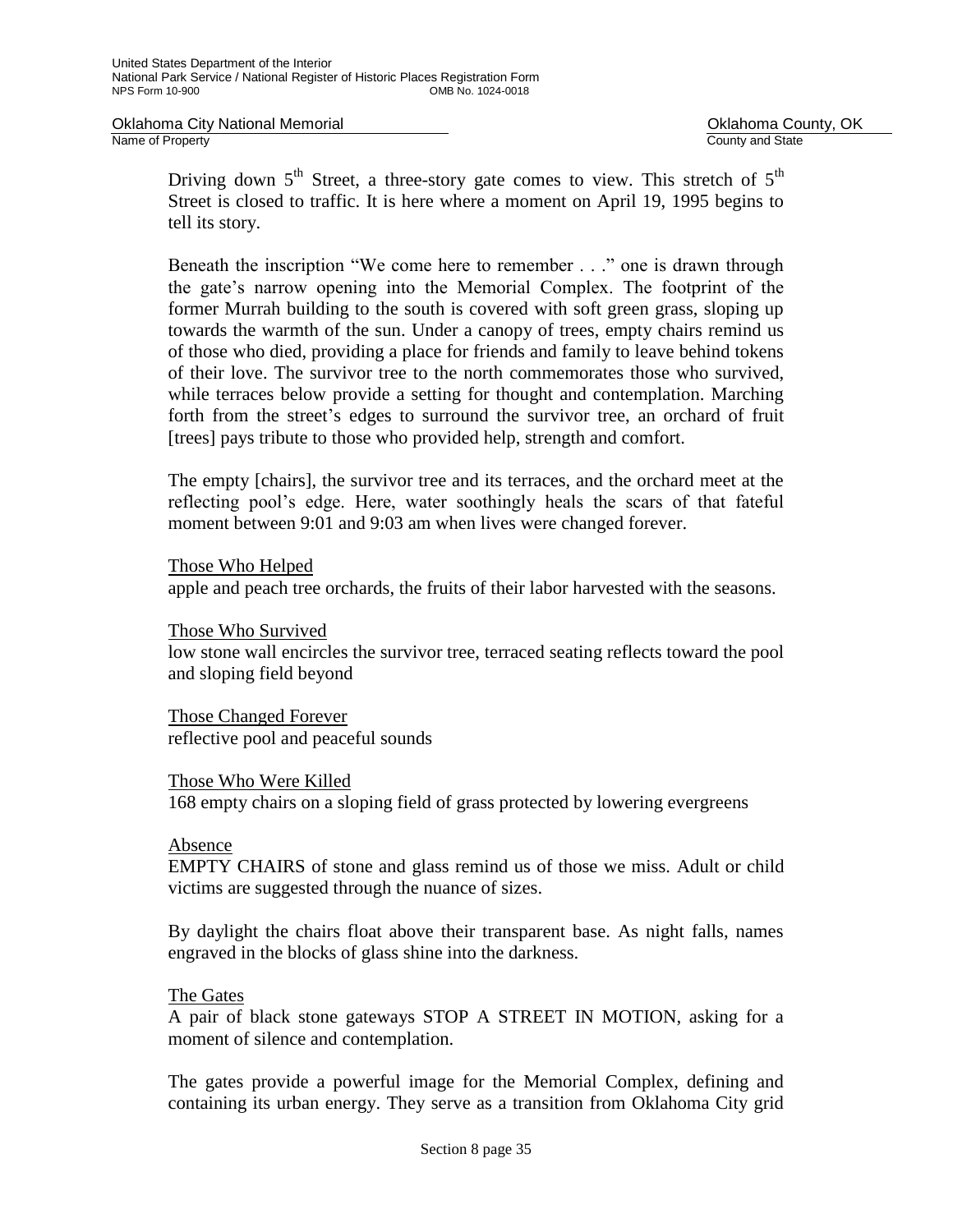Driving down $5^{th}$ Street, a three-story gate comes to view. This stretch of $5^{th}$ Street is closed to traffic. It is here where a moment on April 19, 1995 begins to tell its story.

Beneath the inscription "We come here to remember . . ." one is drawn through the gate's narrow opening into the Memorial Complex. The footprint of the former Murrah building to the south is covered with soft green grass, sloping up towards the warmth of the sun. Under a canopy of trees, empty chairs remind us of those who died, providing a place for friends and family to leave behind tokens of their love. The survivor tree to the north commemorates those who survived, while terraces below provide a setting for thought and contemplation. Marching forth from the street's edges to surround the survivor tree, an orchard of fruit [trees] pays tribute to those who provided help, strength and comfort.

The empty [chairs], the survivor tree and its terraces, and the orchard meet at the reflecting pool's edge. Here, water soothingly heals the scars of that fateful moment between 9:01 and 9:03 am when lives were changed forever.

Those Who Helped
apple and peach tree orchards, the fruits of their labor harvested with the seasons.

Those Who Survived
low stone wall encircles the survivor tree, terraced seating reflects toward the pool and sloping field beyond

Those Changed Forever
reflective pool and peaceful sounds

Those Who Were Killed
168 empty chairs on a sloping field of grass protected by lowering evergreens

Absence
EMPTY CHAIRS of stone and glass remind us of those we miss. Adult or child victims are suggested through the nuance of sizes.

By daylight the chairs float above their transparent base. As night falls, names engraved in the blocks of glass shine into the darkness.

The Gates
A pair of black stone gateways STOP A STREET IN MOTION, asking for a moment of silence and contemplation.

The gates provide a powerful image for the Memorial Complex, defining and containing its urban energy. They serve as a transition from Oklahoma City grid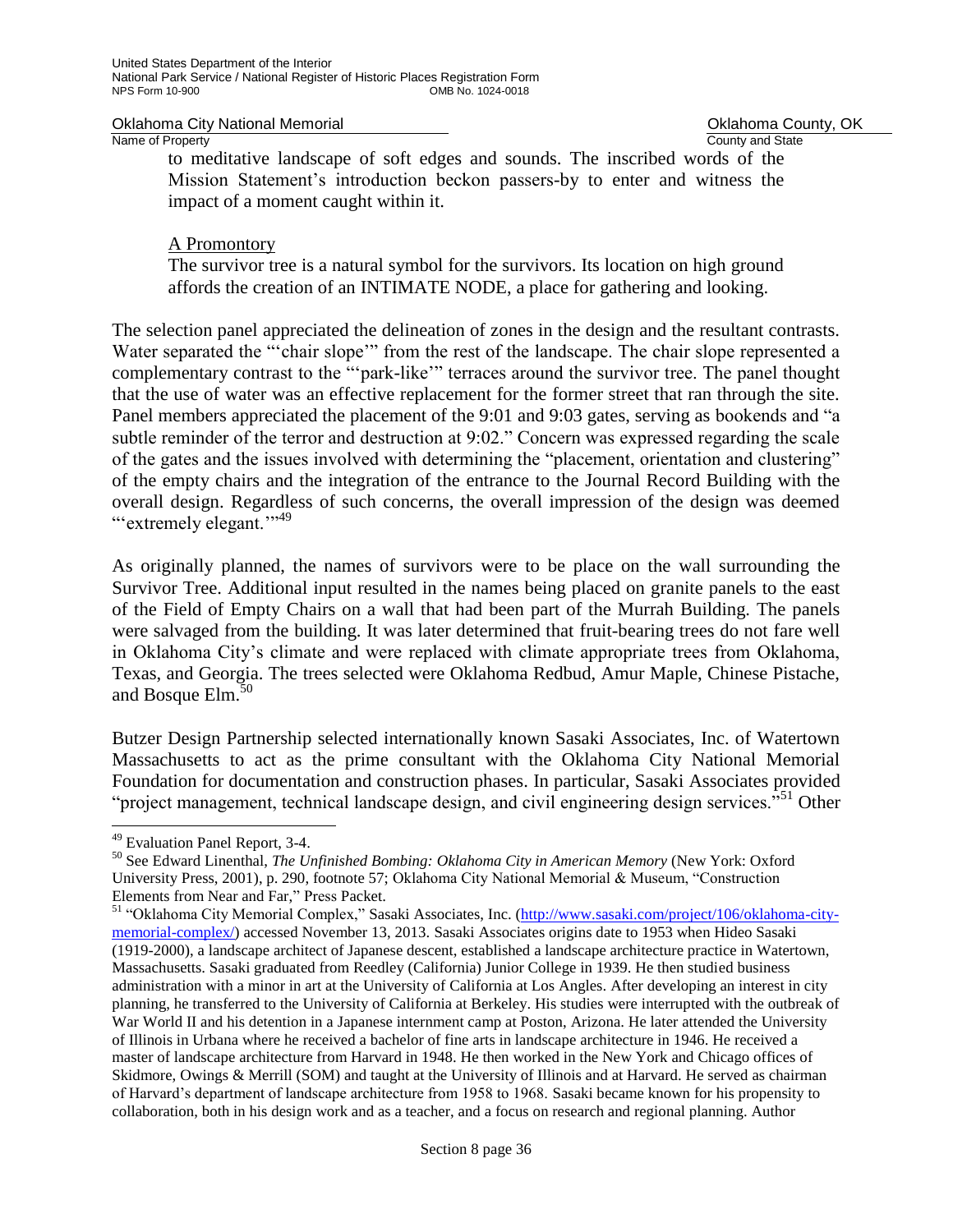to meditative landscape of soft edges and sounds. The inscribed words of the Mission Statement's introduction beckon passers-by to enter and witness the impact of a moment caught within it.

A Promontory

The survivor tree is a natural symbol for the survivors. Its location on high ground affords the creation of an INTIMATE NODE, a place for gathering and looking.

The selection panel appreciated the delineation of zones in the design and the resultant contrasts. Water separated the "'chair slope'" from the rest of the landscape. The chair slope represented a complementary contrast to the "'park-like'" terraces around the survivor tree. The panel thought that the use of water was an effective replacement for the former street that ran through the site. Panel members appreciated the placement of the 9:01 and 9:03 gates, serving as bookends and "a subtle reminder of the terror and destruction at 9:02." Concern was expressed regarding the scale of the gates and the issues involved with determining the "placement, orientation and clustering" of the empty chairs and the integration of the entrance to the Journal Record Building with the overall design. Regardless of such concerns, the overall impression of the design was deemed "'extremely elegant.'"[49]

As originally planned, the names of survivors were to be place on the wall surrounding the Survivor Tree. Additional input resulted in the names being placed on granite panels to the east of the Field of Empty Chairs on a wall that had been part of the Murrah Building. The panels were salvaged from the building. It was later determined that fruit-bearing trees do not fare well in Oklahoma City's climate and were replaced with climate appropriate trees from Oklahoma, Texas, and Georgia. The trees selected were Oklahoma Redbud, Amur Maple, Chinese Pistache, and Bosque Elm.[50]

Butzer Design Partnership selected internationally known Sasaki Associates, Inc. of Watertown Massachusetts to act as the prime consultant with the Oklahoma City National Memorial Foundation for documentation and construction phases. In particular, Sasaki Associates provided "project management, technical landscape design, and civil engineering design services."[51] Other

[49] Evaluation Panel Report, 3-4.

[50] See Edward Linenthal, *The Unfinished Bombing: Oklahoma City in American Memory* (New York: Oxford University Press, 2001), p. 290, footnote 57; Oklahoma City National Memorial & Museum, "Construction Elements from Near and Far," Press Packet.

[51] "Oklahoma City Memorial Complex," Sasaki Associates, Inc. (http://www.sasaki.com/project/106/oklahoma-city-memorial-complex/) accessed November 13, 2013. Sasaki Associates origins date to 1953 when Hideo Sasaki (1919-2000), a landscape architect of Japanese descent, established a landscape architecture practice in Watertown, Massachusetts. Sasaki graduated from Reedley (California) Junior College in 1939. He then studied business administration with a minor in art at the University of California at Los Angles. After developing an interest in city planning, he transferred to the University of California at Berkeley. His studies were interrupted with the outbreak of War World II and his detention in a Japanese internment camp at Poston, Arizona. He later attended the University of Illinois in Urbana where he received a bachelor of fine arts in landscape architecture in 1946. He received a master of landscape architecture from Harvard in 1948. He then worked in the New York and Chicago offices of Skidmore, Owings & Merrill (SOM) and taught at the University of Illinois and at Harvard. He served as chairman of Harvard's department of landscape architecture from 1958 to 1968. Sasaki became known for his propensity to collaboration, both in his design work and as a teacher, and a focus on research and regional planning. Author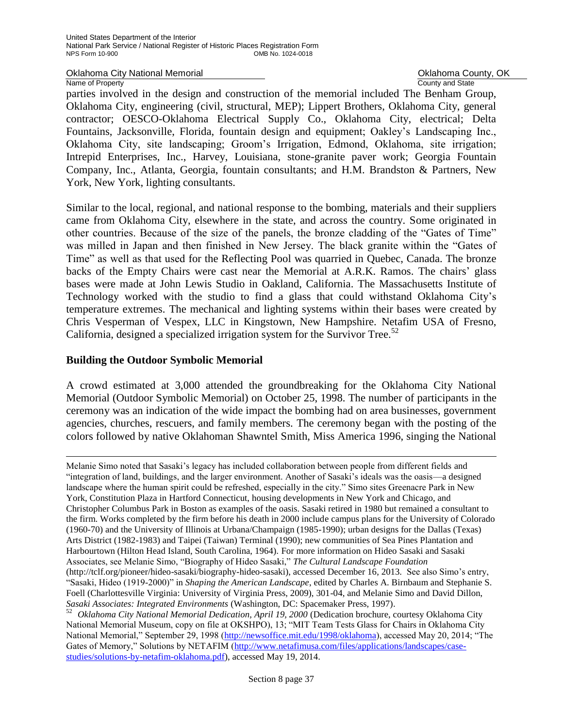parties involved in the design and construction of the memorial included The Benham Group, Oklahoma City, engineering (civil, structural, MEP); Lippert Brothers, Oklahoma City, general contractor; OESCO-Oklahoma Electrical Supply Co., Oklahoma City, electrical; Delta Fountains, Jacksonville, Florida, fountain design and equipment; Oakley's Landscaping Inc., Oklahoma City, site landscaping; Groom's Irrigation, Edmond, Oklahoma, site irrigation; Intrepid Enterprises, Inc., Harvey, Louisiana, stone-granite paver work; Georgia Fountain Company, Inc., Atlanta, Georgia, fountain consultants; and H.M. Brandston & Partners, New York, New York, lighting consultants.

Similar to the local, regional, and national response to the bombing, materials and their suppliers came from Oklahoma City, elsewhere in the state, and across the country. Some originated in other countries. Because of the size of the panels, the bronze cladding of the "Gates of Time" was milled in Japan and then finished in New Jersey. The black granite within the "Gates of Time" as well as that used for the Reflecting Pool was quarried in Quebec, Canada. The bronze backs of the Empty Chairs were cast near the Memorial at A.R.K. Ramos. The chairs' glass bases were made at John Lewis Studio in Oakland, California. The Massachusetts Institute of Technology worked with the studio to find a glass that could withstand Oklahoma City's temperature extremes. The mechanical and lighting systems within their bases were created by Chris Vesperman of Vespex, LLC in Kingstown, New Hampshire. Netafim USA of Fresno, California, designed a specialized irrigation system for the Survivor Tree.[52]

### Building the Outdoor Symbolic Memorial

A crowd estimated at 3,000 attended the groundbreaking for the Oklahoma City National Memorial (Outdoor Symbolic Memorial) on October 25, 1998. The number of participants in the ceremony was an indication of the wide impact the bombing had on area businesses, government agencies, churches, rescuers, and family members. The ceremony began with the posting of the colors followed by native Oklahoman Shawntel Smith, Miss America 1996, singing the National

---

Melanie Simo noted that Sasaki's legacy has included collaboration between people from different fields and "integration of land, buildings, and the larger environment. Another of Sasaki's ideals was the oasis—a designed landscape where the human spirit could be refreshed, especially in the city." Simo sites Greenacre Park in New York, Constitution Plaza in Hartford Connecticut, housing developments in New York and Chicago, and Christopher Columbus Park in Boston as examples of the oasis. Sasaki retired in 1980 but remained a consultant to the firm. Works completed by the firm before his death in 2000 include campus plans for the University of Colorado (1960-70) and the University of Illinois at Urbana/Champaign (1985-1990); urban designs for the Dallas (Texas) Arts District (1982-1983) and Taipei (Taiwan) Terminal (1990); new communities of Sea Pines Plantation and Harbourtown (Hilton Head Island, South Carolina, 1964). For more information on Hideo Sasaki and Sasaki Associates, see Melanie Simo, "Biography of Hideo Sasaki," *The Cultural Landscape Foundation* (http://tclf.org/pioneer/hideo-sasaki/biography-hideo-sasaki), accessed December 16, 2013. See also Simo's entry, "Sasaki, Hideo (1919-2000)" in *Shaping the American Landscape*, edited by Charles A. Birnbaum and Stephanie S. Foell (Charlottesville Virginia: University of Virginia Press, 2009), 301-04, and Melanie Simo and David Dillon, *Sasaki Associates: Integrated Environments* (Washington, DC: Spacemaker Press, 1997).

[52] *Oklahoma City National Memorial Dedication, April 19, 2000* (Dedication brochure, courtesy Oklahoma City National Memorial Museum, copy on file at OKSHPO), 13; "MIT Team Tests Glass for Chairs in Oklahoma City National Memorial," September 29, 1998 (http://newsoffice.mit.edu/1998/oklahoma), accessed May 20, 2014; "The Gates of Memory," Solutions by NETAFIM (http://www.netafimusa.com/files/applications/landscapes/case-studies/solutions-by-netafim-oklahoma.pdf), accessed May 19, 2014.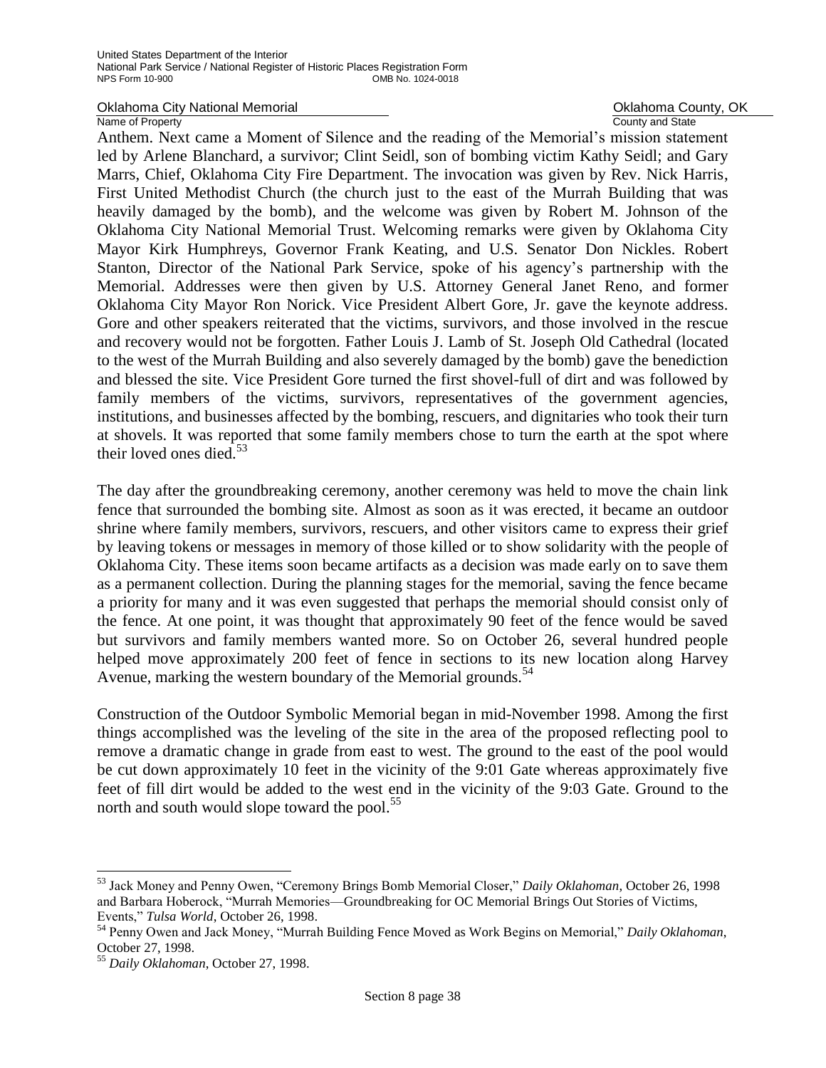Anthem. Next came a Moment of Silence and the reading of the Memorial's mission statement led by Arlene Blanchard, a survivor; Clint Seidl, son of bombing victim Kathy Seidl; and Gary Marrs, Chief, Oklahoma City Fire Department. The invocation was given by Rev. Nick Harris, First United Methodist Church (the church just to the east of the Murrah Building that was heavily damaged by the bomb), and the welcome was given by Robert M. Johnson of the Oklahoma City National Memorial Trust. Welcoming remarks were given by Oklahoma City Mayor Kirk Humphreys, Governor Frank Keating, and U.S. Senator Don Nickles. Robert Stanton, Director of the National Park Service, spoke of his agency's partnership with the Memorial. Addresses were then given by U.S. Attorney General Janet Reno, and former Oklahoma City Mayor Ron Norick. Vice President Albert Gore, Jr. gave the keynote address. Gore and other speakers reiterated that the victims, survivors, and those involved in the rescue and recovery would not be forgotten. Father Louis J. Lamb of St. Joseph Old Cathedral (located to the west of the Murrah Building and also severely damaged by the bomb) gave the benediction and blessed the site. Vice President Gore turned the first shovel-full of dirt and was followed by family members of the victims, survivors, representatives of the government agencies, institutions, and businesses affected by the bombing, rescuers, and dignitaries who took their turn at shovels. It was reported that some family members chose to turn the earth at the spot where their loved ones died.[53]

The day after the groundbreaking ceremony, another ceremony was held to move the chain link fence that surrounded the bombing site. Almost as soon as it was erected, it became an outdoor shrine where family members, survivors, rescuers, and other visitors came to express their grief by leaving tokens or messages in memory of those killed or to show solidarity with the people of Oklahoma City. These items soon became artifacts as a decision was made early on to save them as a permanent collection. During the planning stages for the memorial, saving the fence became a priority for many and it was even suggested that perhaps the memorial should consist only of the fence. At one point, it was thought that approximately 90 feet of the fence would be saved but survivors and family members wanted more. So on October 26, several hundred people helped move approximately 200 feet of fence in sections to its new location along Harvey Avenue, marking the western boundary of the Memorial grounds.[54]

Construction of the Outdoor Symbolic Memorial began in mid-November 1998. Among the first things accomplished was the leveling of the site in the area of the proposed reflecting pool to remove a dramatic change in grade from east to west. The ground to the east of the pool would be cut down approximately 10 feet in the vicinity of the 9:01 Gate whereas approximately five feet of fill dirt would be added to the west end in the vicinity of the 9:03 Gate. Ground to the north and south would slope toward the pool.[55]

---

[53] Jack Money and Penny Owen, "Ceremony Brings Bomb Memorial Closer," *Daily Oklahoman*, October 26, 1998 and Barbara Hoberock, "Murrah Memories—Groundbreaking for OC Memorial Brings Out Stories of Victims, Events," *Tulsa World*, October 26, 1998.

[54] Penny Owen and Jack Money, "Murrah Building Fence Moved as Work Begins on Memorial," *Daily Oklahoman*, October 27, 1998.

[55] *Daily Oklahoman*, October 27, 1998.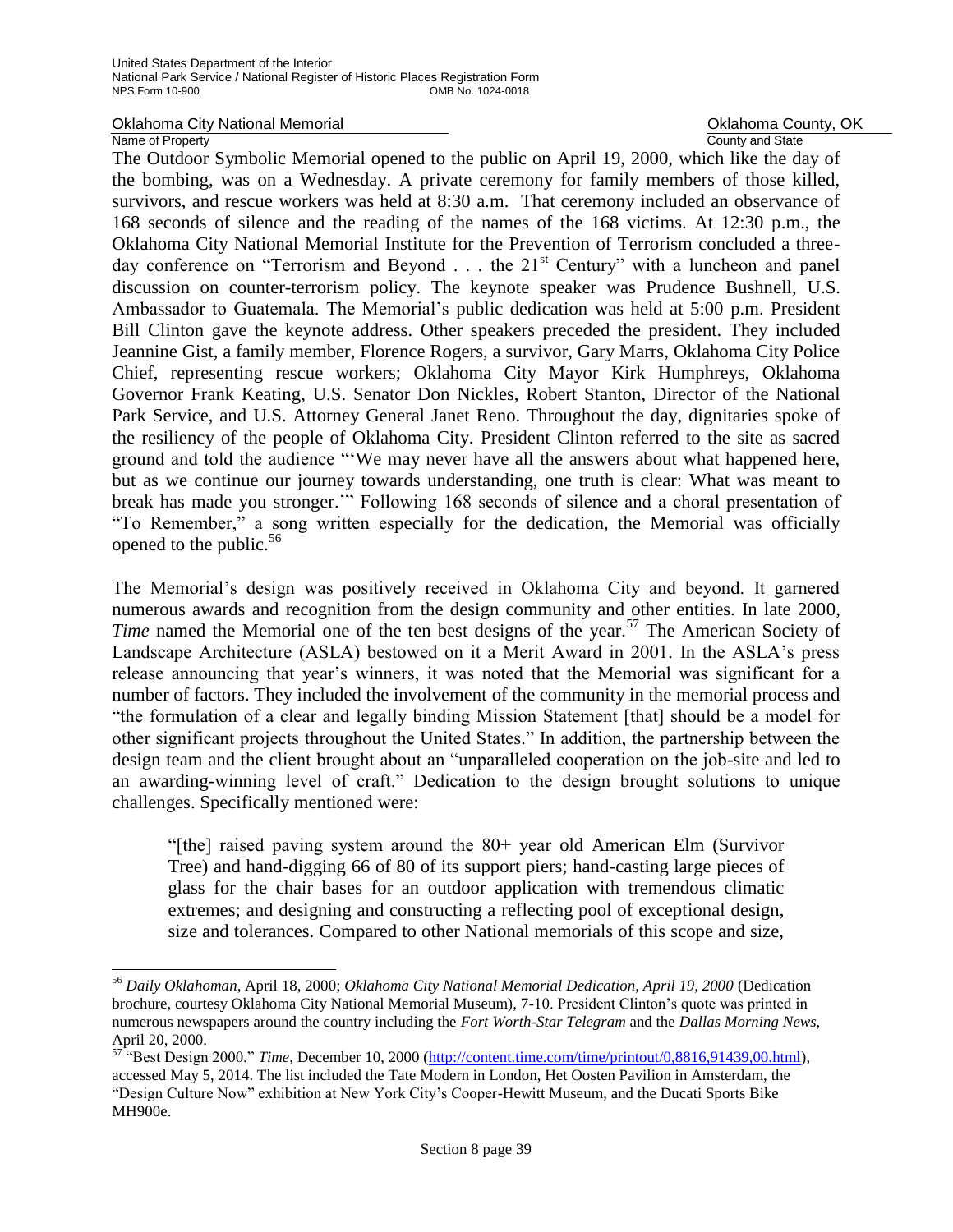The Outdoor Symbolic Memorial opened to the public on April 19, 2000, which like the day of the bombing, was on a Wednesday. A private ceremony for family members of those killed, survivors, and rescue workers was held at 8:30 a.m. That ceremony included an observance of 168 seconds of silence and the reading of the names of the 168 victims. At 12:30 p.m., the Oklahoma City National Memorial Institute for the Prevention of Terrorism concluded a three-day conference on "Terrorism and Beyond . . . the 21st Century" with a luncheon and panel discussion on counter-terrorism policy. The keynote speaker was Prudence Bushnell, U.S. Ambassador to Guatemala. The Memorial's public dedication was held at 5:00 p.m. President Bill Clinton gave the keynote address. Other speakers preceded the president. They included Jeannine Gist, a family member, Florence Rogers, a survivor, Gary Marrs, Oklahoma City Police Chief, representing rescue workers; Oklahoma City Mayor Kirk Humphreys, Oklahoma Governor Frank Keating, U.S. Senator Don Nickles, Robert Stanton, Director of the National Park Service, and U.S. Attorney General Janet Reno. Throughout the day, dignitaries spoke of the resiliency of the people of Oklahoma City. President Clinton referred to the site as sacred ground and told the audience "'We may never have all the answers about what happened here, but as we continue our journey towards understanding, one truth is clear: What was meant to break has made you stronger.'" Following 168 seconds of silence and a choral presentation of "To Remember," a song written especially for the dedication, the Memorial was officially opened to the public.[56]

The Memorial's design was positively received in Oklahoma City and beyond. It garnered numerous awards and recognition from the design community and other entities. In late 2000, *Time* named the Memorial one of the ten best designs of the year.[57] The American Society of Landscape Architecture (ASLA) bestowed on it a Merit Award in 2001. In the ASLA's press release announcing that year's winners, it was noted that the Memorial was significant for a number of factors. They included the involvement of the community in the memorial process and "the formulation of a clear and legally binding Mission Statement [that] should be a model for other significant projects throughout the United States." In addition, the partnership between the design team and the client brought about an "unparalleled cooperation on the job-site and led to an awarding-winning level of craft." Dedication to the design brought solutions to unique challenges. Specifically mentioned were:

> "[the] raised paving system around the 80+ year old American Elm (Survivor Tree) and hand-digging 66 of 80 of its support piers; hand-casting large pieces of glass for the chair bases for an outdoor application with tremendous climatic extremes; and designing and constructing a reflecting pool of exceptional design, size and tolerances. Compared to other National memorials of this scope and size,

---

[56] *Daily Oklahoman*, April 18, 2000; *Oklahoma City National Memorial Dedication, April 19, 2000* (Dedication brochure, courtesy Oklahoma City National Memorial Museum), 7-10. President Clinton's quote was printed in numerous newspapers around the country including the *Fort Worth-Star Telegram* and the *Dallas Morning News,* April 20, 2000.

[57] "Best Design 2000," *Time*, December 10, 2000 (http://content.time.com/time/printout/0,8816,91439,00.html), accessed May 5, 2014. The list included the Tate Modern in London, Het Oosten Pavilion in Amsterdam, the "Design Culture Now" exhibition at New York City's Cooper-Hewitt Museum, and the Ducati Sports Bike MH900e.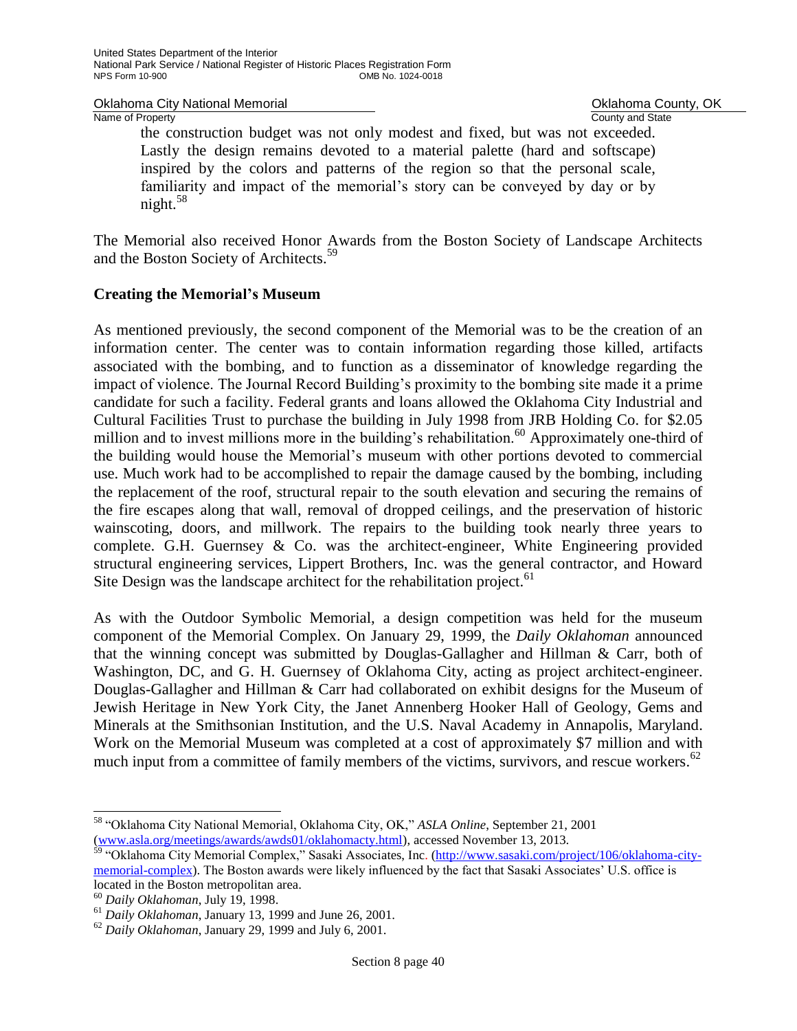the construction budget was not only modest and fixed, but was not exceeded. Lastly the design remains devoted to a material palette (hard and softscape) inspired by the colors and patterns of the region so that the personal scale, familiarity and impact of the memorial's story can be conveyed by day or by night.[58]

The Memorial also received Honor Awards from the Boston Society of Landscape Architects and the Boston Society of Architects.[59]

**Creating the Memorial's Museum**

As mentioned previously, the second component of the Memorial was to be the creation of an information center. The center was to contain information regarding those killed, artifacts associated with the bombing, and to function as a disseminator of knowledge regarding the impact of violence. The Journal Record Building's proximity to the bombing site made it a prime candidate for such a facility. Federal grants and loans allowed the Oklahoma City Industrial and Cultural Facilities Trust to purchase the building in July 1998 from JRB Holding Co. for $2.05 million and to invest millions more in the building's rehabilitation.[60] Approximately one-third of the building would house the Memorial's museum with other portions devoted to commercial use. Much work had to be accomplished to repair the damage caused by the bombing, including the replacement of the roof, structural repair to the south elevation and securing the remains of the fire escapes along that wall, removal of dropped ceilings, and the preservation of historic wainscoting, doors, and millwork. The repairs to the building took nearly three years to complete. G.H. Guernsey & Co. was the architect-engineer, White Engineering provided structural engineering services, Lippert Brothers, Inc. was the general contractor, and Howard Site Design was the landscape architect for the rehabilitation project.[61]

As with the Outdoor Symbolic Memorial, a design competition was held for the museum component of the Memorial Complex. On January 29, 1999, the *Daily Oklahoman* announced that the winning concept was submitted by Douglas-Gallagher and Hillman & Carr, both of Washington, DC, and G. H. Guernsey of Oklahoma City, acting as project architect-engineer. Douglas-Gallagher and Hillman & Carr had collaborated on exhibit designs for the Museum of Jewish Heritage in New York City, the Janet Annenberg Hooker Hall of Geology, Gems and Minerals at the Smithsonian Institution, and the U.S. Naval Academy in Annapolis, Maryland. Work on the Memorial Museum was completed at a cost of approximately $7 million and with much input from a committee of family members of the victims, survivors, and rescue workers.[62]

---

[58] "Oklahoma City National Memorial, Oklahoma City, OK," *ASLA Online*, September 21, 2001 (www.asla.org/meetings/awards/awds01/oklahomacty.html), accessed November 13, 2013.

[59] "Oklahoma City Memorial Complex," Sasaki Associates, Inc. (http://www.sasaki.com/project/106/oklahoma-city-memorial-complex). The Boston awards were likely influenced by the fact that Sasaki Associates' U.S. office is located in the Boston metropolitan area.

[60] *Daily Oklahoman*, July 19, 1998.

[61] *Daily Oklahoman*, January 13, 1999 and June 26, 2001.

[62] *Daily Oklahoman*, January 29, 1999 and July 6, 2001.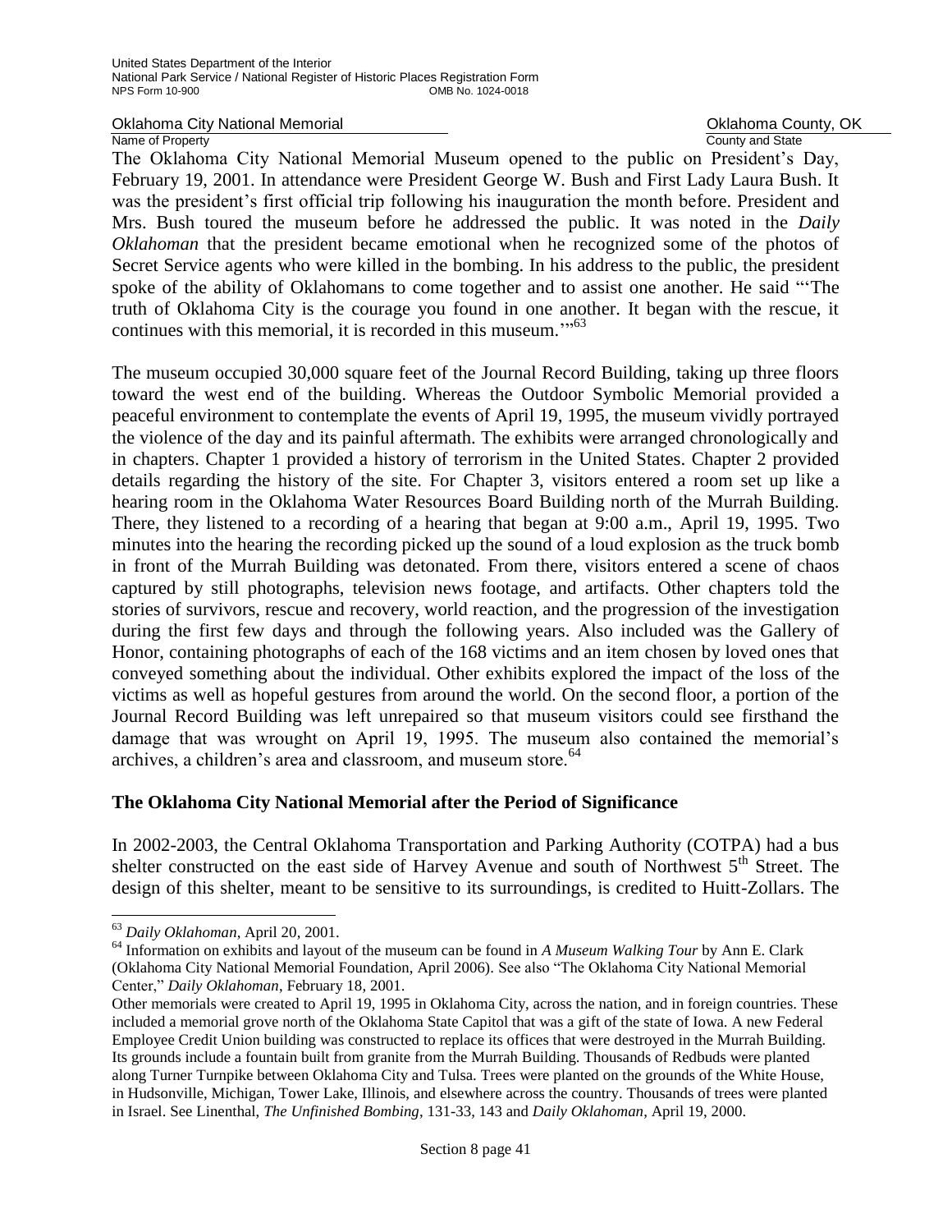The Oklahoma City National Memorial Museum opened to the public on President's Day, February 19, 2001. In attendance were President George W. Bush and First Lady Laura Bush. It was the president's first official trip following his inauguration the month before. President and Mrs. Bush toured the museum before he addressed the public. It was noted in the *Daily Oklahoman* that the president became emotional when he recognized some of the photos of Secret Service agents who were killed in the bombing. In his address to the public, the president spoke of the ability of Oklahomans to come together and to assist one another. He said "'The truth of Oklahoma City is the courage you found in one another. It began with the rescue, it continues with this memorial, it is recorded in this museum.'"[63]

The museum occupied 30,000 square feet of the Journal Record Building, taking up three floors toward the west end of the building. Whereas the Outdoor Symbolic Memorial provided a peaceful environment to contemplate the events of April 19, 1995, the museum vividly portrayed the violence of the day and its painful aftermath. The exhibits were arranged chronologically and in chapters. Chapter 1 provided a history of terrorism in the United States. Chapter 2 provided details regarding the history of the site. For Chapter 3, visitors entered a room set up like a hearing room in the Oklahoma Water Resources Board Building north of the Murrah Building. There, they listened to a recording of a hearing that began at 9:00 a.m., April 19, 1995. Two minutes into the hearing the recording picked up the sound of a loud explosion as the truck bomb in front of the Murrah Building was detonated. From there, visitors entered a scene of chaos captured by still photographs, television news footage, and artifacts. Other chapters told the stories of survivors, rescue and recovery, world reaction, and the progression of the investigation during the first few days and through the following years. Also included was the Gallery of Honor, containing photographs of each of the 168 victims and an item chosen by loved ones that conveyed something about the individual. Other exhibits explored the impact of the loss of the victims as well as hopeful gestures from around the world. On the second floor, a portion of the Journal Record Building was left unrepaired so that museum visitors could see firsthand the damage that was wrought on April 19, 1995. The museum also contained the memorial's archives, a children's area and classroom, and museum store.[64]

## The Oklahoma City National Memorial after the Period of Significance

In 2002-2003, the Central Oklahoma Transportation and Parking Authority (COTPA) had a bus shelter constructed on the east side of Harvey Avenue and south of Northwest 5th Street. The design of this shelter, meant to be sensitive to its surroundings, is credited to Huitt-Zollars. The

---

[63] *Daily Oklahoman*, April 20, 2001.

[64] Information on exhibits and layout of the museum can be found in *A Museum Walking Tour* by Ann E. Clark (Oklahoma City National Memorial Foundation, April 2006). See also "The Oklahoma City National Memorial Center," *Daily Oklahoman*, February 18, 2001.

Other memorials were created to April 19, 1995 in Oklahoma City, across the nation, and in foreign countries. These included a memorial grove north of the Oklahoma State Capitol that was a gift of the state of Iowa. A new Federal Employee Credit Union building was constructed to replace its offices that were destroyed in the Murrah Building. Its grounds include a fountain built from granite from the Murrah Building. Thousands of Redbuds were planted along Turner Turnpike between Oklahoma City and Tulsa. Trees were planted on the grounds of the White House, in Hudsonville, Michigan, Tower Lake, Illinois, and elsewhere across the country. Thousands of trees were planted in Israel. See Linenthal, *The Unfinished Bombing*, 131-33, 143 and *Daily Oklahoman*, April 19, 2000.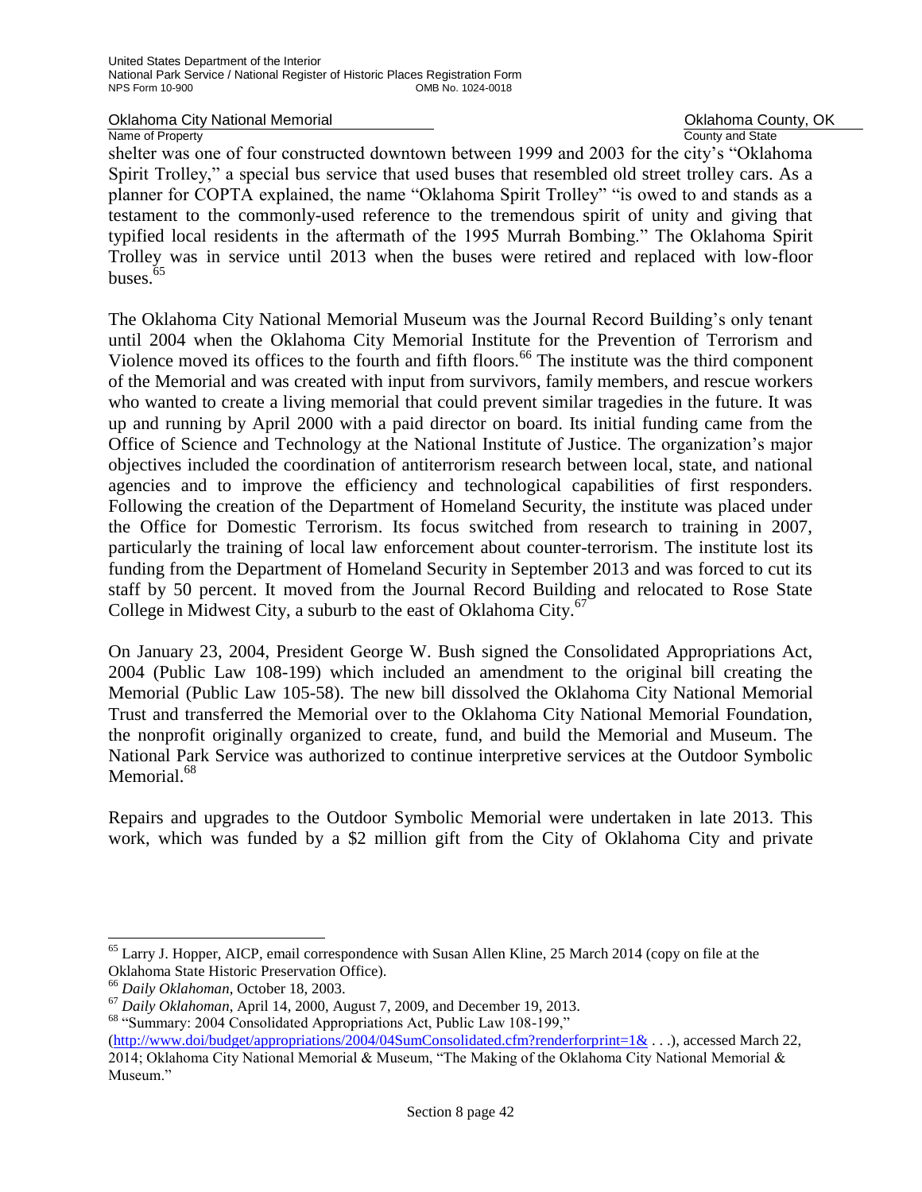shelter was one of four constructed downtown between 1999 and 2003 for the city's "Oklahoma Spirit Trolley," a special bus service that used buses that resembled old street trolley cars. As a planner for COPTA explained, the name "Oklahoma Spirit Trolley" "is owed to and stands as a testament to the commonly-used reference to the tremendous spirit of unity and giving that typified local residents in the aftermath of the 1995 Murrah Bombing." The Oklahoma Spirit Trolley was in service until 2013 when the buses were retired and replaced with low-floor buses.[65]

The Oklahoma City National Memorial Museum was the Journal Record Building's only tenant until 2004 when the Oklahoma City Memorial Institute for the Prevention of Terrorism and Violence moved its offices to the fourth and fifth floors.[66] The institute was the third component of the Memorial and was created with input from survivors, family members, and rescue workers who wanted to create a living memorial that could prevent similar tragedies in the future. It was up and running by April 2000 with a paid director on board. Its initial funding came from the Office of Science and Technology at the National Institute of Justice. The organization's major objectives included the coordination of antiterrorism research between local, state, and national agencies and to improve the efficiency and technological capabilities of first responders. Following the creation of the Department of Homeland Security, the institute was placed under the Office for Domestic Terrorism. Its focus switched from research to training in 2007, particularly the training of local law enforcement about counter-terrorism. The institute lost its funding from the Department of Homeland Security in September 2013 and was forced to cut its staff by 50 percent. It moved from the Journal Record Building and relocated to Rose State College in Midwest City, a suburb to the east of Oklahoma City.[67]

On January 23, 2004, President George W. Bush signed the Consolidated Appropriations Act, 2004 (Public Law 108-199) which included an amendment to the original bill creating the Memorial (Public Law 105-58). The new bill dissolved the Oklahoma City National Memorial Trust and transferred the Memorial over to the Oklahoma City National Memorial Foundation, the nonprofit originally organized to create, fund, and build the Memorial and Museum. The National Park Service was authorized to continue interpretive services at the Outdoor Symbolic Memorial.[68]

Repairs and upgrades to the Outdoor Symbolic Memorial were undertaken in late 2013. This work, which was funded by a $2 million gift from the City of Oklahoma City and private

---

[65] Larry J. Hopper, AICP, email correspondence with Susan Allen Kline, 25 March 2014 (copy on file at the Oklahoma State Historic Preservation Office).

[66] *Daily Oklahoman*, October 18, 2003.

[67] *Daily Oklahoman*, April 14, 2000, August 7, 2009, and December 19, 2013.

[68] "Summary: 2004 Consolidated Appropriations Act, Public Law 108-199," (http://www.doi/budget/appropriations/2004/04SumConsolidated.cfm?renderforprint=1& . . .), accessed March 22, 2014; Oklahoma City National Memorial & Museum, "The Making of the Oklahoma City National Memorial & Museum."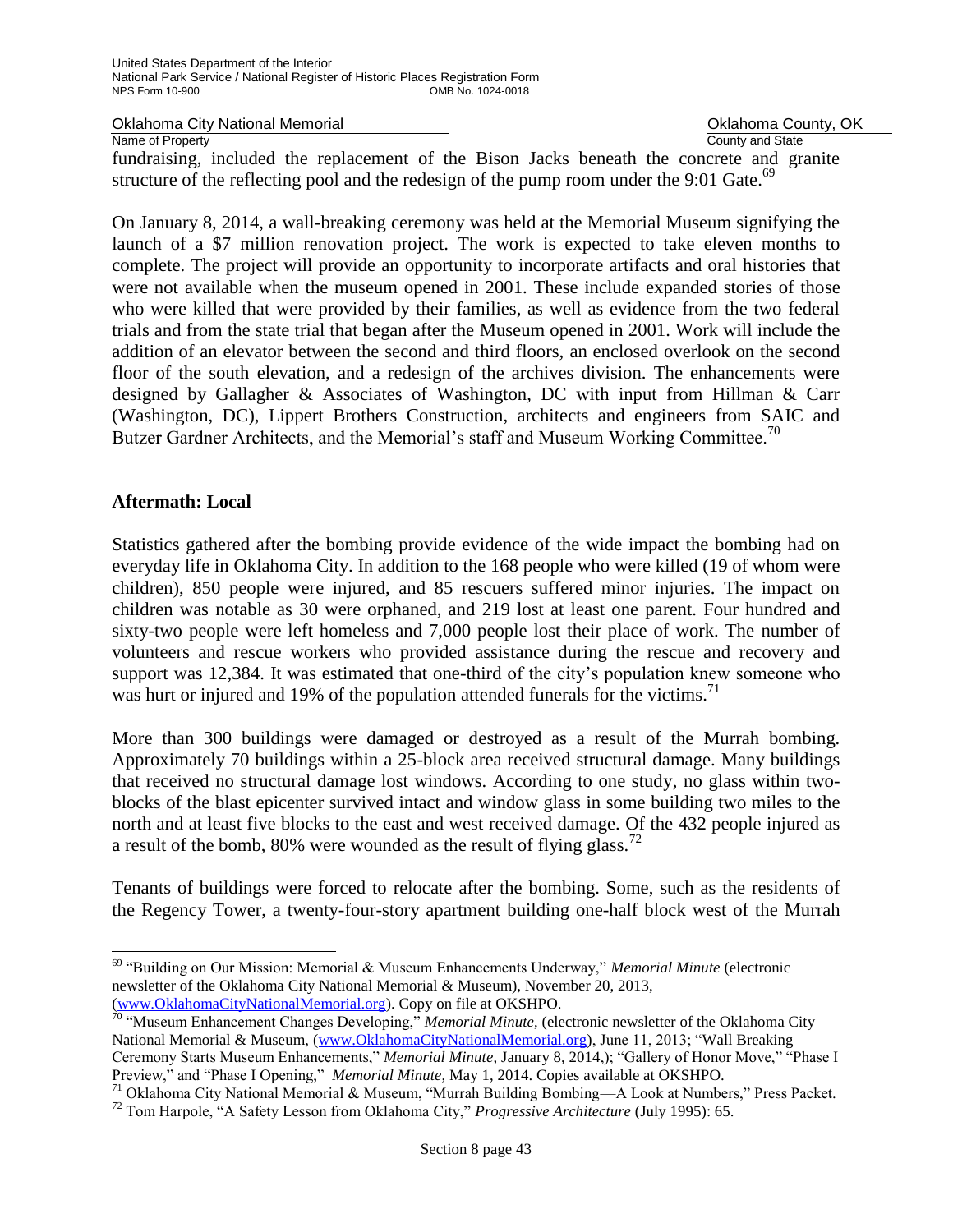fundraising, included the replacement of the Bison Jacks beneath the concrete and granite structure of the reflecting pool and the redesign of the pump room under the 9:01 Gate.[69]

On January 8, 2014, a wall-breaking ceremony was held at the Memorial Museum signifying the launch of a $7 million renovation project. The work is expected to take eleven months to complete. The project will provide an opportunity to incorporate artifacts and oral histories that were not available when the museum opened in 2001. These include expanded stories of those who were killed that were provided by their families, as well as evidence from the two federal trials and from the state trial that began after the Museum opened in 2001. Work will include the addition of an elevator between the second and third floors, an enclosed overlook on the second floor of the south elevation, and a redesign of the archives division. The enhancements were designed by Gallagher & Associates of Washington, DC with input from Hillman & Carr (Washington, DC), Lippert Brothers Construction, architects and engineers from SAIC and Butzer Gardner Architects, and the Memorial's staff and Museum Working Committee.[70]

## Aftermath: Local

Statistics gathered after the bombing provide evidence of the wide impact the bombing had on everyday life in Oklahoma City. In addition to the 168 people who were killed (19 of whom were children), 850 people were injured, and 85 rescuers suffered minor injuries. The impact on children was notable as 30 were orphaned, and 219 lost at least one parent. Four hundred and sixty-two people were left homeless and 7,000 people lost their place of work. The number of volunteers and rescue workers who provided assistance during the rescue and recovery and support was 12,384. It was estimated that one-third of the city's population knew someone who was hurt or injured and 19% of the population attended funerals for the victims.[71]

More than 300 buildings were damaged or destroyed as a result of the Murrah bombing. Approximately 70 buildings within a 25-block area received structural damage. Many buildings that received no structural damage lost windows. According to one study, no glass within two-blocks of the blast epicenter survived intact and window glass in some building two miles to the north and at least five blocks to the east and west received damage. Of the 432 people injured as a result of the bomb, 80% were wounded as the result of flying glass.[72]

Tenants of buildings were forced to relocate after the bombing. Some, such as the residents of the Regency Tower, a twenty-four-story apartment building one-half block west of the Murrah

---

[69] "Building on Our Mission: Memorial & Museum Enhancements Underway," *Memorial Minute* (electronic newsletter of the Oklahoma City National Memorial & Museum), November 20, 2013, (www.OklahomaCityNationalMemorial.org). Copy on file at OKSHPO.

[70] "Museum Enhancement Changes Developing," *Memorial Minute*, (electronic newsletter of the Oklahoma City National Memorial & Museum, (www.OklahomaCityNationalMemorial.org), June 11, 2013; "Wall Breaking Ceremony Starts Museum Enhancements," *Memorial Minute*, January 8, 2014,); "Gallery of Honor Move," "Phase I Preview," and "Phase I Opening," *Memorial Minute*, May 1, 2014. Copies available at OKSHPO.

[71] Oklahoma City National Memorial & Museum, "Murrah Building Bombing—A Look at Numbers," Press Packet.

[72] Tom Harpole, "A Safety Lesson from Oklahoma City," *Progressive Architecture* (July 1995): 65.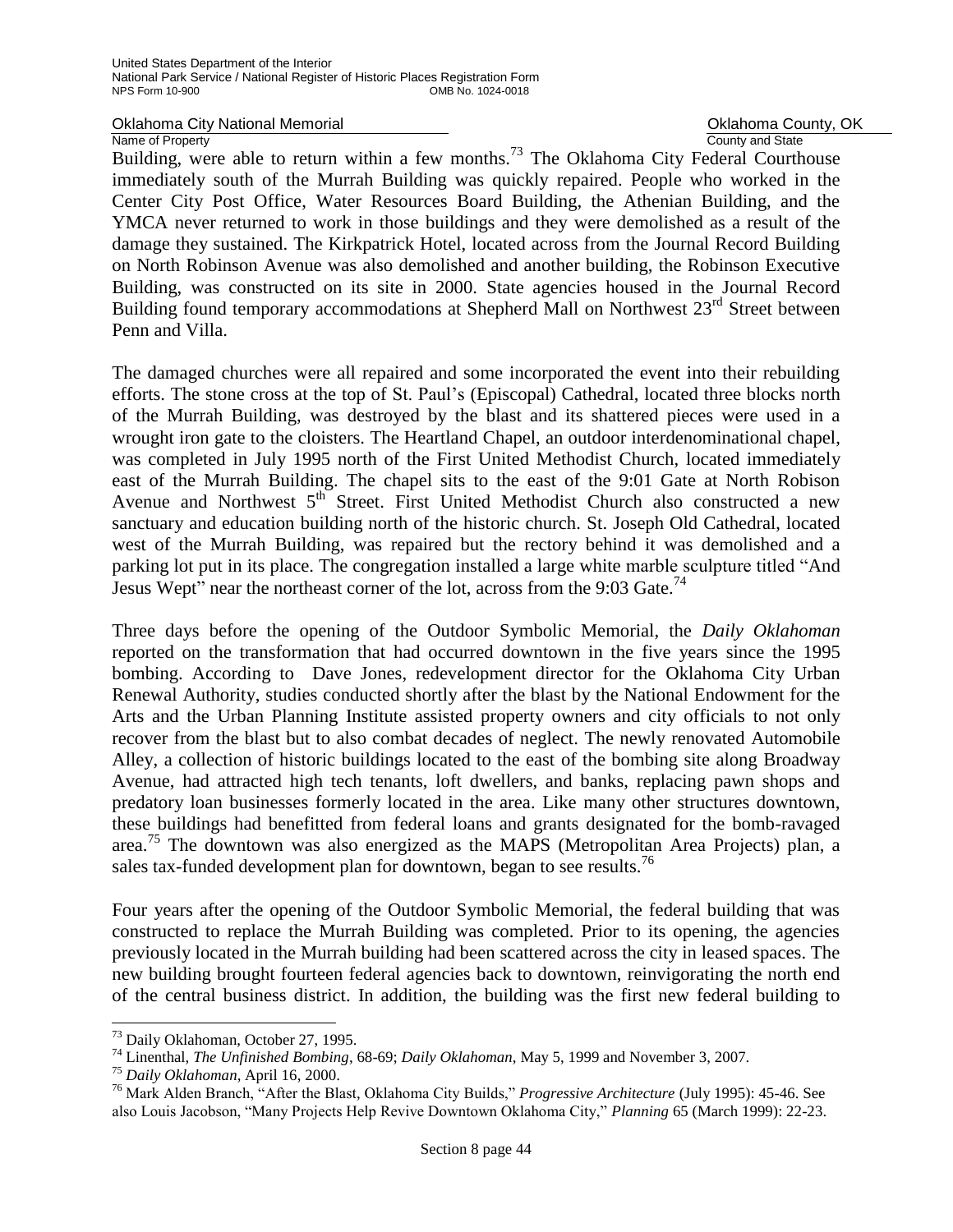Building, were able to return within a few months.[73] The Oklahoma City Federal Courthouse immediately south of the Murrah Building was quickly repaired. People who worked in the Center City Post Office, Water Resources Board Building, the Athenian Building, and the YMCA never returned to work in those buildings and they were demolished as a result of the damage they sustained. The Kirkpatrick Hotel, located across from the Journal Record Building on North Robinson Avenue was also demolished and another building, the Robinson Executive Building, was constructed on its site in 2000. State agencies housed in the Journal Record Building found temporary accommodations at Shepherd Mall on Northwest 23rd Street between Penn and Villa.

The damaged churches were all repaired and some incorporated the event into their rebuilding efforts. The stone cross at the top of St. Paul's (Episcopal) Cathedral, located three blocks north of the Murrah Building, was destroyed by the blast and its shattered pieces were used in a wrought iron gate to the cloisters. The Heartland Chapel, an outdoor interdenominational chapel, was completed in July 1995 north of the First United Methodist Church, located immediately east of the Murrah Building. The chapel sits to the east of the 9:01 Gate at North Robison Avenue and Northwest 5th Street. First United Methodist Church also constructed a new sanctuary and education building north of the historic church. St. Joseph Old Cathedral, located west of the Murrah Building, was repaired but the rectory behind it was demolished and a parking lot put in its place. The congregation installed a large white marble sculpture titled "And Jesus Wept" near the northeast corner of the lot, across from the 9:03 Gate.[74]

Three days before the opening of the Outdoor Symbolic Memorial, the *Daily Oklahoman* reported on the transformation that had occurred downtown in the five years since the 1995 bombing. According to Dave Jones, redevelopment director for the Oklahoma City Urban Renewal Authority, studies conducted shortly after the blast by the National Endowment for the Arts and the Urban Planning Institute assisted property owners and city officials to not only recover from the blast but to also combat decades of neglect. The newly renovated Automobile Alley, a collection of historic buildings located to the east of the bombing site along Broadway Avenue, had attracted high tech tenants, loft dwellers, and banks, replacing pawn shops and predatory loan businesses formerly located in the area. Like many other structures downtown, these buildings had benefitted from federal loans and grants designated for the bomb-ravaged area.[75] The downtown was also energized as the MAPS (Metropolitan Area Projects) plan, a sales tax-funded development plan for downtown, began to see results.[76]

Four years after the opening of the Outdoor Symbolic Memorial, the federal building that was constructed to replace the Murrah Building was completed. Prior to its opening, the agencies previously located in the Murrah building had been scattered across the city in leased spaces. The new building brought fourteen federal agencies back to downtown, reinvigorating the north end of the central business district. In addition, the building was the first new federal building to

---

[73] Daily Oklahoman, October 27, 1995.

[74] Linenthal, *The Unfinished Bombing*, 68-69; *Daily Oklahoman*, May 5, 1999 and November 3, 2007.

[75] *Daily Oklahoman*, April 16, 2000.

[76] Mark Alden Branch, "After the Blast, Oklahoma City Builds," *Progressive Architecture* (July 1995): 45-46. See also Louis Jacobson, "Many Projects Help Revive Downtown Oklahoma City," *Planning* 65 (March 1999): 22-23.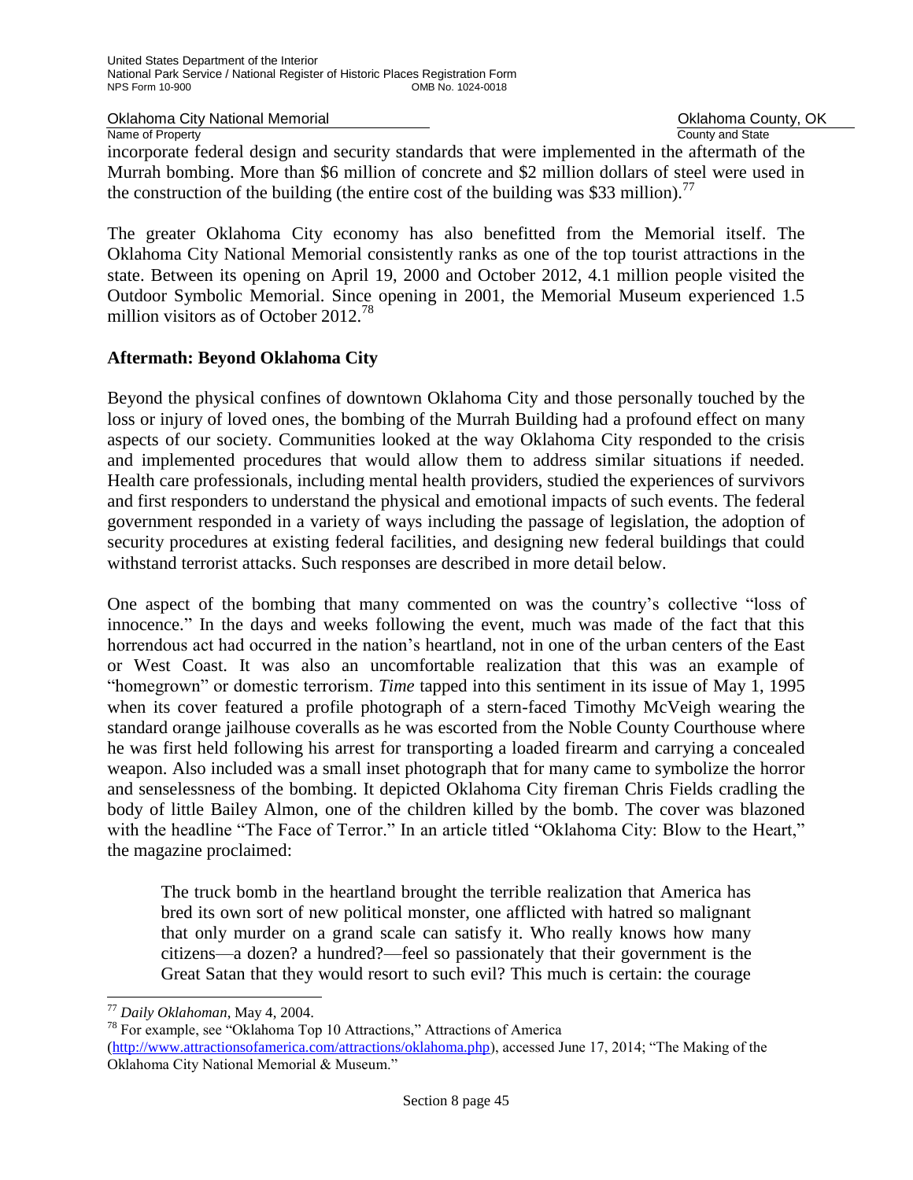incorporate federal design and security standards that were implemented in the aftermath of the Murrah bombing. More than $6 million of concrete and $2 million dollars of steel were used in the construction of the building (the entire cost of the building was $33 million).[77]

The greater Oklahoma City economy has also benefitted from the Memorial itself. The Oklahoma City National Memorial consistently ranks as one of the top tourist attractions in the state. Between its opening on April 19, 2000 and October 2012, 4.1 million people visited the Outdoor Symbolic Memorial. Since opening in 2001, the Memorial Museum experienced 1.5 million visitors as of October 2012.[78]

## Aftermath: Beyond Oklahoma City

Beyond the physical confines of downtown Oklahoma City and those personally touched by the loss or injury of loved ones, the bombing of the Murrah Building had a profound effect on many aspects of our society. Communities looked at the way Oklahoma City responded to the crisis and implemented procedures that would allow them to address similar situations if needed. Health care professionals, including mental health providers, studied the experiences of survivors and first responders to understand the physical and emotional impacts of such events. The federal government responded in a variety of ways including the passage of legislation, the adoption of security procedures at existing federal facilities, and designing new federal buildings that could withstand terrorist attacks. Such responses are described in more detail below.

One aspect of the bombing that many commented on was the country's collective "loss of innocence." In the days and weeks following the event, much was made of the fact that this horrendous act had occurred in the nation's heartland, not in one of the urban centers of the East or West Coast. It was also an uncomfortable realization that this was an example of "homegrown" or domestic terrorism. *Time* tapped into this sentiment in its issue of May 1, 1995 when its cover featured a profile photograph of a stern-faced Timothy McVeigh wearing the standard orange jailhouse coveralls as he was escorted from the Noble County Courthouse where he was first held following his arrest for transporting a loaded firearm and carrying a concealed weapon. Also included was a small inset photograph that for many came to symbolize the horror and senselessness of the bombing. It depicted Oklahoma City fireman Chris Fields cradling the body of little Bailey Almon, one of the children killed by the bomb. The cover was blazoned with the headline "The Face of Terror." In an article titled "Oklahoma City: Blow to the Heart," the magazine proclaimed:

> The truck bomb in the heartland brought the terrible realization that America has bred its own sort of new political monster, one afflicted with hatred so malignant that only murder on a grand scale can satisfy it. Who really knows how many citizens—a dozen? a hundred?—feel so passionately that their government is the Great Satan that they would resort to such evil? This much is certain: the courage

---

[77] *Daily Oklahoman*, May 4, 2004.

[78] For example, see "Oklahoma Top 10 Attractions," Attractions of America (http://www.attractionsofamerica.com/attractions/oklahoma.php), accessed June 17, 2014; "The Making of the Oklahoma City National Memorial & Museum."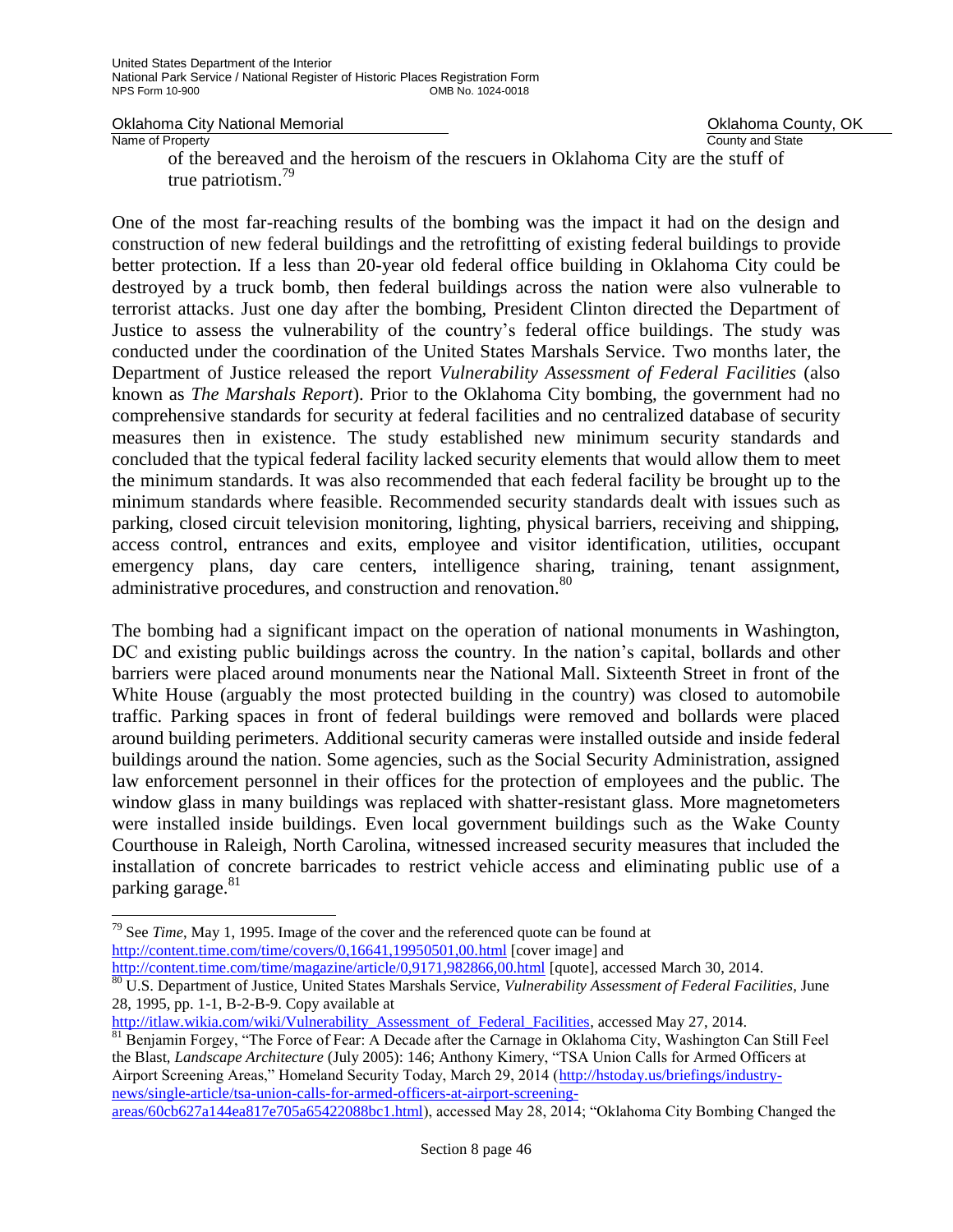of the bereaved and the heroism of the rescuers in Oklahoma City are the stuff of true patriotism.[79]

One of the most far-reaching results of the bombing was the impact it had on the design and construction of new federal buildings and the retrofitting of existing federal buildings to provide better protection. If a less than 20-year old federal office building in Oklahoma City could be destroyed by a truck bomb, then federal buildings across the nation were also vulnerable to terrorist attacks. Just one day after the bombing, President Clinton directed the Department of Justice to assess the vulnerability of the country's federal office buildings. The study was conducted under the coordination of the United States Marshals Service. Two months later, the Department of Justice released the report *Vulnerability Assessment of Federal Facilities* (also known as *The Marshals Report*). Prior to the Oklahoma City bombing, the government had no comprehensive standards for security at federal facilities and no centralized database of security measures then in existence. The study established new minimum security standards and concluded that the typical federal facility lacked security elements that would allow them to meet the minimum standards. It was also recommended that each federal facility be brought up to the minimum standards where feasible. Recommended security standards dealt with issues such as parking, closed circuit television monitoring, lighting, physical barriers, receiving and shipping, access control, entrances and exits, employee and visitor identification, utilities, occupant emergency plans, day care centers, intelligence sharing, training, tenant assignment, administrative procedures, and construction and renovation.[80]

The bombing had a significant impact on the operation of national monuments in Washington, DC and existing public buildings across the country. In the nation's capital, bollards and other barriers were placed around monuments near the National Mall. Sixteenth Street in front of the White House (arguably the most protected building in the country) was closed to automobile traffic. Parking spaces in front of federal buildings were removed and bollards were placed around building perimeters. Additional security cameras were installed outside and inside federal buildings around the nation. Some agencies, such as the Social Security Administration, assigned law enforcement personnel in their offices for the protection of employees and the public. The window glass in many buildings was replaced with shatter-resistant glass. More magnetometers were installed inside buildings. Even local government buildings such as the Wake County Courthouse in Raleigh, North Carolina, witnessed increased security measures that included the installation of concrete barricades to restrict vehicle access and eliminating public use of a parking garage.[81]

---

[79] See *Time*, May 1, 1995. Image of the cover and the referenced quote can be found at http://content.time.com/time/covers/0,16641,19950501,00.html [cover image] and http://content.time.com/time/magazine/article/0,9171,982866,00.html [quote], accessed March 30, 2014.

[80] U.S. Department of Justice, United States Marshals Service, *Vulnerability Assessment of Federal Facilities*, June 28, 1995, pp. 1-1, B-2-B-9. Copy available at http://itlaw.wikia.com/wiki/Vulnerability_Assessment_of_Federal_Facilities, accessed May 27, 2014.

[81] Benjamin Forgey, "The Force of Fear: A Decade after the Carnage in Oklahoma City, Washington Can Still Feel the Blast, *Landscape Architecture* (July 2005): 146; Anthony Kimery, "TSA Union Calls for Armed Officers at Airport Screening Areas," Homeland Security Today, March 29, 2014 (http://hstoday.us/briefings/industry-news/single-article/tsa-union-calls-for-armed-officers-at-airport-screening-areas/60cb627a144ea817e705a65422088bc1.html), accessed May 28, 2014; "Oklahoma City Bombing Changed the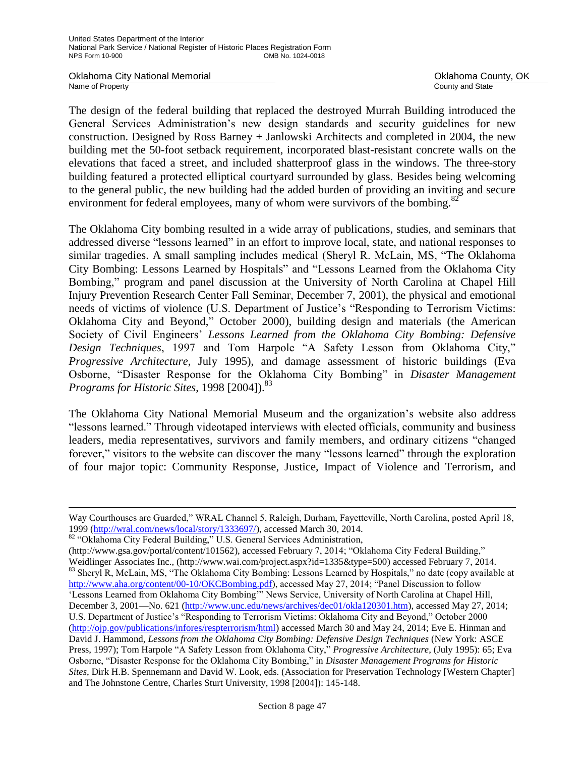The design of the federal building that replaced the destroyed Murrah Building introduced the General Services Administration's new design standards and security guidelines for new construction. Designed by Ross Barney + Janlowski Architects and completed in 2004, the new building met the 50-foot setback requirement, incorporated blast-resistant concrete walls on the elevations that faced a street, and included shatterproof glass in the windows. The three-story building featured a protected elliptical courtyard surrounded by glass. Besides being welcoming to the general public, the new building had the added burden of providing an inviting and secure environment for federal employees, many of whom were survivors of the bombing.[82]

The Oklahoma City bombing resulted in a wide array of publications, studies, and seminars that addressed diverse "lessons learned" in an effort to improve local, state, and national responses to similar tragedies. A small sampling includes medical (Sheryl R. McLain, MS, "The Oklahoma City Bombing: Lessons Learned by Hospitals" and "Lessons Learned from the Oklahoma City Bombing," program and panel discussion at the University of North Carolina at Chapel Hill Injury Prevention Research Center Fall Seminar, December 7, 2001), the physical and emotional needs of victims of violence (U.S. Department of Justice's "Responding to Terrorism Victims: Oklahoma City and Beyond," October 2000), building design and materials (the American Society of Civil Engineers' *Lessons Learned from the Oklahoma City Bombing: Defensive Design Techniques*, 1997 and Tom Harpole "A Safety Lesson from Oklahoma City," *Progressive Architecture*, July 1995), and damage assessment of historic buildings (Eva Osborne, "Disaster Response for the Oklahoma City Bombing" in *Disaster Management Programs for Historic Sites*, 1998 [2004]).[83]

The Oklahoma City National Memorial Museum and the organization's website also address "lessons learned." Through videotaped interviews with elected officials, community and business leaders, media representatives, survivors and family members, and ordinary citizens "changed forever," visitors to the website can discover the many "lessons learned" through the exploration of four major topic: Community Response, Justice, Impact of Violence and Terrorism, and

---

Way Courthouses are Guarded," WRAL Channel 5, Raleigh, Durham, Fayetteville, North Carolina, posted April 18, 1999 (http://wral.com/news/local/story/1333697/), accessed March 30, 2014.

[82] "Oklahoma City Federal Building," U.S. General Services Administration, (http://www.gsa.gov/portal/content/101562), accessed February 7, 2014; "Oklahoma City Federal Building," Weidlinger Associates Inc., (http://www.wai.com/project.aspx?id=1335&type=500) accessed February 7, 2014.

[83] Sheryl R, McLain, MS, "The Oklahoma City Bombing: Lessons Learned by Hospitals," no date (copy available at http://www.aha.org/content/00-10/OKCBombing.pdf), accessed May 27, 2014; "Panel Discussion to follow 'Lessons Learned from Oklahoma City Bombing'" News Service, University of North Carolina at Chapel Hill, December 3, 2001—No. 621 (http://www.unc.edu/news/archives/dec01/okla120301.htm), accessed May 27, 2014; U.S. Department of Justice's "Responding to Terrorism Victims: Oklahoma City and Beyond," October 2000 (http://ojp.gov/publications/infores/respterrorism/html) accessed March 30 and May 24, 2014; Eve E. Hinman and David J. Hammond, *Lessons from the Oklahoma City Bombing: Defensive Design Techniques* (New York: ASCE Press, 1997); Tom Harpole "A Safety Lesson from Oklahoma City," *Progressive Architecture*, (July 1995): 65; Eva Osborne, "Disaster Response for the Oklahoma City Bombing," in *Disaster Management Programs for Historic Sites*, Dirk H.B. Spennemann and David W. Look, eds. (Association for Preservation Technology [Western Chapter] and The Johnstone Centre, Charles Sturt University, 1998 [2004]): 145-148.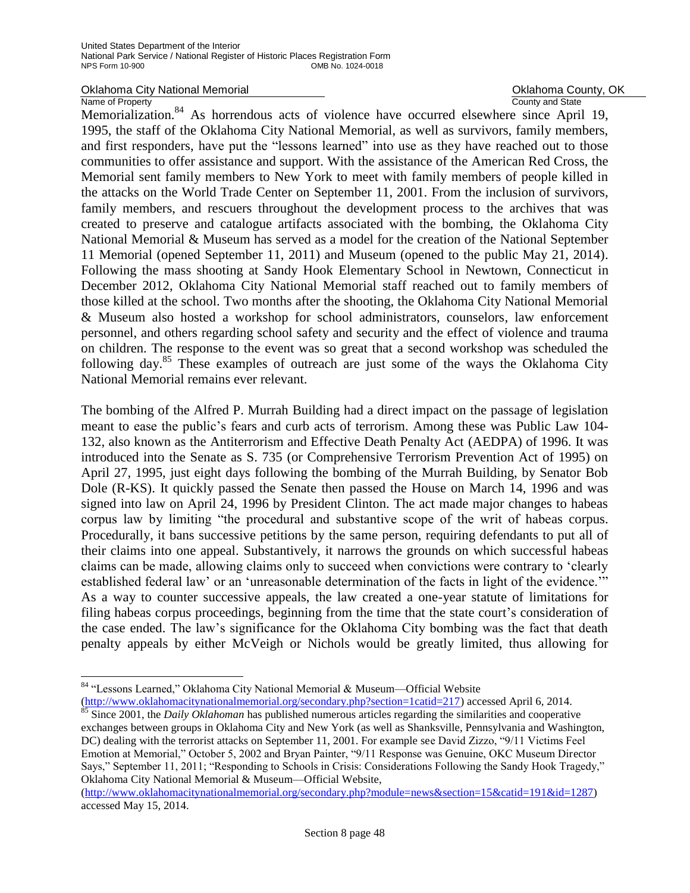Memorialization.[84] As horrendous acts of violence have occurred elsewhere since April 19, 1995, the staff of the Oklahoma City National Memorial, as well as survivors, family members, and first responders, have put the "lessons learned" into use as they have reached out to those communities to offer assistance and support. With the assistance of the American Red Cross, the Memorial sent family members to New York to meet with family members of people killed in the attacks on the World Trade Center on September 11, 2001. From the inclusion of survivors, family members, and rescuers throughout the development process to the archives that was created to preserve and catalogue artifacts associated with the bombing, the Oklahoma City National Memorial & Museum has served as a model for the creation of the National September 11 Memorial (opened September 11, 2011) and Museum (opened to the public May 21, 2014). Following the mass shooting at Sandy Hook Elementary School in Newtown, Connecticut in December 2012, Oklahoma City National Memorial staff reached out to family members of those killed at the school. Two months after the shooting, the Oklahoma City National Memorial & Museum also hosted a workshop for school administrators, counselors, law enforcement personnel, and others regarding school safety and security and the effect of violence and trauma on children. The response to the event was so great that a second workshop was scheduled the following day.[85] These examples of outreach are just some of the ways the Oklahoma City National Memorial remains ever relevant.

The bombing of the Alfred P. Murrah Building had a direct impact on the passage of legislation meant to ease the public's fears and curb acts of terrorism. Among these was Public Law 104-132, also known as the Antiterrorism and Effective Death Penalty Act (AEDPA) of 1996. It was introduced into the Senate as S. 735 (or Comprehensive Terrorism Prevention Act of 1995) on April 27, 1995, just eight days following the bombing of the Murrah Building, by Senator Bob Dole (R-KS). It quickly passed the Senate then passed the House on March 14, 1996 and was signed into law on April 24, 1996 by President Clinton. The act made major changes to habeas corpus law by limiting "the procedural and substantive scope of the writ of habeas corpus. Procedurally, it bans successive petitions by the same person, requiring defendants to put all of their claims into one appeal. Substantively, it narrows the grounds on which successful habeas claims can be made, allowing claims only to succeed when convictions were contrary to 'clearly established federal law' or an 'unreasonable determination of the facts in light of the evidence.'" As a way to counter successive appeals, the law created a one-year statute of limitations for filing habeas corpus proceedings, beginning from the time that the state court's consideration of the case ended. The law's significance for the Oklahoma City bombing was the fact that death penalty appeals by either McVeigh or Nichols would be greatly limited, thus allowing for

---

[84] "Lessons Learned," Oklahoma City National Memorial & Museum—Official Website (http://www.oklahomacitynationalmemorial.org/secondary.php?section=1catid=217) accessed April 6, 2014.

[85] Since 2001, the *Daily Oklahoman* has published numerous articles regarding the similarities and cooperative exchanges between groups in Oklahoma City and New York (as well as Shanksville, Pennsylvania and Washington, DC) dealing with the terrorist attacks on September 11, 2001. For example see David Zizzo, "9/11 Victims Feel Emotion at Memorial," October 5, 2002 and Bryan Painter, "9/11 Response was Genuine, OKC Museum Director Says," September 11, 2011; "Responding to Schools in Crisis: Considerations Following the Sandy Hook Tragedy," Oklahoma City National Memorial & Museum—Official Website, (http://www.oklahomacitynationalmemorial.org/secondary.php?module=news&section=15&catid=191&id=1287) accessed May 15, 2014.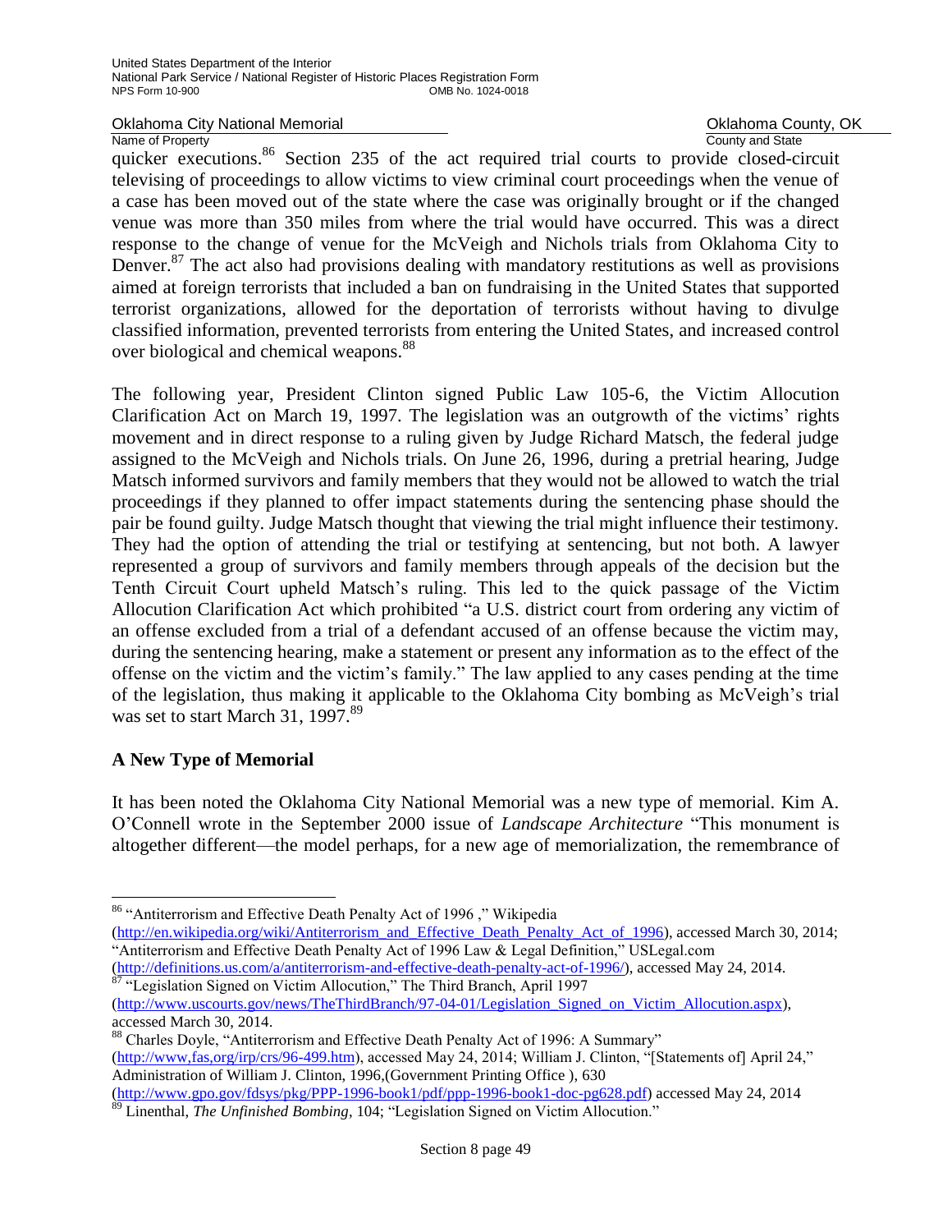quicker executions.[86] Section 235 of the act required trial courts to provide closed-circuit televising of proceedings to allow victims to view criminal court proceedings when the venue of a case has been moved out of the state where the case was originally brought or if the changed venue was more than 350 miles from where the trial would have occurred. This was a direct response to the change of venue for the McVeigh and Nichols trials from Oklahoma City to Denver.[87] The act also had provisions dealing with mandatory restitutions as well as provisions aimed at foreign terrorists that included a ban on fundraising in the United States that supported terrorist organizations, allowed for the deportation of terrorists without having to divulge classified information, prevented terrorists from entering the United States, and increased control over biological and chemical weapons.[88]

The following year, President Clinton signed Public Law 105-6, the Victim Allocution Clarification Act on March 19, 1997. The legislation was an outgrowth of the victims' rights movement and in direct response to a ruling given by Judge Richard Matsch, the federal judge assigned to the McVeigh and Nichols trials. On June 26, 1996, during a pretrial hearing, Judge Matsch informed survivors and family members that they would not be allowed to watch the trial proceedings if they planned to offer impact statements during the sentencing phase should the pair be found guilty. Judge Matsch thought that viewing the trial might influence their testimony. They had the option of attending the trial or testifying at sentencing, but not both. A lawyer represented a group of survivors and family members through appeals of the decision but the Tenth Circuit Court upheld Matsch's ruling. This led to the quick passage of the Victim Allocution Clarification Act which prohibited "a U.S. district court from ordering any victim of an offense excluded from a trial of a defendant accused of an offense because the victim may, during the sentencing hearing, make a statement or present any information as to the effect of the offense on the victim and the victim's family." The law applied to any cases pending at the time of the legislation, thus making it applicable to the Oklahoma City bombing as McVeigh's trial was set to start March 31, 1997.[89]

## A New Type of Memorial

It has been noted the Oklahoma City National Memorial was a new type of memorial. Kim A. O'Connell wrote in the September 2000 issue of *Landscape Architecture* "This monument is altogether different—the model perhaps, for a new age of memorialization, the remembrance of

---

[86] "Antiterrorism and Effective Death Penalty Act of 1996 ," Wikipedia (http://en.wikipedia.org/wiki/Antiterrorism_and_Effective_Death_Penalty_Act_of_1996), accessed March 30, 2014; "Antiterrorism and Effective Death Penalty Act of 1996 Law & Legal Definition," USLegal.com (http://definitions.us.com/a/antiterrorism-and-effective-death-penalty-act-of-1996/), accessed May 24, 2014.

[87] "Legislation Signed on Victim Allocution," The Third Branch, April 1997 (http://www.uscourts.gov/news/TheThirdBranch/97-04-01/Legislation_Signed_on_Victim_Allocution.aspx), accessed March 30, 2014.

[88] Charles Doyle, "Antiterrorism and Effective Death Penalty Act of 1996: A Summary" (http://www,fas,org/irp/crs/96-499.htm), accessed May 24, 2014; William J. Clinton, "[Statements of] April 24," Administration of William J. Clinton, 1996,(Government Printing Office ), 630 (http://www.gpo.gov/fdsys/pkg/PPP-1996-book1/pdf/ppp-1996-book1-doc-pg628.pdf) accessed May 24, 2014

[89] Linenthal, *The Unfinished Bombing*, 104; "Legislation Signed on Victim Allocution."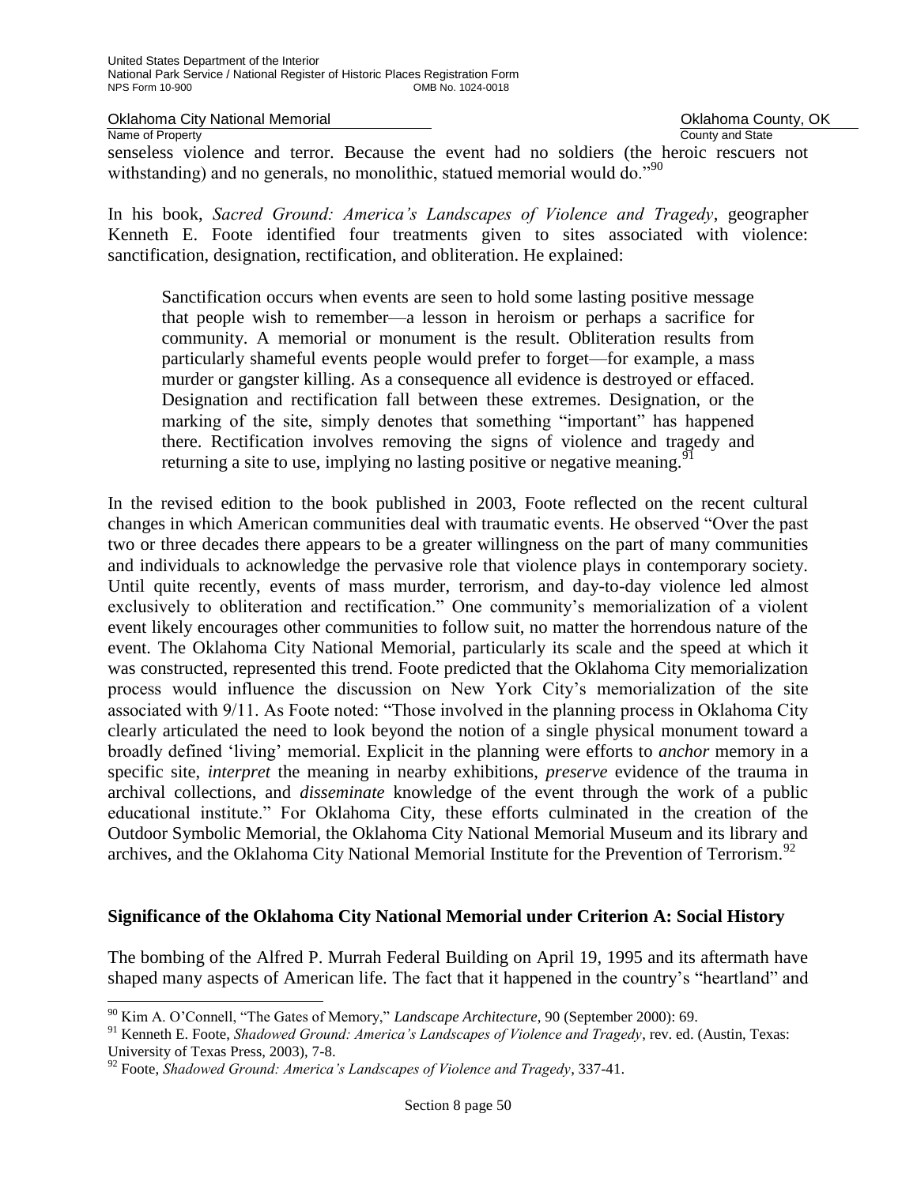senseless violence and terror. Because the event had no soldiers (the heroic rescuers not withstanding) and no generals, no monolithic, statued memorial would do."[90]

In his book, *Sacred Ground: America's Landscapes of Violence and Tragedy*, geographer Kenneth E. Foote identified four treatments given to sites associated with violence: sanctification, designation, rectification, and obliteration. He explained:

> Sanctification occurs when events are seen to hold some lasting positive message that people wish to remember—a lesson in heroism or perhaps a sacrifice for community. A memorial or monument is the result. Obliteration results from particularly shameful events people would prefer to forget—for example, a mass murder or gangster killing. As a consequence all evidence is destroyed or effaced. Designation and rectification fall between these extremes. Designation, or the marking of the site, simply denotes that something "important" has happened there. Rectification involves removing the signs of violence and tragedy and returning a site to use, implying no lasting positive or negative meaning.[91]

In the revised edition to the book published in 2003, Foote reflected on the recent cultural changes in which American communities deal with traumatic events. He observed "Over the past two or three decades there appears to be a greater willingness on the part of many communities and individuals to acknowledge the pervasive role that violence plays in contemporary society. Until quite recently, events of mass murder, terrorism, and day-to-day violence led almost exclusively to obliteration and rectification." One community's memorialization of a violent event likely encourages other communities to follow suit, no matter the horrendous nature of the event. The Oklahoma City National Memorial, particularly its scale and the speed at which it was constructed, represented this trend. Foote predicted that the Oklahoma City memorialization process would influence the discussion on New York City's memorialization of the site associated with 9/11. As Foote noted: "Those involved in the planning process in Oklahoma City clearly articulated the need to look beyond the notion of a single physical monument toward a broadly defined 'living' memorial. Explicit in the planning were efforts to *anchor* memory in a specific site, *interpret* the meaning in nearby exhibitions, *preserve* evidence of the trauma in archival collections, and *disseminate* knowledge of the event through the work of a public educational institute." For Oklahoma City, these efforts culminated in the creation of the Outdoor Symbolic Memorial, the Oklahoma City National Memorial Museum and its library and archives, and the Oklahoma City National Memorial Institute for the Prevention of Terrorism.[92]

## Significance of the Oklahoma City National Memorial under Criterion A: Social History

The bombing of the Alfred P. Murrah Federal Building on April 19, 1995 and its aftermath have shaped many aspects of American life. The fact that it happened in the country's "heartland" and

---

[90] Kim A. O'Connell, "The Gates of Memory," *Landscape Architecture,* 90 (September 2000): 69.

[91] Kenneth E. Foote, *Shadowed Ground: America's Landscapes of Violence and Tragedy*, rev. ed. (Austin, Texas: University of Texas Press, 2003), 7-8.

[92] Foote, *Shadowed Ground: America's Landscapes of Violence and Tragedy*, 337-41.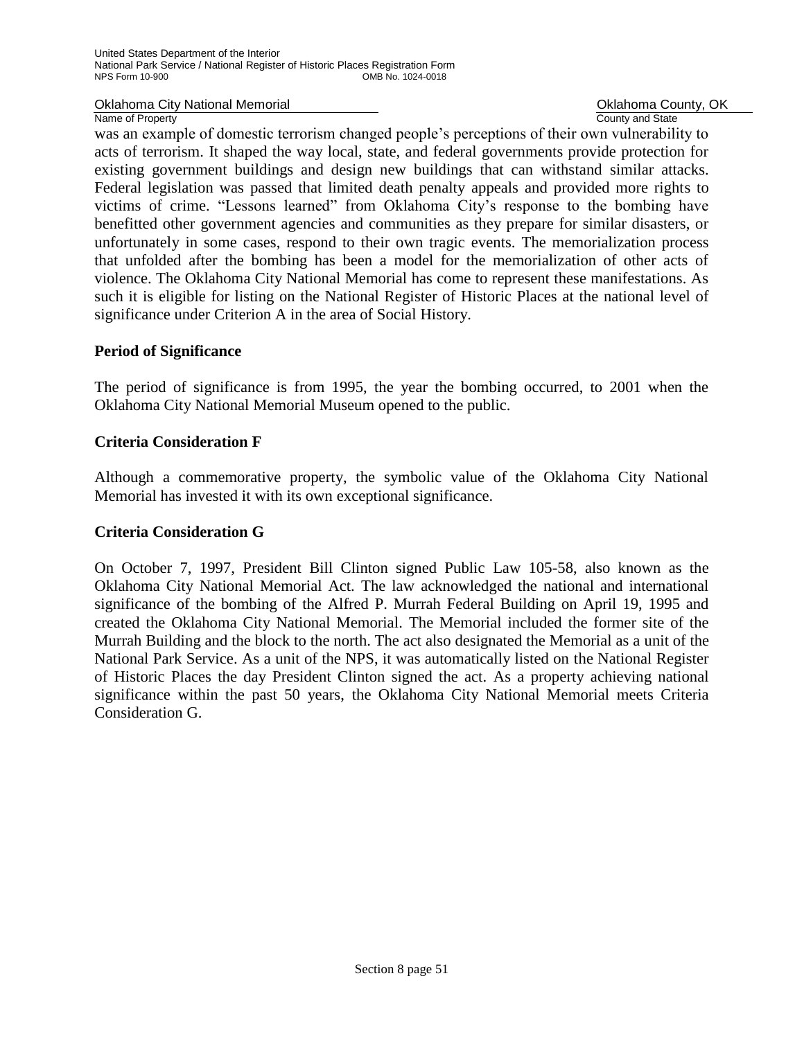was an example of domestic terrorism changed people's perceptions of their own vulnerability to acts of terrorism. It shaped the way local, state, and federal governments provide protection for existing government buildings and design new buildings that can withstand similar attacks. Federal legislation was passed that limited death penalty appeals and provided more rights to victims of crime. "Lessons learned" from Oklahoma City's response to the bombing have benefitted other government agencies and communities as they prepare for similar disasters, or unfortunately in some cases, respond to their own tragic events. The memorialization process that unfolded after the bombing has been a model for the memorialization of other acts of violence. The Oklahoma City National Memorial has come to represent these manifestations. As such it is eligible for listing on the National Register of Historic Places at the national level of significance under Criterion A in the area of Social History.

**Period of Significance**

The period of significance is from 1995, the year the bombing occurred, to 2001 when the Oklahoma City National Memorial Museum opened to the public.

**Criteria Consideration F**

Although a commemorative property, the symbolic value of the Oklahoma City National Memorial has invested it with its own exceptional significance.

**Criteria Consideration G**

On October 7, 1997, President Bill Clinton signed Public Law 105-58, also known as the Oklahoma City National Memorial Act. The law acknowledged the national and international significance of the bombing of the Alfred P. Murrah Federal Building on April 19, 1995 and created the Oklahoma City National Memorial. The Memorial included the former site of the Murrah Building and the block to the north. The act also designated the Memorial as a unit of the National Park Service. As a unit of the NPS, it was automatically listed on the National Register of Historic Places the day President Clinton signed the act. As a property achieving national significance within the past 50 years, the Oklahoma City National Memorial meets Criteria Consideration G.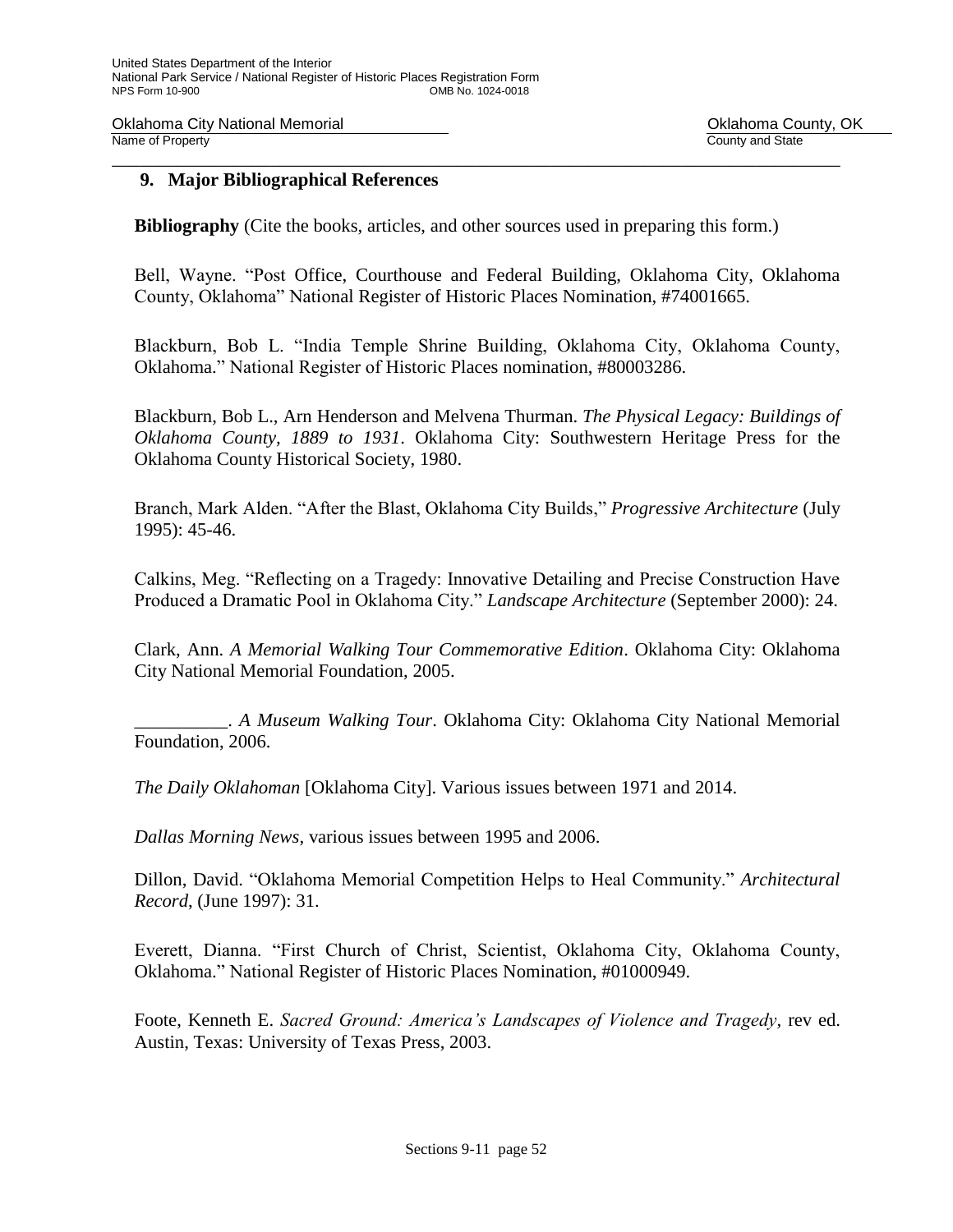## 9. Major Bibliographical References

**Bibliography** (Cite the books, articles, and other sources used in preparing this form.)

Bell, Wayne. "Post Office, Courthouse and Federal Building, Oklahoma City, Oklahoma County, Oklahoma" National Register of Historic Places Nomination, #74001665.

Blackburn, Bob L. "India Temple Shrine Building, Oklahoma City, Oklahoma County, Oklahoma." National Register of Historic Places nomination, #80003286.

Blackburn, Bob L., Arn Henderson and Melvena Thurman. *The Physical Legacy: Buildings of Oklahoma County, 1889 to 1931*. Oklahoma City: Southwestern Heritage Press for the Oklahoma County Historical Society, 1980.

Branch, Mark Alden. "After the Blast, Oklahoma City Builds," *Progressive Architecture* (July 1995): 45-46.

Calkins, Meg. "Reflecting on a Tragedy: Innovative Detailing and Precise Construction Have Produced a Dramatic Pool in Oklahoma City." *Landscape Architecture* (September 2000): 24.

Clark, Ann. *A Memorial Walking Tour Commemorative Edition*. Oklahoma City: Oklahoma City National Memorial Foundation, 2005.

__________. *A Museum Walking Tour*. Oklahoma City: Oklahoma City National Memorial Foundation, 2006.

*The Daily Oklahoman* [Oklahoma City]. Various issues between 1971 and 2014.

*Dallas Morning News*, various issues between 1995 and 2006.

Dillon, David. "Oklahoma Memorial Competition Helps to Heal Community." *Architectural Record*, (June 1997): 31.

Everett, Dianna. "First Church of Christ, Scientist, Oklahoma City, Oklahoma County, Oklahoma." National Register of Historic Places Nomination, #01000949.

Foote, Kenneth E. *Sacred Ground: America's Landscapes of Violence and Tragedy*, rev ed. Austin, Texas: University of Texas Press, 2003.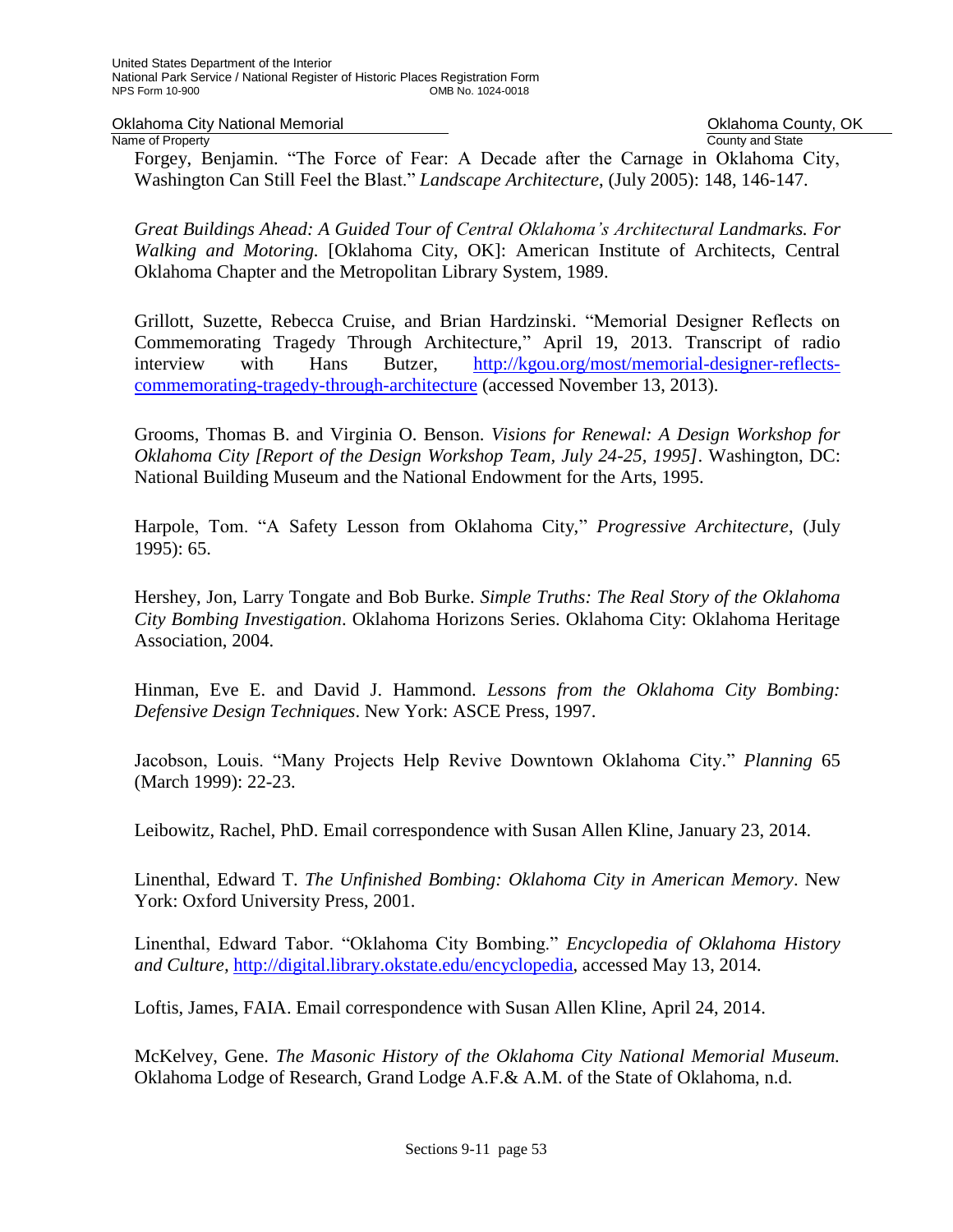Forgey, Benjamin. “The Force of Fear: A Decade after the Carnage in Oklahoma City, Washington Can Still Feel the Blast.” *Landscape Architecture*, (July 2005): 148, 146-147.

*Great Buildings Ahead: A Guided Tour of Central Oklahoma’s Architectural Landmarks. For Walking and Motoring.* [Oklahoma City, OK]: American Institute of Architects, Central Oklahoma Chapter and the Metropolitan Library System, 1989.

Grillott, Suzette, Rebecca Cruise, and Brian Hardzinski. “Memorial Designer Reflects on Commemorating Tragedy Through Architecture,” April 19, 2013. Transcript of radio interview with Hans Butzer, http://kgou.org/most/memorial-designer-reflects-commemorating-tragedy-through-architecture (accessed November 13, 2013).

Grooms, Thomas B. and Virginia O. Benson. *Visions for Renewal: A Design Workshop for Oklahoma City [Report of the Design Workshop Team, July 24-25, 1995]*. Washington, DC: National Building Museum and the National Endowment for the Arts, 1995.

Harpole, Tom. “A Safety Lesson from Oklahoma City,” *Progressive Architecture*, (July 1995): 65.

Hershey, Jon, Larry Tongate and Bob Burke. *Simple Truths: The Real Story of the Oklahoma City Bombing Investigation*. Oklahoma Horizons Series. Oklahoma City: Oklahoma Heritage Association, 2004.

Hinman, Eve E. and David J. Hammond. *Lessons from the Oklahoma City Bombing: Defensive Design Techniques*. New York: ASCE Press, 1997.

Jacobson, Louis. “Many Projects Help Revive Downtown Oklahoma City.” *Planning* 65 (March 1999): 22-23.

Leibowitz, Rachel, PhD. Email correspondence with Susan Allen Kline, January 23, 2014.

Linenthal, Edward T. *The Unfinished Bombing: Oklahoma City in American Memory*. New York: Oxford University Press, 2001.

Linenthal, Edward Tabor. “Oklahoma City Bombing.” *Encyclopedia of Oklahoma History and Culture,* http://digital.library.okstate.edu/encyclopedia, accessed May 13, 2014.

Loftis, James, FAIA. Email correspondence with Susan Allen Kline, April 24, 2014.

McKelvey, Gene. *The Masonic History of the Oklahoma City National Memorial Museum.* Oklahoma Lodge of Research, Grand Lodge A.F.& A.M. of the State of Oklahoma, n.d.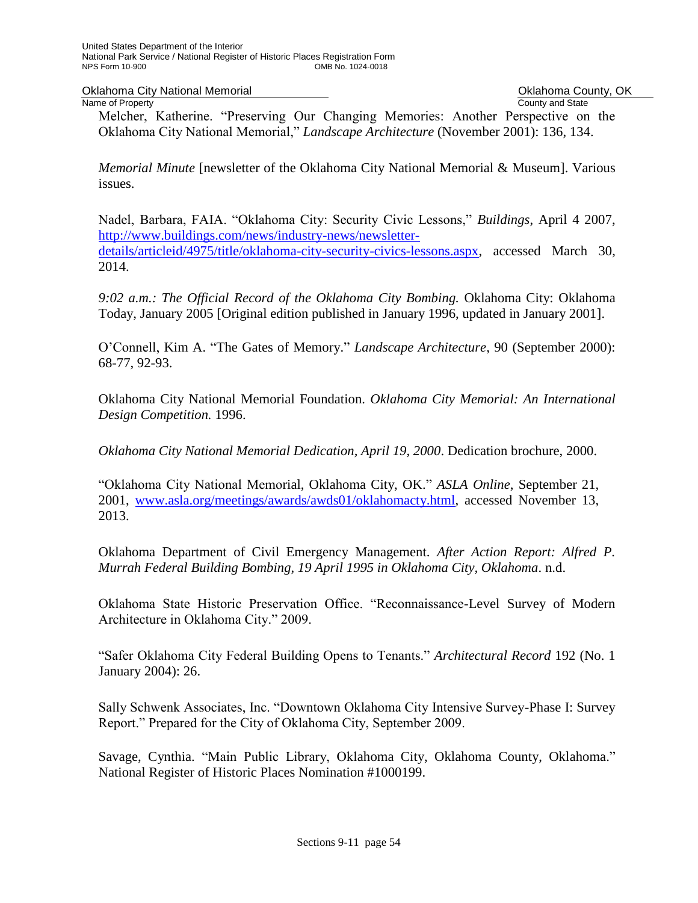Melcher, Katherine. "Preserving Our Changing Memories: Another Perspective on the Oklahoma City National Memorial," *Landscape Architecture* (November 2001): 136, 134.

*Memorial Minute* [newsletter of the Oklahoma City National Memorial & Museum]. Various issues.

Nadel, Barbara, FAIA. "Oklahoma City: Security Civic Lessons," *Buildings*, April 4 2007, http://www.buildings.com/news/industry-news/newsletter-details/articleid/4975/title/oklahoma-city-security-civics-lessons.aspx, accessed March 30, 2014.

*9:02 a.m.: The Official Record of the Oklahoma City Bombing.* Oklahoma City: Oklahoma Today, January 2005 [Original edition published in January 1996, updated in January 2001].

O'Connell, Kim A. "The Gates of Memory." *Landscape Architecture*, 90 (September 2000): 68-77, 92-93.

Oklahoma City National Memorial Foundation. *Oklahoma City Memorial: An International Design Competition.* 1996.

*Oklahoma City National Memorial Dedication, April 19, 2000*. Dedication brochure, 2000.

"Oklahoma City National Memorial, Oklahoma City, OK." *ASLA Online*, September 21, 2001, www.asla.org/meetings/awards/awds01/oklahomacty.html, accessed November 13, 2013.

Oklahoma Department of Civil Emergency Management. *After Action Report: Alfred P. Murrah Federal Building Bombing, 19 April 1995 in Oklahoma City, Oklahoma*. n.d.

Oklahoma State Historic Preservation Office. "Reconnaissance-Level Survey of Modern Architecture in Oklahoma City." 2009.

"Safer Oklahoma City Federal Building Opens to Tenants." *Architectural Record* 192 (No. 1 January 2004): 26.

Sally Schwenk Associates, Inc. "Downtown Oklahoma City Intensive Survey-Phase I: Survey Report." Prepared for the City of Oklahoma City, September 2009.

Savage, Cynthia. "Main Public Library, Oklahoma City, Oklahoma County, Oklahoma." National Register of Historic Places Nomination #1000199.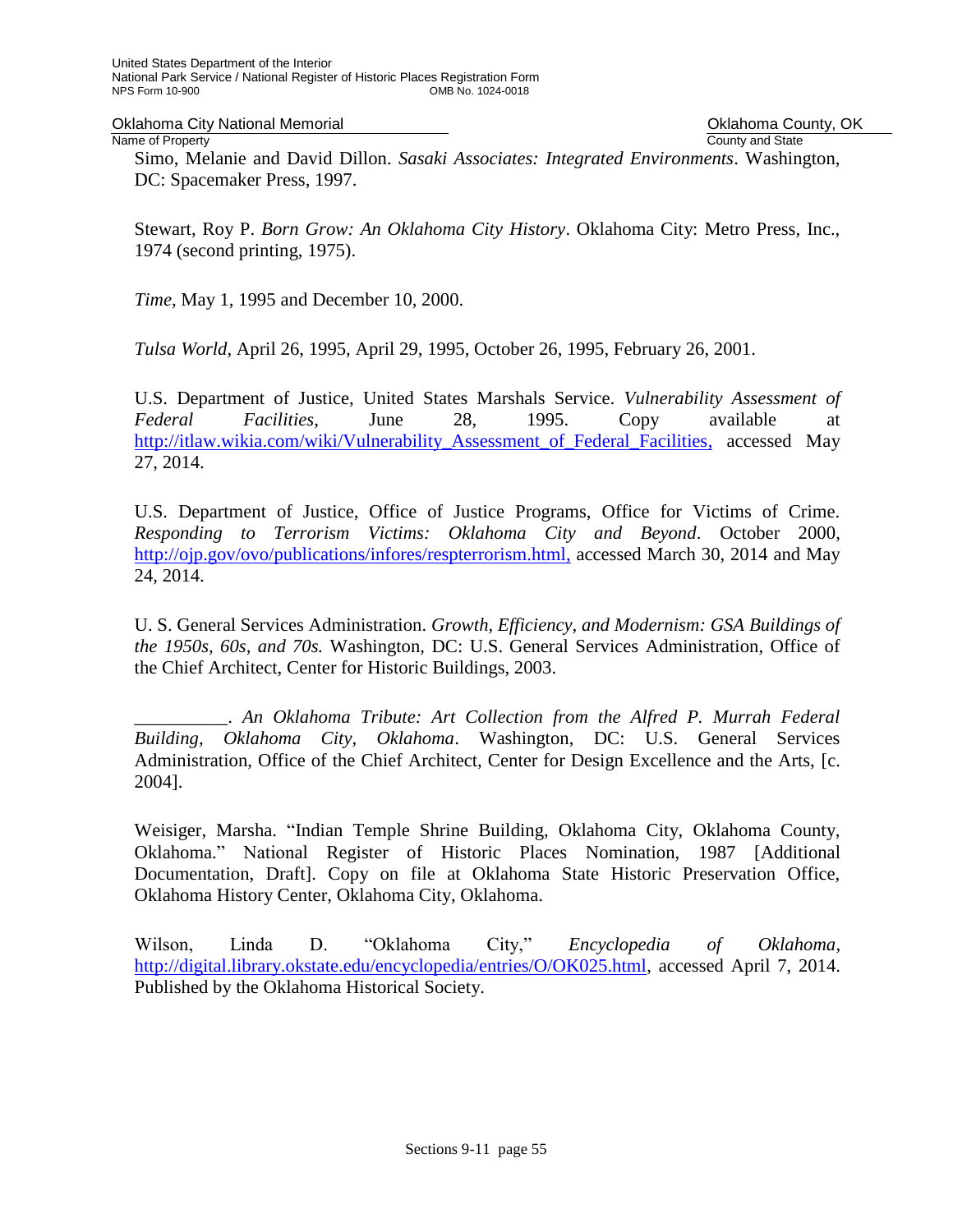Simo, Melanie and David Dillon. *Sasaki Associates: Integrated Environments*. Washington, DC: Spacemaker Press, 1997.

Stewart, Roy P. *Born Grow: An Oklahoma City History*. Oklahoma City: Metro Press, Inc., 1974 (second printing, 1975).

*Time*, May 1, 1995 and December 10, 2000.

*Tulsa World*, April 26, 1995, April 29, 1995, October 26, 1995, February 26, 2001.

U.S. Department of Justice, United States Marshals Service. *Vulnerability Assessment of Federal Facilities*, June 28, 1995. Copy available at http://itlaw.wikia.com/wiki/Vulnerability_Assessment_of_Federal_Facilities, accessed May 27, 2014.

U.S. Department of Justice, Office of Justice Programs, Office for Victims of Crime. *Responding to Terrorism Victims: Oklahoma City and Beyond*. October 2000, http://ojp.gov/ovo/publications/infores/respterrorism.html, accessed March 30, 2014 and May 24, 2014.

U. S. General Services Administration. *Growth, Efficiency, and Modernism: GSA Buildings of the 1950s, 60s, and 70s.* Washington, DC: U.S. General Services Administration, Office of the Chief Architect, Center for Historic Buildings, 2003.

__________. *An Oklahoma Tribute: Art Collection from the Alfred P. Murrah Federal Building, Oklahoma City, Oklahoma*. Washington, DC: U.S. General Services Administration, Office of the Chief Architect, Center for Design Excellence and the Arts, [c. 2004].

Weisiger, Marsha. "Indian Temple Shrine Building, Oklahoma City, Oklahoma County, Oklahoma." National Register of Historic Places Nomination, 1987 [Additional Documentation, Draft]. Copy on file at Oklahoma State Historic Preservation Office, Oklahoma History Center, Oklahoma City, Oklahoma.

Wilson, Linda D. "Oklahoma City," *Encyclopedia of Oklahoma*, http://digital.library.okstate.edu/encyclopedia/entries/O/OK025.html, accessed April 7, 2014. Published by the Oklahoma Historical Society.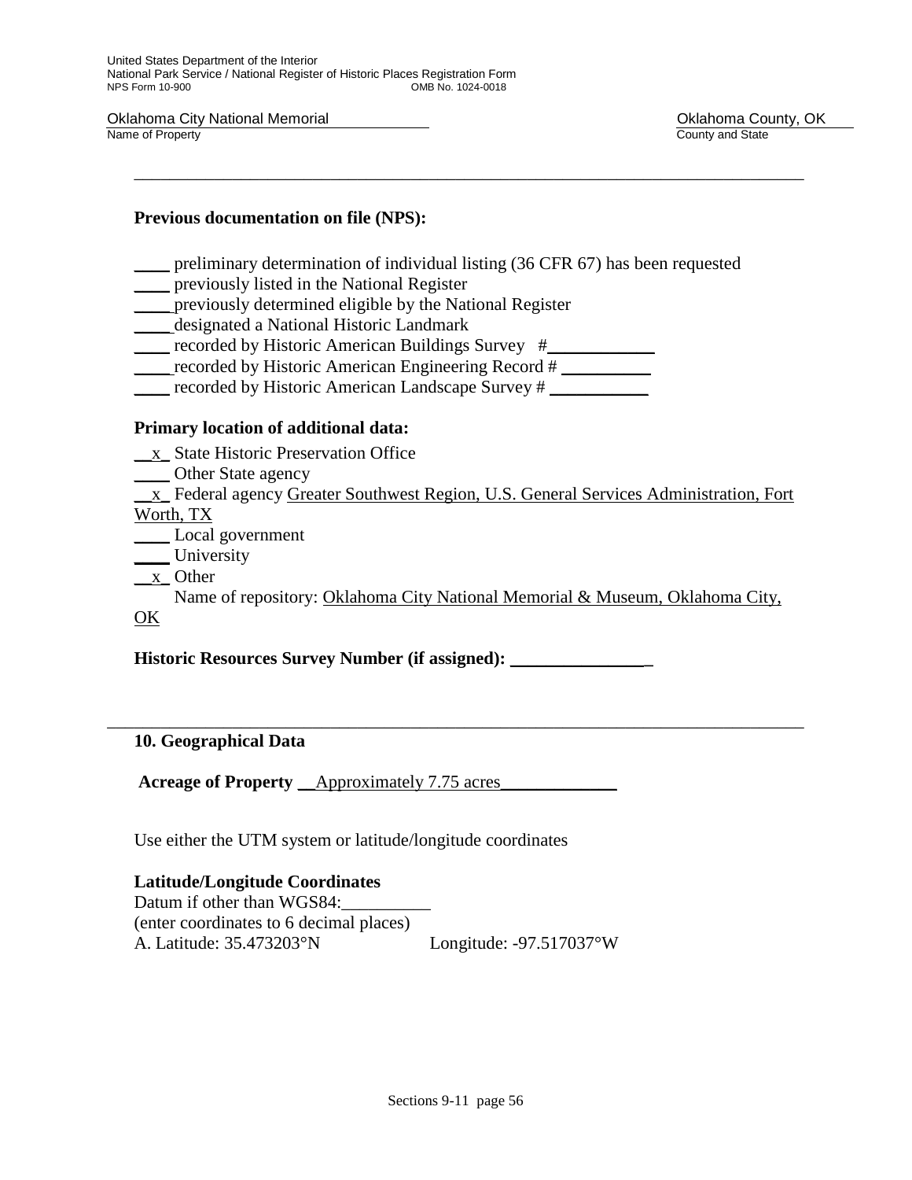**Previous documentation on file (NPS):**

____ preliminary determination of individual listing (36 CFR 67) has been requested
____ previously listed in the National Register
____ previously determined eligible by the National Register
____ designated a National Historic Landmark
____ recorded by Historic American Buildings Survey #____________
____ recorded by Historic American Engineering Record # __________
____ recorded by Historic American Landscape Survey # ___________

**Primary location of additional data:**

__x_ State Historic Preservation Office
____ Other State agency
__x_ Federal agency Greater Southwest Region, U.S. General Services Administration, Fort Worth, TX
____ Local government
____ University
__x_ Other
Name of repository: Oklahoma City National Memorial & Museum, Oklahoma City, OK

**Historic Resources Survey Number (if assigned): _______________**

## 10. Geographical Data

**Acreage of Property** __Approximately 7.75 acres_____________

Use either the UTM system or latitude/longitude coordinates

**Latitude/Longitude Coordinates**
Datum if other than WGS84:__________
(enter coordinates to 6 decimal places)
A. Latitude: 35.473203°N Longitude: -97.517037°W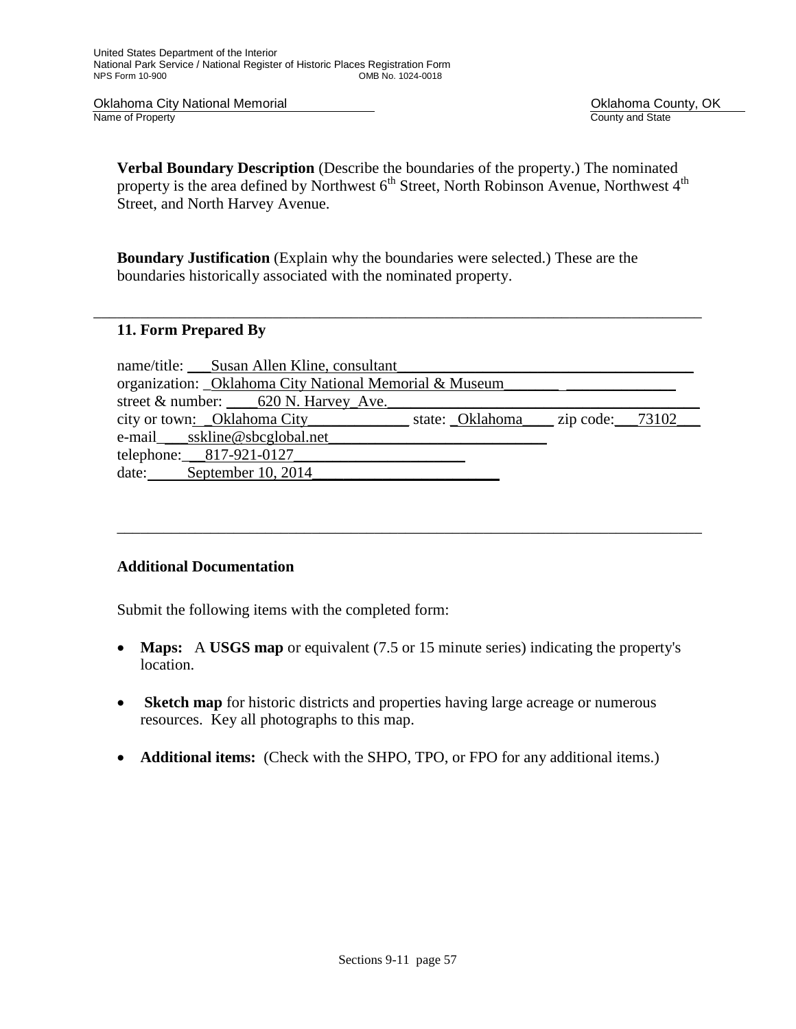**Verbal Boundary Description** (Describe the boundaries of the property.) The nominated property is the area defined by Northwest 6th Street, North Robinson Avenue, Northwest 4th Street, and North Harvey Avenue.

**Boundary Justification** (Explain why the boundaries were selected.) These are the boundaries historically associated with the nominated property.

---

## 11. Form Prepared By

name/title: Susan Allen Kline, consultant
organization: Oklahoma City National Memorial & Museum
street & number: 620 N. Harvey Ave.
city or town: Oklahoma City state: Oklahoma zip code: 73102
e-mail sskline@sbcglobal.net
telephone: 817-921-0127
date: September 10, 2014

---

## Additional Documentation

Submit the following items with the completed form:

- **Maps:** A **USGS map** or equivalent (7.5 or 15 minute series) indicating the property's location.
- **Sketch map** for historic districts and properties having large acreage or numerous resources. Key all photographs to this map.
- **Additional items:** (Check with the SHPO, TPO, or FPO for any additional items.)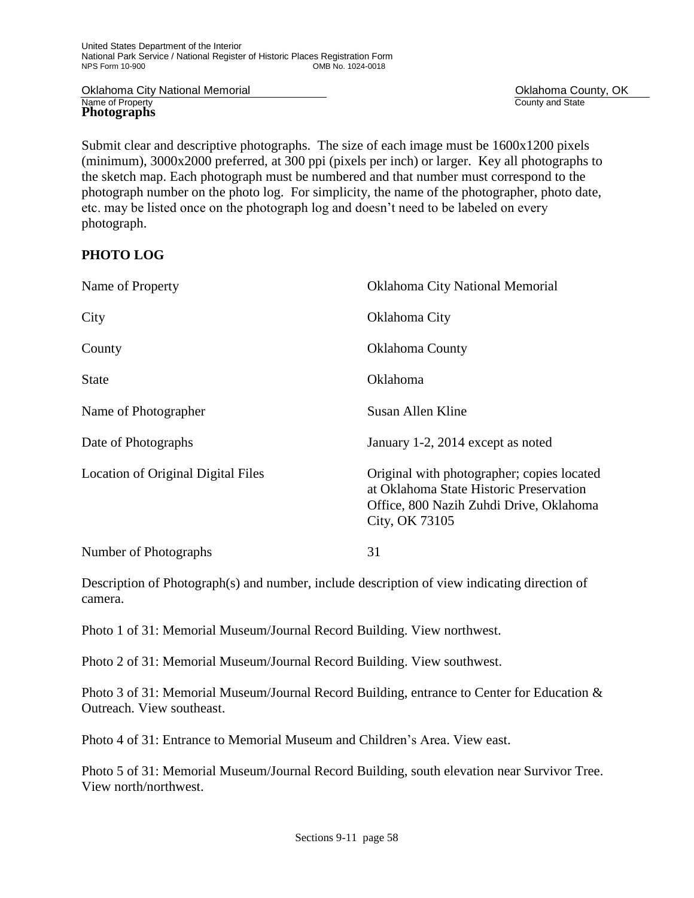## Photographs

Submit clear and descriptive photographs. The size of each image must be 1600x1200 pixels (minimum), 3000x2000 preferred, at 300 ppi (pixels per inch) or larger. Key all photographs to the sketch map. Each photograph must be numbered and that number must correspond to the photograph number on the photo log. For simplicity, the name of the photographer, photo date, etc. may be listed once on the photograph log and doesn't need to be labeled on every photograph.

**PHOTO LOG**

| | |
|---|---|
| Name of Property | Oklahoma City National Memorial |
| City | Oklahoma City |
| County | Oklahoma County |
| State | Oklahoma |
| Name of Photographer | Susan Allen Kline |
| Date of Photographs | January 1-2, 2014 except as noted |
| Location of Original Digital Files | Original with photographer; copies located at Oklahoma State Historic Preservation Office, 800 Nazih Zuhdi Drive, Oklahoma City, OK 73105 |
| Number of Photographs | 31 |

Description of Photograph(s) and number, include description of view indicating direction of camera.

Photo 1 of 31: Memorial Museum/Journal Record Building. View northwest.

Photo 2 of 31: Memorial Museum/Journal Record Building. View southwest.

Photo 3 of 31: Memorial Museum/Journal Record Building, entrance to Center for Education & Outreach. View southeast.

Photo 4 of 31: Entrance to Memorial Museum and Children's Area. View east.

Photo 5 of 31: Memorial Museum/Journal Record Building, south elevation near Survivor Tree. View north/northwest.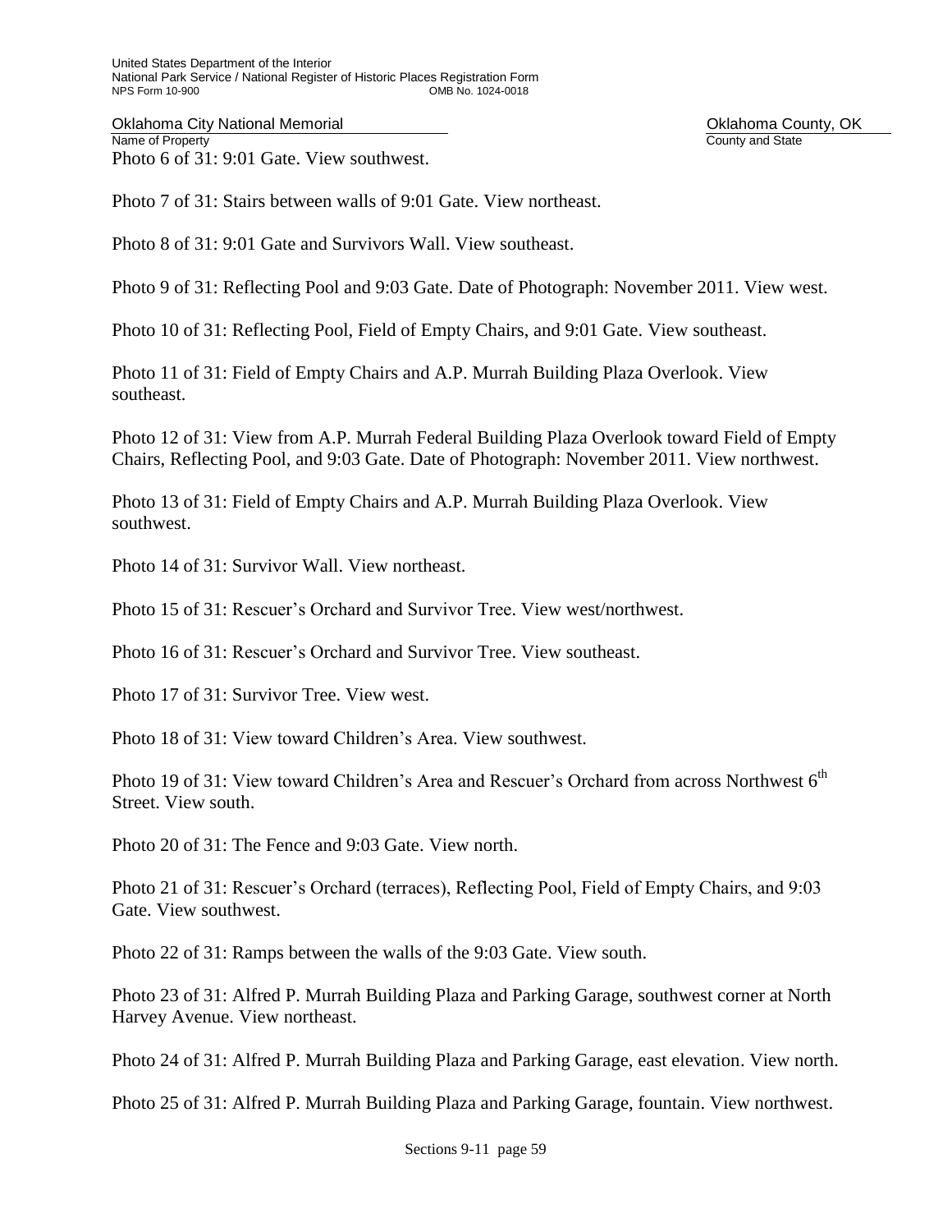Photo 6 of 31: 9:01 Gate. View southwest.

Photo 7 of 31: Stairs between walls of 9:01 Gate. View northeast.

Photo 8 of 31: 9:01 Gate and Survivors Wall. View southeast.

Photo 9 of 31: Reflecting Pool and 9:03 Gate. Date of Photograph: November 2011. View west.

Photo 10 of 31: Reflecting Pool, Field of Empty Chairs, and 9:01 Gate. View southeast.

Photo 11 of 31: Field of Empty Chairs and A.P. Murrah Building Plaza Overlook. View southeast.

Photo 12 of 31: View from A.P. Murrah Federal Building Plaza Overlook toward Field of Empty Chairs, Reflecting Pool, and 9:03 Gate. Date of Photograph: November 2011. View northwest.

Photo 13 of 31: Field of Empty Chairs and A.P. Murrah Building Plaza Overlook. View southwest.

Photo 14 of 31: Survivor Wall. View northeast.

Photo 15 of 31: Rescuer's Orchard and Survivor Tree. View west/northwest.

Photo 16 of 31: Rescuer's Orchard and Survivor Tree. View southeast.

Photo 17 of 31: Survivor Tree. View west.

Photo 18 of 31: View toward Children's Area. View southwest.

Photo 19 of 31: View toward Children's Area and Rescuer's Orchard from across Northwest 6th Street. View south.

Photo 20 of 31: The Fence and 9:03 Gate. View north.

Photo 21 of 31: Rescuer's Orchard (terraces), Reflecting Pool, Field of Empty Chairs, and 9:03 Gate. View southwest.

Photo 22 of 31: Ramps between the walls of the 9:03 Gate. View south.

Photo 23 of 31: Alfred P. Murrah Building Plaza and Parking Garage, southwest corner at North Harvey Avenue. View northeast.

Photo 24 of 31: Alfred P. Murrah Building Plaza and Parking Garage, east elevation. View north.

Photo 25 of 31: Alfred P. Murrah Building Plaza and Parking Garage, fountain. View northwest.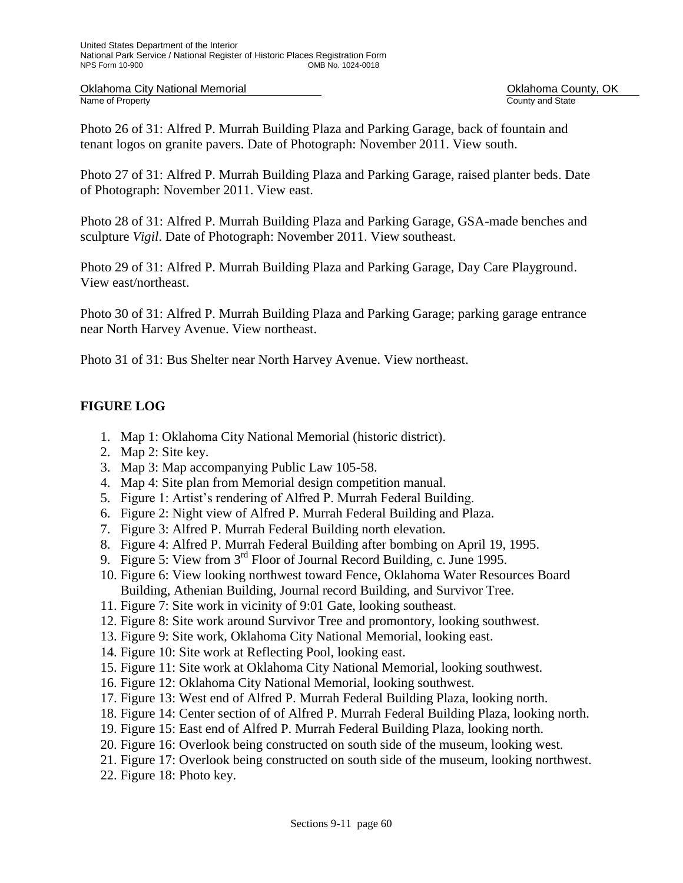Photo 26 of 31: Alfred P. Murrah Building Plaza and Parking Garage, back of fountain and tenant logos on granite pavers. Date of Photograph: November 2011. View south.

Photo 27 of 31: Alfred P. Murrah Building Plaza and Parking Garage, raised planter beds. Date of Photograph: November 2011. View east.

Photo 28 of 31: Alfred P. Murrah Building Plaza and Parking Garage, GSA-made benches and sculpture *Vigil*. Date of Photograph: November 2011. View southeast.

Photo 29 of 31: Alfred P. Murrah Building Plaza and Parking Garage, Day Care Playground. View east/northeast.

Photo 30 of 31: Alfred P. Murrah Building Plaza and Parking Garage; parking garage entrance near North Harvey Avenue. View northeast.

Photo 31 of 31: Bus Shelter near North Harvey Avenue. View northeast.

## FIGURE LOG

1. Map 1: Oklahoma City National Memorial (historic district).
2. Map 2: Site key.
3. Map 3: Map accompanying Public Law 105-58.
4. Map 4: Site plan from Memorial design competition manual.
5. Figure 1: Artist's rendering of Alfred P. Murrah Federal Building.
6. Figure 2: Night view of Alfred P. Murrah Federal Building and Plaza.
7. Figure 3: Alfred P. Murrah Federal Building north elevation.
8. Figure 4: Alfred P. Murrah Federal Building after bombing on April 19, 1995.
9. Figure 5: View from 3rd Floor of Journal Record Building, c. June 1995.
10. Figure 6: View looking northwest toward Fence, Oklahoma Water Resources Board Building, Athenian Building, Journal record Building, and Survivor Tree.
11. Figure 7: Site work in vicinity of 9:01 Gate, looking southeast.
12. Figure 8: Site work around Survivor Tree and promontory, looking southwest.
13. Figure 9: Site work, Oklahoma City National Memorial, looking east.
14. Figure 10: Site work at Reflecting Pool, looking east.
15. Figure 11: Site work at Oklahoma City National Memorial, looking southwest.
16. Figure 12: Oklahoma City National Memorial, looking southwest.
17. Figure 13: West end of Alfred P. Murrah Federal Building Plaza, looking north.
18. Figure 14: Center section of of Alfred P. Murrah Federal Building Plaza, looking north.
19. Figure 15: East end of Alfred P. Murrah Federal Building Plaza, looking north.
20. Figure 16: Overlook being constructed on south side of the museum, looking west.
21. Figure 17: Overlook being constructed on south side of the museum, looking northwest.
22. Figure 18: Photo key.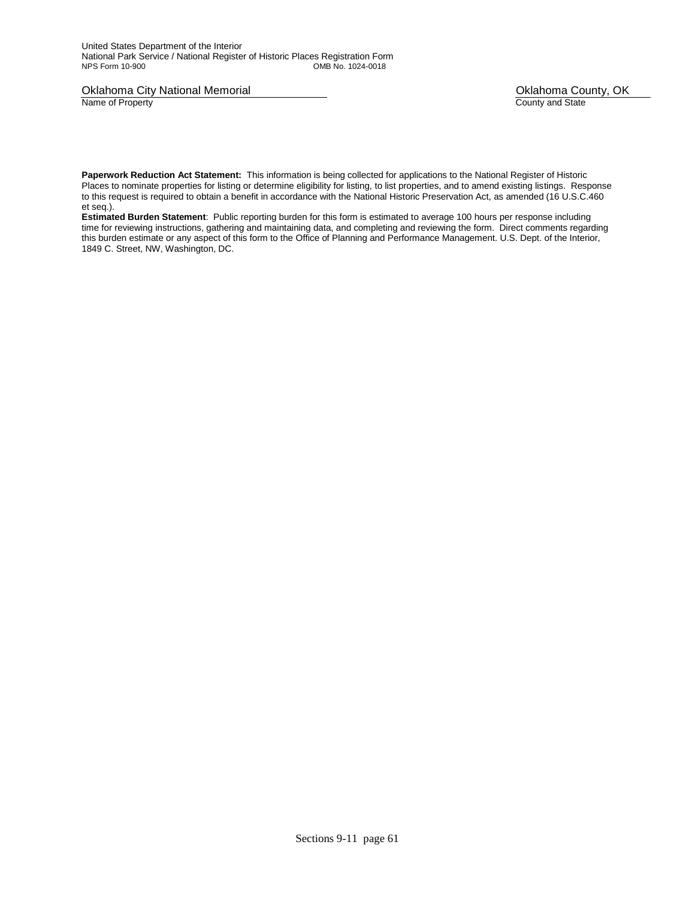**Paperwork Reduction Act Statement:** This information is being collected for applications to the National Register of Historic Places to nominate properties for listing or determine eligibility for listing, to list properties, and to amend existing listings. Response to this request is required to obtain a benefit in accordance with the National Historic Preservation Act, as amended (16 U.S.C.460 et seq.).

**Estimated Burden Statement**: Public reporting burden for this form is estimated to average 100 hours per response including time for reviewing instructions, gathering and maintaining data, and completing and reviewing the form. Direct comments regarding this burden estimate or any aspect of this form to the Office of Planning and Performance Management. U.S. Dept. of the Interior, 1849 C. Street, NW, Washington, DC.